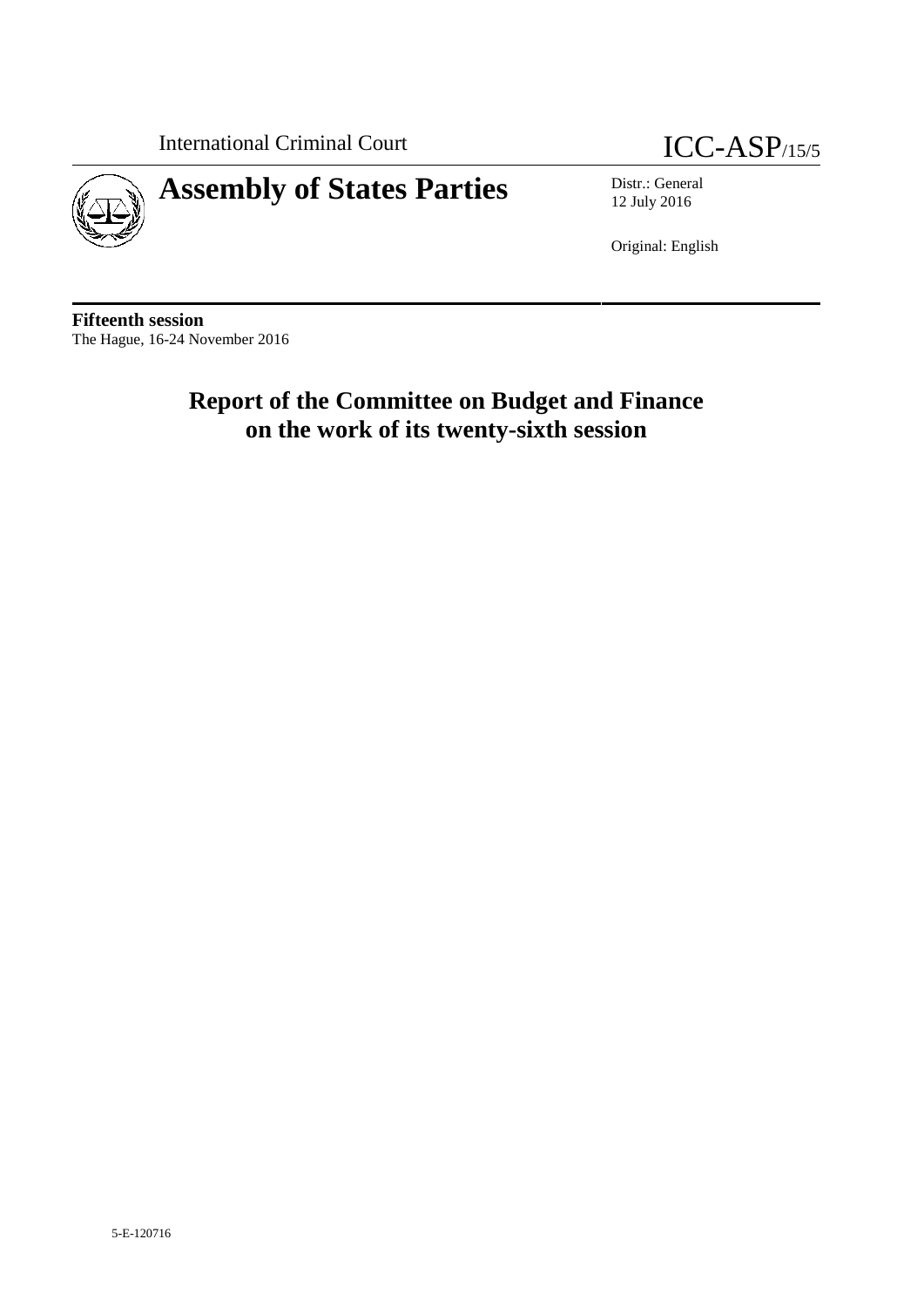International Criminal Court

ICC-ASP/15/5

# Assembly of States Parties

Distr.: General
12 July 2016

Original: English

**Fifteenth session**
The Hague, 16-24 November 2016

## Report of the Committee on Budget and Finance on the work of its twenty-sixth session

5-E-120716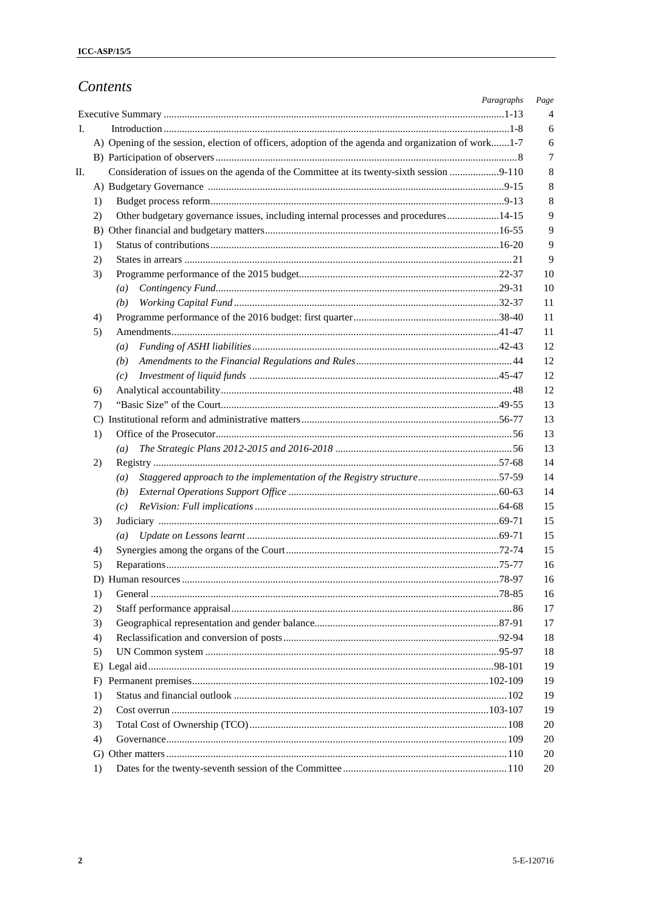# Contents

| | Paragraphs | Page |
|---|---|---|
| Executive Summary | 1-13 | 4 |
| I. Introduction | 1-8 | 6 |
| A) Opening of the session, election of officers, adoption of the agenda and organization of work | 1-7 | 6 |
| B) Participation of observers | 8 | 7 |
| II. Consideration of issues on the agenda of the Committee at its twenty-sixth session | 9-110 | 8 |
| A) Budgetary Governance | 9-15 | 8 |
| 1) Budget process reform | 9-13 | 8 |
| 2) Other budgetary governance issues, including internal processes and procedures | 14-15 | 9 |
| B) Other financial and budgetary matters | 16-55 | 9 |
| 1) Status of contributions | 16-20 | 9 |
| 2) States in arrears | 21 | 9 |
| 3) Programme performance of the 2015 budget | 22-37 | 10 |
| *(a) Contingency Fund* | 29-31 | 10 |
| *(b) Working Capital Fund* | 32-37 | 11 |
| 4) Programme performance of the 2016 budget: first quarter | 38-40 | 11 |
| 5) Amendments | 41-47 | 11 |
| *(a) Funding of ASHI liabilities* | 42-43 | 12 |
| *(b) Amendments to the Financial Regulations and Rules* | 44 | 12 |
| *(c) Investment of liquid funds* | 45-47 | 12 |
| 6) Analytical accountability | 48 | 12 |
| 7) "Basic Size" of the Court | 49-55 | 13 |
| C) Institutional reform and administrative matters | 56-77 | 13 |
| 1) Office of the Prosecutor | 56 | 13 |
| *(a) The Strategic Plans 2012-2015 and 2016-2018* | 56 | 13 |
| 2) Registry | 57-68 | 14 |
| *(a) Staggered approach to the implementation of the Registry structure* | 57-59 | 14 |
| *(b) External Operations Support Office* | 60-63 | 14 |
| *(c) ReVision: Full implications* | 64-68 | 15 |
| 3) Judiciary | 69-71 | 15 |
| *(a) Update on Lessons learnt* | 69-71 | 15 |
| 4) Synergies among the organs of the Court | 72-74 | 15 |
| 5) Reparations | 75-77 | 16 |
| D) Human resources | 78-97 | 16 |
| 1) General | 78-85 | 16 |
| 2) Staff performance appraisal | 86 | 17 |
| 3) Geographical representation and gender balance | 87-91 | 17 |
| 4) Reclassification and conversion of posts | 92-94 | 18 |
| 5) UN Common system | 95-97 | 18 |
| E) Legal aid | 98-101 | 19 |
| F) Permanent premises | 102-109 | 19 |
| 1) Status and financial outlook | 102 | 19 |
| 2) Cost overrun | 103-107 | 19 |
| 3) Total Cost of Ownership (TCO) | 108 | 20 |
| 4) Governance | 109 | 20 |
| G) Other matters | 110 | 20 |
| 1) Dates for the twenty-seventh session of the Committee | 110 | 20 |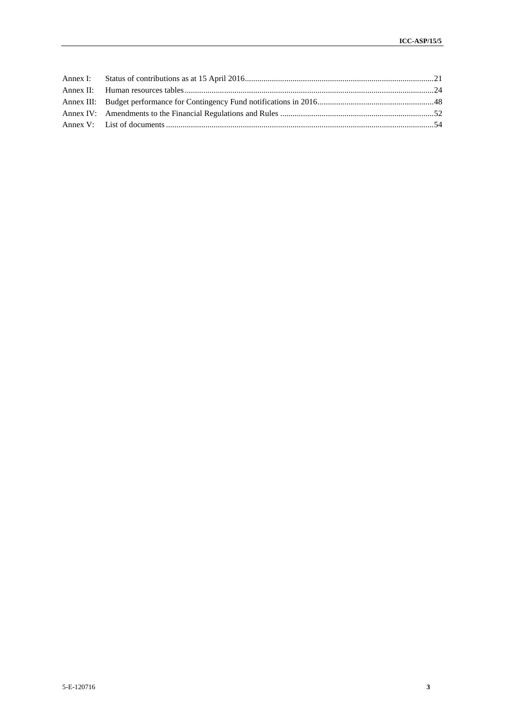Annex I: Status of contributions as at 15 April 2016 ...... 21

Annex II: Human resources tables ...... 24

Annex III: Budget performance for Contingency Fund notifications in 2016 ...... 48

Annex IV: Amendments to the Financial Regulations and Rules ...... 52

Annex V: List of documents ...... 54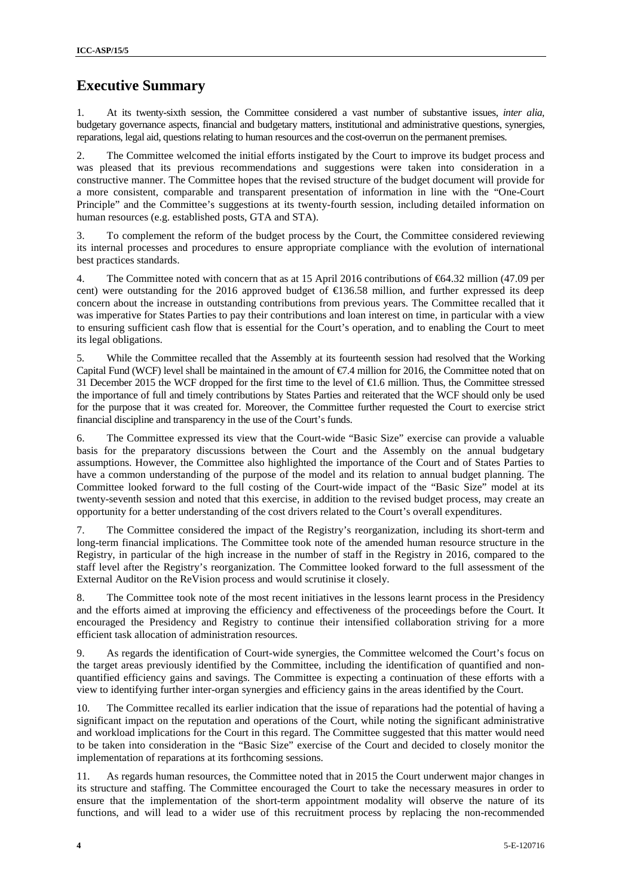# Executive Summary

1. At its twenty-sixth session, the Committee considered a vast number of substantive issues, *inter alia*, budgetary governance aspects, financial and budgetary matters, institutional and administrative questions, synergies, reparations, legal aid, questions relating to human resources and the cost-overrun on the permanent premises.

2. The Committee welcomed the initial efforts instigated by the Court to improve its budget process and was pleased that its previous recommendations and suggestions were taken into consideration in a constructive manner. The Committee hopes that the revised structure of the budget document will provide for a more consistent, comparable and transparent presentation of information in line with the "One-Court Principle" and the Committee's suggestions at its twenty-fourth session, including detailed information on human resources (e.g. established posts, GTA and STA).

3. To complement the reform of the budget process by the Court, the Committee considered reviewing its internal processes and procedures to ensure appropriate compliance with the evolution of international best practices standards.

4. The Committee noted with concern that as at 15 April 2016 contributions of €64.32 million (47.09 per cent) were outstanding for the 2016 approved budget of €136.58 million, and further expressed its deep concern about the increase in outstanding contributions from previous years. The Committee recalled that it was imperative for States Parties to pay their contributions and loan interest on time, in particular with a view to ensuring sufficient cash flow that is essential for the Court's operation, and to enabling the Court to meet its legal obligations.

5. While the Committee recalled that the Assembly at its fourteenth session had resolved that the Working Capital Fund (WCF) level shall be maintained in the amount of €7.4 million for 2016, the Committee noted that on 31 December 2015 the WCF dropped for the first time to the level of €1.6 million. Thus, the Committee stressed the importance of full and timely contributions by States Parties and reiterated that the WCF should only be used for the purpose that it was created for. Moreover, the Committee further requested the Court to exercise strict financial discipline and transparency in the use of the Court's funds.

6. The Committee expressed its view that the Court-wide "Basic Size" exercise can provide a valuable basis for the preparatory discussions between the Court and the Assembly on the annual budgetary assumptions. However, the Committee also highlighted the importance of the Court and of States Parties to have a common understanding of the purpose of the model and its relation to annual budget planning. The Committee looked forward to the full costing of the Court-wide impact of the "Basic Size" model at its twenty-seventh session and noted that this exercise, in addition to the revised budget process, may create an opportunity for a better understanding of the cost drivers related to the Court's overall expenditures.

7. The Committee considered the impact of the Registry's reorganization, including its short-term and long-term financial implications. The Committee took note of the amended human resource structure in the Registry, in particular of the high increase in the number of staff in the Registry in 2016, compared to the staff level after the Registry's reorganization. The Committee looked forward to the full assessment of the External Auditor on the ReVision process and would scrutinise it closely.

8. The Committee took note of the most recent initiatives in the lessons learnt process in the Presidency and the efforts aimed at improving the efficiency and effectiveness of the proceedings before the Court. It encouraged the Presidency and Registry to continue their intensified collaboration striving for a more efficient task allocation of administration resources.

9. As regards the identification of Court-wide synergies, the Committee welcomed the Court's focus on the target areas previously identified by the Committee, including the identification of quantified and non-quantified efficiency gains and savings. The Committee is expecting a continuation of these efforts with a view to identifying further inter-organ synergies and efficiency gains in the areas identified by the Court.

10. The Committee recalled its earlier indication that the issue of reparations had the potential of having a significant impact on the reputation and operations of the Court, while noting the significant administrative and workload implications for the Court in this regard. The Committee suggested that this matter would need to be taken into consideration in the "Basic Size" exercise of the Court and decided to closely monitor the implementation of reparations at its forthcoming sessions.

11. As regards human resources, the Committee noted that in 2015 the Court underwent major changes in its structure and staffing. The Committee encouraged the Court to take the necessary measures in order to ensure that the implementation of the short-term appointment modality will observe the nature of its functions, and will lead to a wider use of this recruitment process by replacing the non-recommended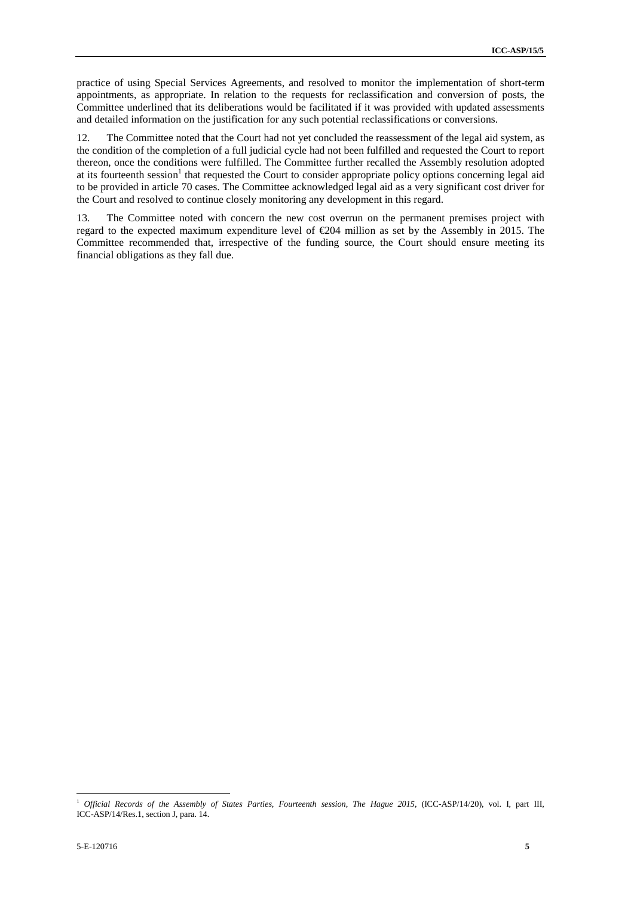practice of using Special Services Agreements, and resolved to monitor the implementation of short-term appointments, as appropriate. In relation to the requests for reclassification and conversion of posts, the Committee underlined that its deliberations would be facilitated if it was provided with updated assessments and detailed information on the justification for any such potential reclassifications or conversions.

12. The Committee noted that the Court had not yet concluded the reassessment of the legal aid system, as the condition of the completion of a full judicial cycle had not been fulfilled and requested the Court to report thereon, once the conditions were fulfilled. The Committee further recalled the Assembly resolution adopted at its fourteenth session[1] that requested the Court to consider appropriate policy options concerning legal aid to be provided in article 70 cases. The Committee acknowledged legal aid as a very significant cost driver for the Court and resolved to continue closely monitoring any development in this regard.

13. The Committee noted with concern the new cost overrun on the permanent premises project with regard to the expected maximum expenditure level of €204 million as set by the Assembly in 2015. The Committee recommended that, irrespective of the funding source, the Court should ensure meeting its financial obligations as they fall due.

---

[1] *Official Records of the Assembly of States Parties, Fourteenth session, The Hague 2015,* (ICC-ASP/14/20), vol. I, part III, ICC-ASP/14/Res.1, section J, para. 14.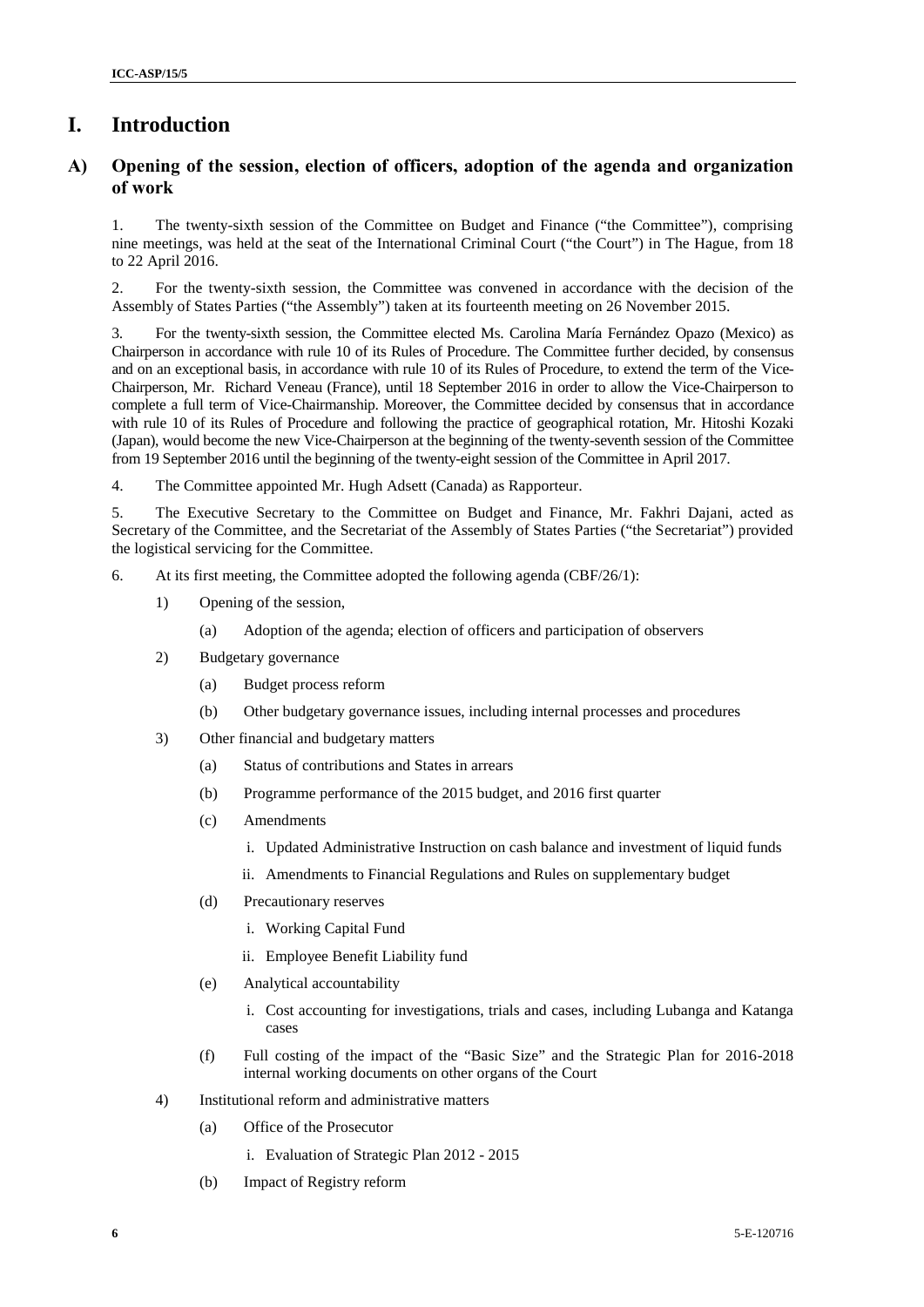# I. Introduction

## A) Opening of the session, election of officers, adoption of the agenda and organization of work

1. The twenty-sixth session of the Committee on Budget and Finance ("the Committee"), comprising nine meetings, was held at the seat of the International Criminal Court ("the Court") in The Hague, from 18 to 22 April 2016.

2. For the twenty-sixth session, the Committee was convened in accordance with the decision of the Assembly of States Parties ("the Assembly") taken at its fourteenth meeting on 26 November 2015.

3. For the twenty-sixth session, the Committee elected Ms. Carolina María Fernández Opazo (Mexico) as Chairperson in accordance with rule 10 of its Rules of Procedure. The Committee further decided, by consensus and on an exceptional basis, in accordance with rule 10 of its Rules of Procedure, to extend the term of the Vice-Chairperson, Mr. Richard Veneau (France), until 18 September 2016 in order to allow the Vice-Chairperson to complete a full term of Vice-Chairmanship. Moreover, the Committee decided by consensus that in accordance with rule 10 of its Rules of Procedure and following the practice of geographical rotation, Mr. Hitoshi Kozaki (Japan), would become the new Vice-Chairperson at the beginning of the twenty-seventh session of the Committee from 19 September 2016 until the beginning of the twenty-eight session of the Committee in April 2017.

4. The Committee appointed Mr. Hugh Adsett (Canada) as Rapporteur.

5. The Executive Secretary to the Committee on Budget and Finance, Mr. Fakhri Dajani, acted as Secretary of the Committee, and the Secretariat of the Assembly of States Parties ("the Secretariat") provided the logistical servicing for the Committee.

6. At its first meeting, the Committee adopted the following agenda (CBF/26/1):

1) Opening of the session,
   - (a) Adoption of the agenda; election of officers and participation of observers
2) Budgetary governance
   - (a) Budget process reform
   - (b) Other budgetary governance issues, including internal processes and procedures
3) Other financial and budgetary matters
   - (a) Status of contributions and States in arrears
   - (b) Programme performance of the 2015 budget, and 2016 first quarter
   - (c) Amendments
     - i. Updated Administrative Instruction on cash balance and investment of liquid funds
     - ii. Amendments to Financial Regulations and Rules on supplementary budget
   - (d) Precautionary reserves
     - i. Working Capital Fund
     - ii. Employee Benefit Liability fund
   - (e) Analytical accountability
     - i. Cost accounting for investigations, trials and cases, including Lubanga and Katanga cases
   - (f) Full costing of the impact of the "Basic Size" and the Strategic Plan for 2016-2018 internal working documents on other organs of the Court
4) Institutional reform and administrative matters
   - (a) Office of the Prosecutor
     - i. Evaluation of Strategic Plan 2012 - 2015
   - (b) Impact of Registry reform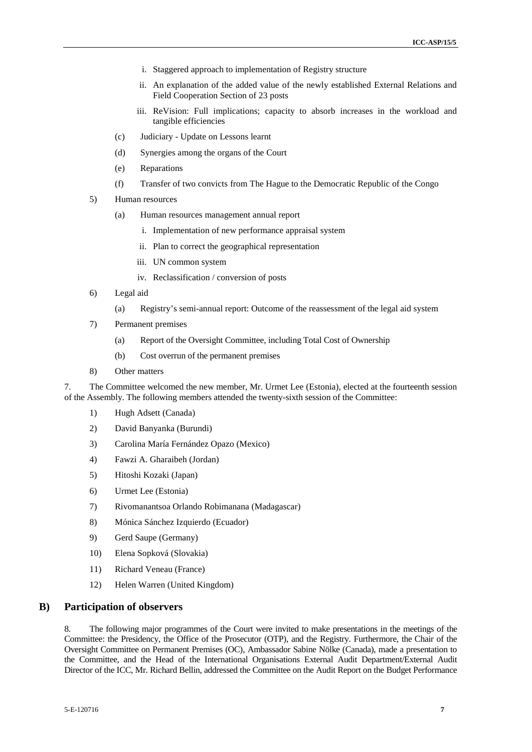i. Staggered approach to implementation of Registry structure

ii. An explanation of the added value of the newly established External Relations and Field Cooperation Section of 23 posts

iii. ReVision: Full implications; capacity to absorb increases in the workload and tangible efficiencies

(c) Judiciary - Update on Lessons learnt

(d) Synergies among the organs of the Court

(e) Reparations

(f) Transfer of two convicts from The Hague to the Democratic Republic of the Congo

5) Human resources

(a) Human resources management annual report

i. Implementation of new performance appraisal system

ii. Plan to correct the geographical representation

iii. UN common system

iv. Reclassification / conversion of posts

6) Legal aid

(a) Registry's semi-annual report: Outcome of the reassessment of the legal aid system

7) Permanent premises

(a) Report of the Oversight Committee, including Total Cost of Ownership

(b) Cost overrun of the permanent premises

8) Other matters

7. The Committee welcomed the new member, Mr. Urmet Lee (Estonia), elected at the fourteenth session of the Assembly. The following members attended the twenty-sixth session of the Committee:

1) Hugh Adsett (Canada)

2) David Banyanka (Burundi)

3) Carolina María Fernández Opazo (Mexico)

4) Fawzi A. Gharaibeh (Jordan)

5) Hitoshi Kozaki (Japan)

6) Urmet Lee (Estonia)

7) Rivomanantsoa Orlando Robimanana (Madagascar)

8) Mónica Sánchez Izquierdo (Ecuador)

9) Gerd Saupe (Germany)

10) Elena Sopková (Slovakia)

11) Richard Veneau (France)

12) Helen Warren (United Kingdom)

## B) Participation of observers

8. The following major programmes of the Court were invited to make presentations in the meetings of the Committee: the Presidency, the Office of the Prosecutor (OTP), and the Registry. Furthermore, the Chair of the Oversight Committee on Permanent Premises (OC), Ambassador Sabine Nölke (Canada), made a presentation to the Committee, and the Head of the International Organisations External Audit Department/External Audit Director of the ICC, Mr. Richard Bellin, addressed the Committee on the Audit Report on the Budget Performance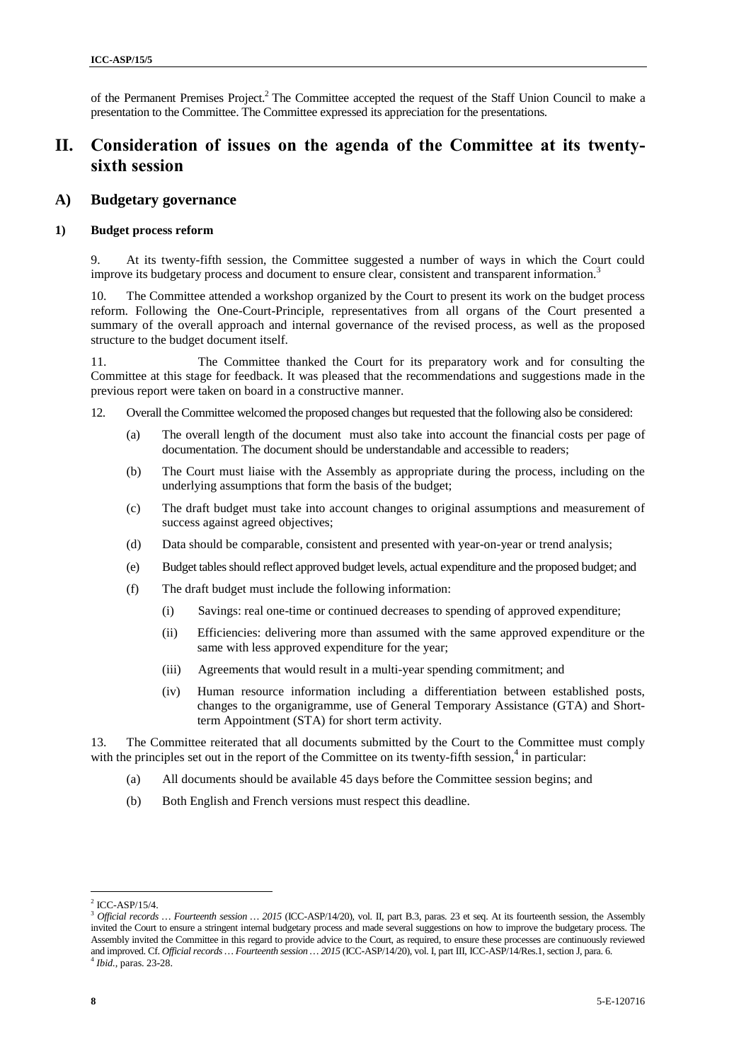of the Permanent Premises Project.[2] The Committee accepted the request of the Staff Union Council to make a presentation to the Committee. The Committee expressed its appreciation for the presentations.

# II. Consideration of issues on the agenda of the Committee at its twenty-sixth session

## A) Budgetary governance

### 1) Budget process reform

9. At its twenty-fifth session, the Committee suggested a number of ways in which the Court could improve its budgetary process and document to ensure clear, consistent and transparent information.[3]

10. The Committee attended a workshop organized by the Court to present its work on the budget process reform. Following the One-Court-Principle, representatives from all organs of the Court presented a summary of the overall approach and internal governance of the revised process, as well as the proposed structure to the budget document itself.

11. The Committee thanked the Court for its preparatory work and for consulting the Committee at this stage for feedback. It was pleased that the recommendations and suggestions made in the previous report were taken on board in a constructive manner.

12. Overall the Committee welcomed the proposed changes but requested that the following also be considered:

(a) The overall length of the document must also take into account the financial costs per page of documentation. The document should be understandable and accessible to readers;

(b) The Court must liaise with the Assembly as appropriate during the process, including on the underlying assumptions that form the basis of the budget;

(c) The draft budget must take into account changes to original assumptions and measurement of success against agreed objectives;

(d) Data should be comparable, consistent and presented with year-on-year or trend analysis;

(e) Budget tables should reflect approved budget levels, actual expenditure and the proposed budget; and

(f) The draft budget must include the following information:

(i) Savings: real one-time or continued decreases to spending of approved expenditure;

(ii) Efficiencies: delivering more than assumed with the same approved expenditure or the same with less approved expenditure for the year;

(iii) Agreements that would result in a multi-year spending commitment; and

(iv) Human resource information including a differentiation between established posts, changes to the organigramme, use of General Temporary Assistance (GTA) and Short-term Appointment (STA) for short term activity.

13. The Committee reiterated that all documents submitted by the Court to the Committee must comply with the principles set out in the report of the Committee on its twenty-fifth session,[4] in particular:

(a) All documents should be available 45 days before the Committee session begins; and

(b) Both English and French versions must respect this deadline.

---

[2] ICC-ASP/15/4.

[3] *Official records … Fourteenth session … 2015* (ICC-ASP/14/20), vol. II, part B.3, paras. 23 et seq. At its fourteenth session, the Assembly invited the Court to ensure a stringent internal budgetary process and made several suggestions on how to improve the budgetary process. The Assembly invited the Committee in this regard to provide advice to the Court, as required, to ensure these processes are continuously reviewed and improved. Cf. *Official records … Fourteenth session … 2015* (ICC-ASP/14/20), vol. I, part III, ICC-ASP/14/Res.1, section J, para. 6.

[4] *Ibid.*, paras. 23-28.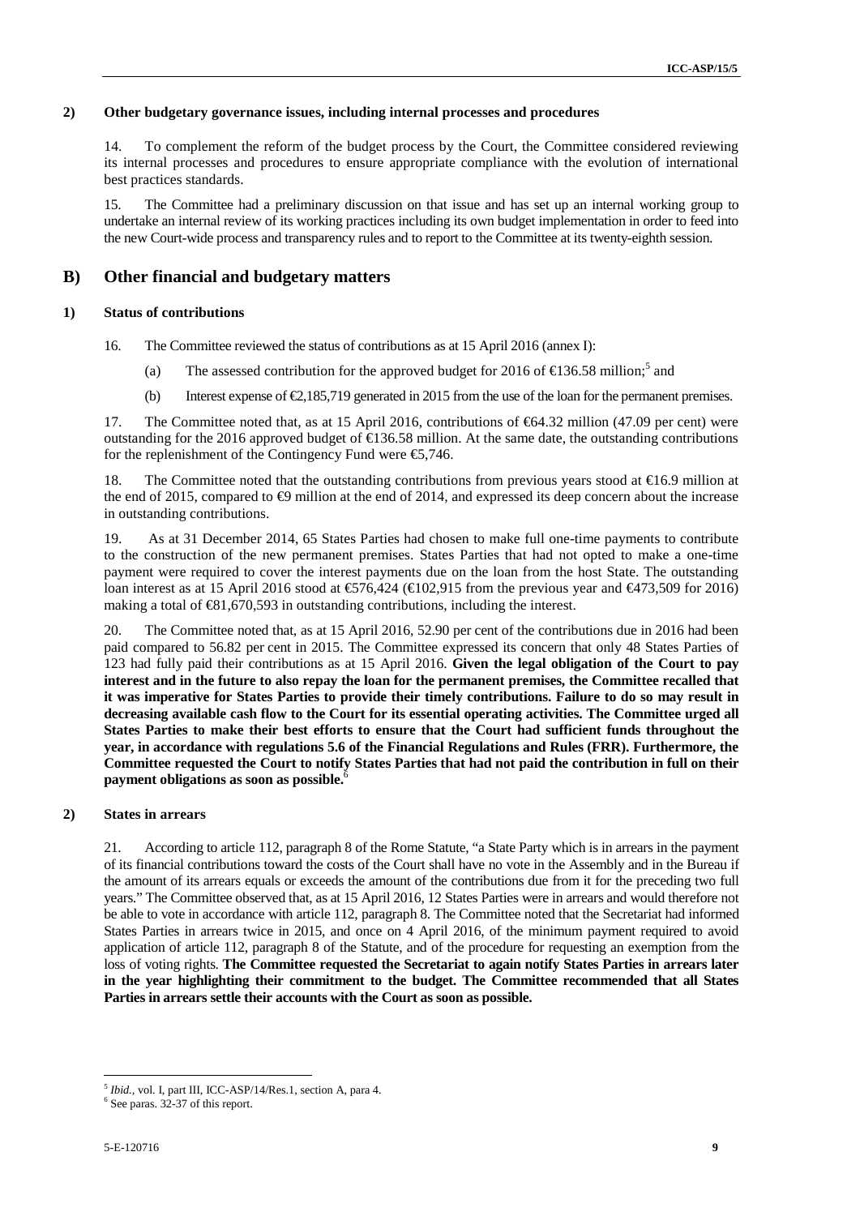### 2) Other budgetary governance issues, including internal processes and procedures

14. To complement the reform of the budget process by the Court, the Committee considered reviewing its internal processes and procedures to ensure appropriate compliance with the evolution of international best practices standards.

15. The Committee had a preliminary discussion on that issue and has set up an internal working group to undertake an internal review of its working practices including its own budget implementation in order to feed into the new Court-wide process and transparency rules and to report to the Committee at its twenty-eighth session.

## B) Other financial and budgetary matters

### 1) Status of contributions

16. The Committee reviewed the status of contributions as at 15 April 2016 (annex I):

(a) The assessed contribution for the approved budget for 2016 of €136.58 million;[5] and

(b) Interest expense of €2,185,719 generated in 2015 from the use of the loan for the permanent premises.

17. The Committee noted that, as at 15 April 2016, contributions of €64.32 million (47.09 per cent) were outstanding for the 2016 approved budget of €136.58 million. At the same date, the outstanding contributions for the replenishment of the Contingency Fund were €5,746.

18. The Committee noted that the outstanding contributions from previous years stood at €16.9 million at the end of 2015, compared to €9 million at the end of 2014, and expressed its deep concern about the increase in outstanding contributions.

19. As at 31 December 2014, 65 States Parties had chosen to make full one-time payments to contribute to the construction of the new permanent premises. States Parties that had not opted to make a one-time payment were required to cover the interest payments due on the loan from the host State. The outstanding loan interest as at 15 April 2016 stood at €576,424 (€102,915 from the previous year and €473,509 for 2016) making a total of €81,670,593 in outstanding contributions, including the interest.

20. The Committee noted that, as at 15 April 2016, 52.90 per cent of the contributions due in 2016 had been paid compared to 56.82 per cent in 2015. The Committee expressed its concern that only 48 States Parties of 123 had fully paid their contributions as at 15 April 2016. **Given the legal obligation of the Court to pay interest and in the future to also repay the loan for the permanent premises, the Committee recalled that it was imperative for States Parties to provide their timely contributions. Failure to do so may result in decreasing available cash flow to the Court for its essential operating activities. The Committee urged all States Parties to make their best efforts to ensure that the Court had sufficient funds throughout the year, in accordance with regulations 5.6 of the Financial Regulations and Rules (FRR). Furthermore, the Committee requested the Court to notify States Parties that had not paid the contribution in full on their payment obligations as soon as possible.**[6]

### 2) States in arrears

21. According to article 112, paragraph 8 of the Rome Statute, "a State Party which is in arrears in the payment of its financial contributions toward the costs of the Court shall have no vote in the Assembly and in the Bureau if the amount of its arrears equals or exceeds the amount of the contributions due from it for the preceding two full years." The Committee observed that, as at 15 April 2016, 12 States Parties were in arrears and would therefore not be able to vote in accordance with article 112, paragraph 8. The Committee noted that the Secretariat had informed States Parties in arrears twice in 2015, and once on 4 April 2016, of the minimum payment required to avoid application of article 112, paragraph 8 of the Statute, and of the procedure for requesting an exemption from the loss of voting rights. **The Committee requested the Secretariat to again notify States Parties in arrears later in the year highlighting their commitment to the budget. The Committee recommended that all States Parties in arrears settle their accounts with the Court as soon as possible.**

---

[5] *Ibid.*, vol. I, part III, ICC-ASP/14/Res.1, section A, para 4.

[6] See paras. 32-37 of this report.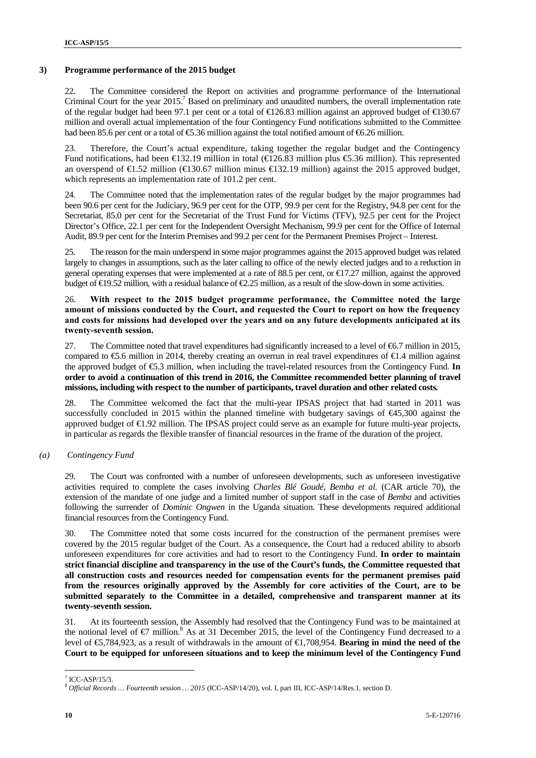### 3) Programme performance of the 2015 budget

22. The Committee considered the Report on activities and programme performance of the International Criminal Court for the year 2015.[7] Based on preliminary and unaudited numbers, the overall implementation rate of the regular budget had been 97.1 per cent or a total of €126.83 million against an approved budget of €130.67 million and overall actual implementation of the four Contingency Fund notifications submitted to the Committee had been 85.6 per cent or a total of €5.36 million against the total notified amount of €6.26 million.

23. Therefore, the Court's actual expenditure, taking together the regular budget and the Contingency Fund notifications, had been €132.19 million in total (€126.83 million plus €5.36 million). This represented an overspend of €1.52 million (€130.67 million minus €132.19 million) against the 2015 approved budget, which represents an implementation rate of 101.2 per cent.

24. The Committee noted that the implementation rates of the regular budget by the major programmes had been 90.6 per cent for the Judiciary, 96.9 per cent for the OTP, 99.9 per cent for the Registry, 94.8 per cent for the Secretariat, 85.0 per cent for the Secretariat of the Trust Fund for Victims (TFV), 92.5 per cent for the Project Director's Office, 22.1 per cent for the Independent Oversight Mechanism, 99.9 per cent for the Office of Internal Audit, 89.9 per cent for the Interim Premises and 99.2 per cent for the Permanent Premises Project – Interest.

25. The reason for the main underspend in some major programmes against the 2015 approved budget was related largely to changes in assumptions, such as the later calling to office of the newly elected judges and to a reduction in general operating expenses that were implemented at a rate of 88.5 per cent, or €17.27 million, against the approved budget of €19.52 million, with a residual balance of €2.25 million, as a result of the slow-down in some activities.

26. **With respect to the 2015 budget programme performance, the Committee noted the large amount of missions conducted by the Court, and requested the Court to report on how the frequency and costs for missions had developed over the years and on any future developments anticipated at its twenty-seventh session.**

27. The Committee noted that travel expenditures had significantly increased to a level of €6.7 million in 2015, compared to €5.6 million in 2014, thereby creating an overrun in real travel expenditures of €1.4 million against the approved budget of €5.3 million, when including the travel-related resources from the Contingency Fund. **In order to avoid a continuation of this trend in 2016, the Committee recommended better planning of travel missions, including with respect to the number of participants, travel duration and other related costs.**

28. The Committee welcomed the fact that the multi-year IPSAS project that had started in 2011 was successfully concluded in 2015 within the planned timeline with budgetary savings of €45,300 against the approved budget of €1.92 million. The IPSAS project could serve as an example for future multi-year projects, in particular as regards the flexible transfer of financial resources in the frame of the duration of the project.

#### *(a) Contingency Fund*

29. The Court was confronted with a number of unforeseen developments, such as unforeseen investigative activities required to complete the cases involving *Charles Blé Goudé, Bemba et al.* (CAR article 70), the extension of the mandate of one judge and a limited number of support staff in the case of *Bemba* and activities following the surrender of *Dominic Ongwen* in the Uganda situation. These developments required additional financial resources from the Contingency Fund.

30. The Committee noted that some costs incurred for the construction of the permanent premises were covered by the 2015 regular budget of the Court. As a consequence, the Court had a reduced ability to absorb unforeseen expenditures for core activities and had to resort to the Contingency Fund. **In order to maintain strict financial discipline and transparency in the use of the Court's funds, the Committee requested that all construction costs and resources needed for compensation events for the permanent premises paid from the resources originally approved by the Assembly for core activities of the Court, are to be submitted separately to the Committee in a detailed, comprehensive and transparent manner at its twenty-seventh session.**

31. At its fourteenth session, the Assembly had resolved that the Contingency Fund was to be maintained at the notional level of €7 million.[8] As at 31 December 2015, the level of the Contingency Fund decreased to a level of €5,784,923, as a result of withdrawals in the amount of €1,708,954. **Bearing in mind the need of the Court to be equipped for unforeseen situations and to keep the minimum level of the Contingency Fund**

---

[7] ICC-ASP/15/3.

[8] *Official Records … Fourteenth session … 2015* (ICC-ASP/14/20), vol. I, part III, ICC-ASP/14/Res.1, section D.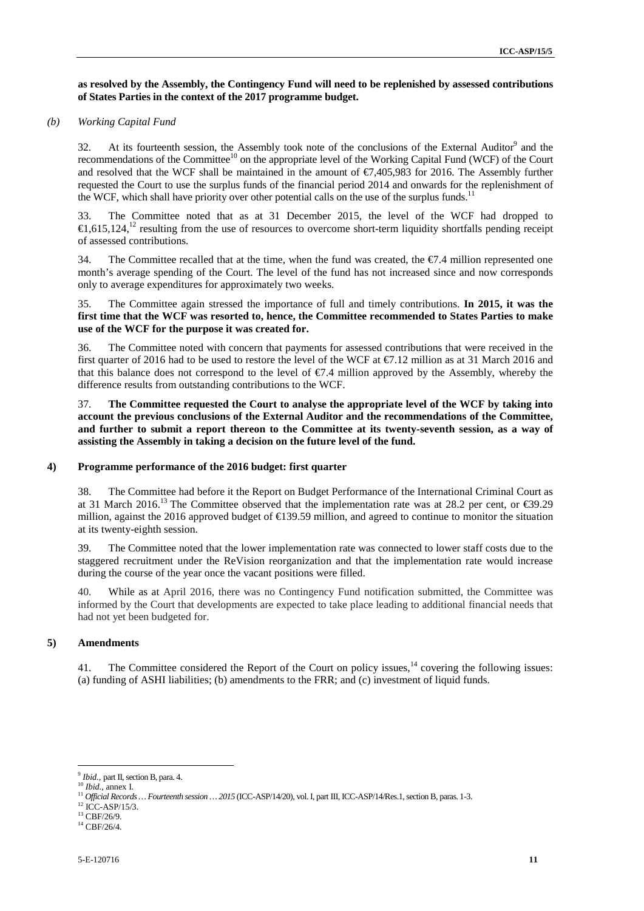**as resolved by the Assembly, the Contingency Fund will need to be replenished by assessed contributions of States Parties in the context of the 2017 programme budget.**

*(b) Working Capital Fund*

32. At its fourteenth session, the Assembly took note of the conclusions of the External Auditor[9] and the recommendations of the Committee[10] on the appropriate level of the Working Capital Fund (WCF) of the Court and resolved that the WCF shall be maintained in the amount of €7,405,983 for 2016. The Assembly further requested the Court to use the surplus funds of the financial period 2014 and onwards for the replenishment of the WCF, which shall have priority over other potential calls on the use of the surplus funds.[11]

33. The Committee noted that as at 31 December 2015, the level of the WCF had dropped to €1,615,124,[12] resulting from the use of resources to overcome short-term liquidity shortfalls pending receipt of assessed contributions.

34. The Committee recalled that at the time, when the fund was created, the €7.4 million represented one month's average spending of the Court. The level of the fund has not increased since and now corresponds only to average expenditures for approximately two weeks.

35. The Committee again stressed the importance of full and timely contributions. **In 2015, it was the first time that the WCF was resorted to, hence, the Committee recommended to States Parties to make use of the WCF for the purpose it was created for.**

36. The Committee noted with concern that payments for assessed contributions that were received in the first quarter of 2016 had to be used to restore the level of the WCF at €7.12 million as at 31 March 2016 and that this balance does not correspond to the level of €7.4 million approved by the Assembly, whereby the difference results from outstanding contributions to the WCF.

37. **The Committee requested the Court to analyse the appropriate level of the WCF by taking into account the previous conclusions of the External Auditor and the recommendations of the Committee, and further to submit a report thereon to the Committee at its twenty-seventh session, as a way of assisting the Assembly in taking a decision on the future level of the fund.**

### 4) Programme performance of the 2016 budget: first quarter

38. The Committee had before it the Report on Budget Performance of the International Criminal Court as at 31 March 2016.[13] The Committee observed that the implementation rate was at 28.2 per cent, or €39.29 million, against the 2016 approved budget of €139.59 million, and agreed to continue to monitor the situation at its twenty-eighth session.

39. The Committee noted that the lower implementation rate was connected to lower staff costs due to the staggered recruitment under the ReVision reorganization and that the implementation rate would increase during the course of the year once the vacant positions were filled.

40. While as at April 2016, there was no Contingency Fund notification submitted, the Committee was informed by the Court that developments are expected to take place leading to additional financial needs that had not yet been budgeted for.

### 5) Amendments

41. The Committee considered the Report of the Court on policy issues,[14] covering the following issues: (a) funding of ASHI liabilities; (b) amendments to the FRR; and (c) investment of liquid funds.

---

[9] *Ibid.*, part II, section B, para. 4.

[10] *Ibid.*, annex I.

[11] *Official Records … Fourteenth session … 2015* (ICC-ASP/14/20), vol. I, part III, ICC-ASP/14/Res.1, section B, paras. 1-3.

[12] ICC-ASP/15/3.

[13] CBF/26/9.

[14] CBF/26/4.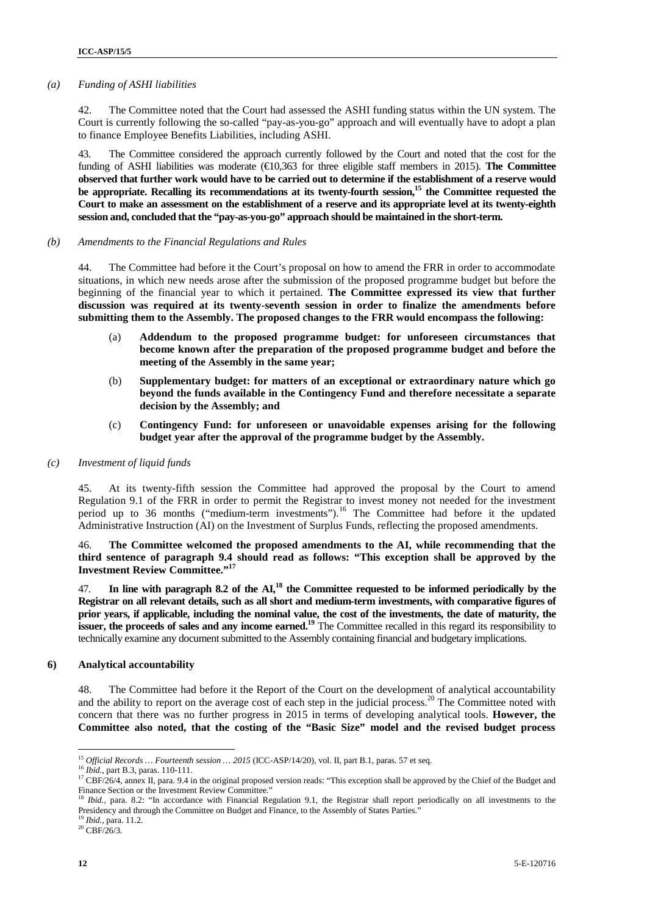*(a) Funding of ASHI liabilities*

42. The Committee noted that the Court had assessed the ASHI funding status within the UN system. The Court is currently following the so-called "pay-as-you-go" approach and will eventually have to adopt a plan to finance Employee Benefits Liabilities, including ASHI.

43. The Committee considered the approach currently followed by the Court and noted that the cost for the funding of ASHI liabilities was moderate (€10,363 for three eligible staff members in 2015). **The Committee observed that further work would have to be carried out to determine if the establishment of a reserve would be appropriate. Recalling its recommendations at its twenty-fourth session,[15] the Committee requested the Court to make an assessment on the establishment of a reserve and its appropriate level at its twenty-eighth session and, concluded that the "pay-as-you-go" approach should be maintained in the short-term.**

*(b) Amendments to the Financial Regulations and Rules*

44. The Committee had before it the Court's proposal on how to amend the FRR in order to accommodate situations, in which new needs arose after the submission of the proposed programme budget but before the beginning of the financial year to which it pertained. **The Committee expressed its view that further discussion was required at its twenty-seventh session in order to finalize the amendments before submitting them to the Assembly. The proposed changes to the FRR would encompass the following:**

(a) **Addendum to the proposed programme budget: for unforeseen circumstances that become known after the preparation of the proposed programme budget and before the meeting of the Assembly in the same year;**

(b) **Supplementary budget: for matters of an exceptional or extraordinary nature which go beyond the funds available in the Contingency Fund and therefore necessitate a separate decision by the Assembly; and**

(c) **Contingency Fund: for unforeseen or unavoidable expenses arising for the following budget year after the approval of the programme budget by the Assembly.**

*(c) Investment of liquid funds*

45. At its twenty-fifth session the Committee had approved the proposal by the Court to amend Regulation 9.1 of the FRR in order to permit the Registrar to invest money not needed for the investment period up to 36 months ("medium-term investments").[16] The Committee had before it the updated Administrative Instruction (AI) on the Investment of Surplus Funds, reflecting the proposed amendments.

46. **The Committee welcomed the proposed amendments to the AI, while recommending that the third sentence of paragraph 9.4 should read as follows: "This exception shall be approved by the Investment Review Committee."[17]**

47. **In line with paragraph 8.2 of the AI,[18] the Committee requested to be informed periodically by the Registrar on all relevant details, such as all short and medium-term investments, with comparative figures of prior years, if applicable, including the nominal value, the cost of the investments, the date of maturity, the issuer, the proceeds of sales and any income earned.[19]** The Committee recalled in this regard its responsibility to technically examine any document submitted to the Assembly containing financial and budgetary implications.

**6) Analytical accountability**

48. The Committee had before it the Report of the Court on the development of analytical accountability and the ability to report on the average cost of each step in the judicial process.[20] The Committee noted with concern that there was no further progress in 2015 in terms of developing analytical tools. **However, the Committee also noted, that the costing of the "Basic Size" model and the revised budget process**

---

[15] *Official Records … Fourteenth session … 2015* (ICC-ASP/14/20), vol. II, part B.1, paras. 57 et seq.

[16] *Ibid.*, part B.3, paras. 110-111.

[17] CBF/26/4, annex II, para. 9.4 in the original proposed version reads: "This exception shall be approved by the Chief of the Budget and Finance Section or the Investment Review Committee."

[18] *Ibid.*, para. 8.2: "In accordance with Financial Regulation 9.1, the Registrar shall report periodically on all investments to the Presidency and through the Committee on Budget and Finance, to the Assembly of States Parties."

[19] *Ibid.*, para. 11.2.

[20] CBF/26/3.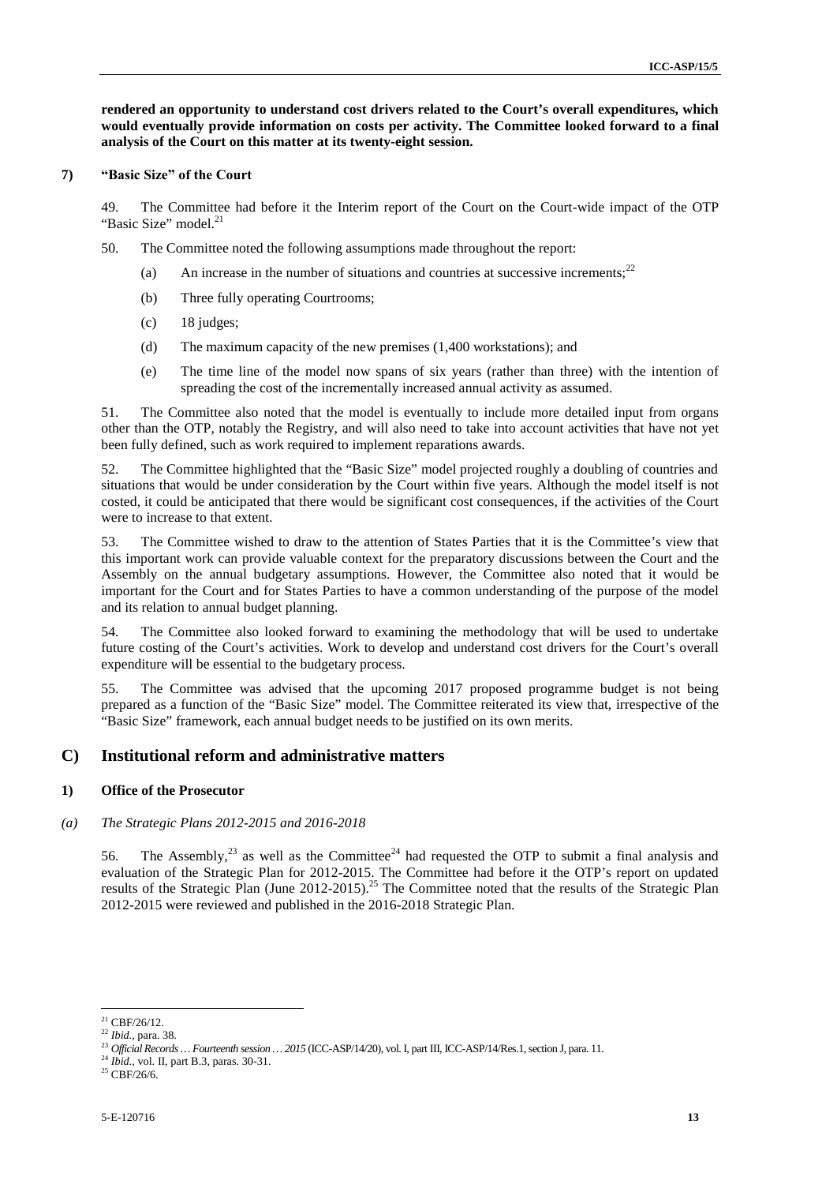**rendered an opportunity to understand cost drivers related to the Court's overall expenditures, which would eventually provide information on costs per activity. The Committee looked forward to a final analysis of the Court on this matter at its twenty-eight session.**

### 7) "Basic Size" of the Court

49. The Committee had before it the Interim report of the Court on the Court-wide impact of the OTP "Basic Size" model.[21]

50. The Committee noted the following assumptions made throughout the report:

(a) An increase in the number of situations and countries at successive increments;[22]

(b) Three fully operating Courtrooms;

(c) 18 judges;

(d) The maximum capacity of the new premises (1,400 workstations); and

(e) The time line of the model now spans of six years (rather than three) with the intention of spreading the cost of the incrementally increased annual activity as assumed.

51. The Committee also noted that the model is eventually to include more detailed input from organs other than the OTP, notably the Registry, and will also need to take into account activities that have not yet been fully defined, such as work required to implement reparations awards.

52. The Committee highlighted that the "Basic Size" model projected roughly a doubling of countries and situations that would be under consideration by the Court within five years. Although the model itself is not costed, it could be anticipated that there would be significant cost consequences, if the activities of the Court were to increase to that extent.

53. The Committee wished to draw to the attention of States Parties that it is the Committee's view that this important work can provide valuable context for the preparatory discussions between the Court and the Assembly on the annual budgetary assumptions. However, the Committee also noted that it would be important for the Court and for States Parties to have a common understanding of the purpose of the model and its relation to annual budget planning.

54. The Committee also looked forward to examining the methodology that will be used to undertake future costing of the Court's activities. Work to develop and understand cost drivers for the Court's overall expenditure will be essential to the budgetary process.

55. The Committee was advised that the upcoming 2017 proposed programme budget is not being prepared as a function of the "Basic Size" model. The Committee reiterated its view that, irrespective of the "Basic Size" framework, each annual budget needs to be justified on its own merits.

## C) Institutional reform and administrative matters

### 1) Office of the Prosecutor

*(a) The Strategic Plans 2012-2015 and 2016-2018*

56. The Assembly,[23] as well as the Committee[24] had requested the OTP to submit a final analysis and evaluation of the Strategic Plan for 2012-2015. The Committee had before it the OTP's report on updated results of the Strategic Plan (June 2012-2015).[25] The Committee noted that the results of the Strategic Plan 2012-2015 were reviewed and published in the 2016-2018 Strategic Plan.

---

[21] CBF/26/12.

[22] *Ibid.*, para. 38.

[23] *Official Records … Fourteenth session … 2015* (ICC-ASP/14/20), vol. I, part III, ICC-ASP/14/Res.1, section J, para. 11.

[24] *Ibid.*, vol. II, part B.3, paras. 30-31.

[25] CBF/26/6.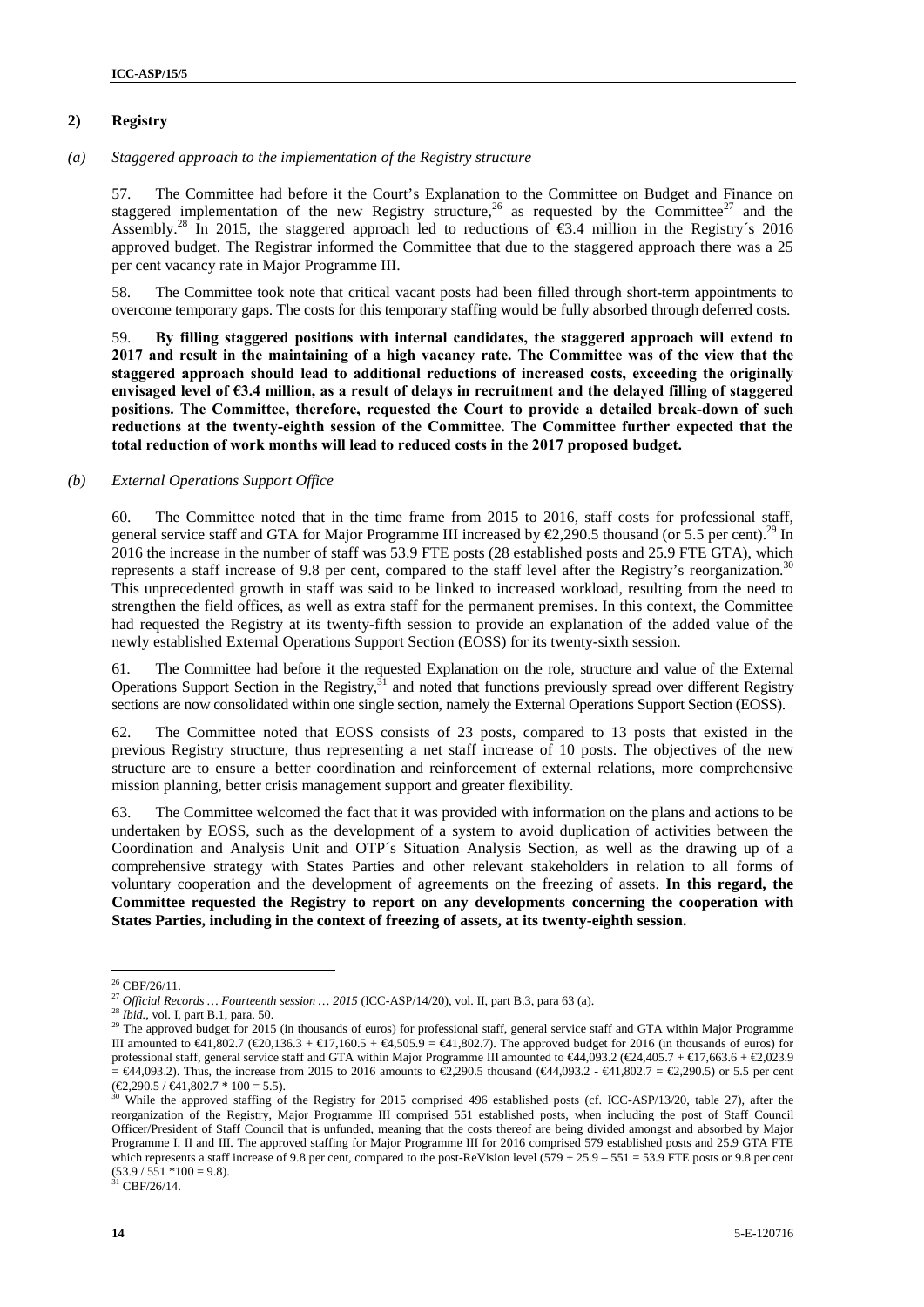## 2) Registry

### *(a) Staggered approach to the implementation of the Registry structure*

57. The Committee had before it the Court's Explanation to the Committee on Budget and Finance on staggered implementation of the new Registry structure,[26] as requested by the Committee[27] and the Assembly.[28] In 2015, the staggered approach led to reductions of €3.4 million in the Registry´s 2016 approved budget. The Registrar informed the Committee that due to the staggered approach there was a 25 per cent vacancy rate in Major Programme III.

58. The Committee took note that critical vacant posts had been filled through short-term appointments to overcome temporary gaps. The costs for this temporary staffing would be fully absorbed through deferred costs.

59. **By filling staggered positions with internal candidates, the staggered approach will extend to 2017 and result in the maintaining of a high vacancy rate. The Committee was of the view that the staggered approach should lead to additional reductions of increased costs, exceeding the originally envisaged level of €3.4 million, as a result of delays in recruitment and the delayed filling of staggered positions. The Committee, therefore, requested the Court to provide a detailed break-down of such reductions at the twenty-eighth session of the Committee. The Committee further expected that the total reduction of work months will lead to reduced costs in the 2017 proposed budget.**

### *(b) External Operations Support Office*

60. The Committee noted that in the time frame from 2015 to 2016, staff costs for professional staff, general service staff and GTA for Major Programme III increased by €2,290.5 thousand (or 5.5 per cent).[29] In 2016 the increase in the number of staff was 53.9 FTE posts (28 established posts and 25.9 FTE GTA), which represents a staff increase of 9.8 per cent, compared to the staff level after the Registry's reorganization.[30] This unprecedented growth in staff was said to be linked to increased workload, resulting from the need to strengthen the field offices, as well as extra staff for the permanent premises. In this context, the Committee had requested the Registry at its twenty-fifth session to provide an explanation of the added value of the newly established External Operations Support Section (EOSS) for its twenty-sixth session.

61. The Committee had before it the requested Explanation on the role, structure and value of the External Operations Support Section in the Registry,[31] and noted that functions previously spread over different Registry sections are now consolidated within one single section, namely the External Operations Support Section (EOSS).

62. The Committee noted that EOSS consists of 23 posts, compared to 13 posts that existed in the previous Registry structure, thus representing a net staff increase of 10 posts. The objectives of the new structure are to ensure a better coordination and reinforcement of external relations, more comprehensive mission planning, better crisis management support and greater flexibility.

63. The Committee welcomed the fact that it was provided with information on the plans and actions to be undertaken by EOSS, such as the development of a system to avoid duplication of activities between the Coordination and Analysis Unit and OTP´s Situation Analysis Section, as well as the drawing up of a comprehensive strategy with States Parties and other relevant stakeholders in relation to all forms of voluntary cooperation and the development of agreements on the freezing of assets. **In this regard, the Committee requested the Registry to report on any developments concerning the cooperation with States Parties, including in the context of freezing of assets, at its twenty-eighth session.**

---

[26] CBF/26/11.

[27] *Official Records … Fourteenth session … 2015* (ICC-ASP/14/20), vol. II, part B.3, para 63 (a).

[28] *Ibid.*, vol. I, part B.1, para. 50.

[29] The approved budget for 2015 (in thousands of euros) for professional staff, general service staff and GTA within Major Programme III amounted to €41,802.7 (€20,136.3 + €17,160.5 + €4,505.9 = €41,802.7). The approved budget for 2016 (in thousands of euros) for professional staff, general service staff and GTA within Major Programme III amounted to €44,093.2 (€24,405.7 + €17,663.6 + €2,023.9 = €44,093.2). Thus, the increase from 2015 to 2016 amounts to €2,290.5 thousand (€44,093.2 - €41,802.7 = €2,290.5) or 5.5 per cent (€2,290.5 / €41,802.7 * 100 = 5.5).

[30] While the approved staffing of the Registry for 2015 comprised 496 established posts (cf. ICC-ASP/13/20, table 27), after the reorganization of the Registry, Major Programme III comprised 551 established posts, when including the post of Staff Council Officer/President of Staff Council that is unfunded, meaning that the costs thereof are being divided amongst and absorbed by Major Programme I, II and III. The approved staffing for Major Programme III for 2016 comprised 579 established posts and 25.9 GTA FTE which represents a staff increase of 9.8 per cent, compared to the post-ReVision level (579 + 25.9 – 551 = 53.9 FTE posts or 9.8 per cent (53.9 / 551 *100 = 9.8).

[31] CBF/26/14.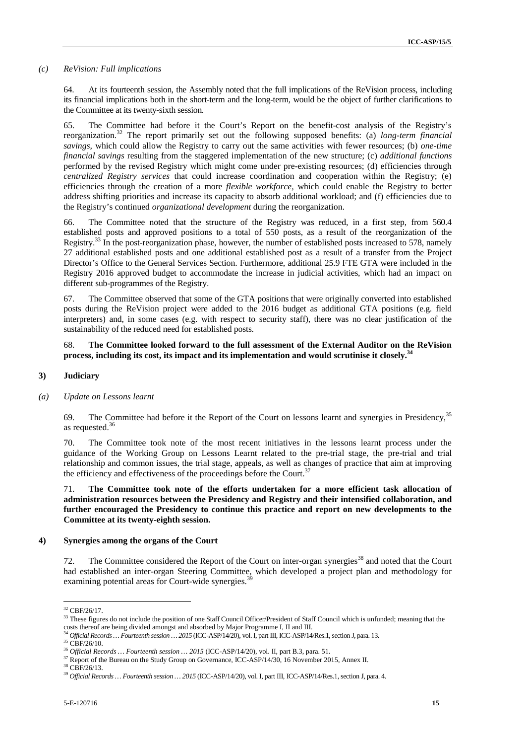*(c) ReVision: Full implications*

64. At its fourteenth session, the Assembly noted that the full implications of the ReVision process, including its financial implications both in the short-term and the long-term, would be the object of further clarifications to the Committee at its twenty-sixth session.

65. The Committee had before it the Court's Report on the benefit-cost analysis of the Registry's reorganization.[32] The report primarily set out the following supposed benefits: (a) *long-term financial savings*, which could allow the Registry to carry out the same activities with fewer resources; (b) *one-time financial savings* resulting from the staggered implementation of the new structure; (c) *additional functions* performed by the revised Registry which might come under pre-existing resources; (d) efficiencies through *centralized Registry services* that could increase coordination and cooperation within the Registry; (e) efficiencies through the creation of a more *flexible workforce*, which could enable the Registry to better address shifting priorities and increase its capacity to absorb additional workload; and (f) efficiencies due to the Registry's continued *organizational development* during the reorganization.

66. The Committee noted that the structure of the Registry was reduced, in a first step, from 560.4 established posts and approved positions to a total of 550 posts, as a result of the reorganization of the Registry.[33] In the post-reorganization phase, however, the number of established posts increased to 578, namely 27 additional established posts and one additional established post as a result of a transfer from the Project Director's Office to the General Services Section. Furthermore, additional 25.9 FTE GTA were included in the Registry 2016 approved budget to accommodate the increase in judicial activities, which had an impact on different sub-programmes of the Registry.

67. The Committee observed that some of the GTA positions that were originally converted into established posts during the ReVision project were added to the 2016 budget as additional GTA positions (e.g. field interpreters) and, in some cases (e.g. with respect to security staff), there was no clear justification of the sustainability of the reduced need for established posts.

68. **The Committee looked forward to the full assessment of the External Auditor on the ReVision process, including its cost, its impact and its implementation and would scrutinise it closely.[34]**

## 3) Judiciary

*(a) Update on Lessons learnt*

69. The Committee had before it the Report of the Court on lessons learnt and synergies in Presidency,[35] as requested.[36]

70. The Committee took note of the most recent initiatives in the lessons learnt process under the guidance of the Working Group on Lessons Learnt related to the pre-trial stage, the pre-trial and trial relationship and common issues, the trial stage, appeals, as well as changes of practice that aim at improving the efficiency and effectiveness of the proceedings before the Court.[37]

71. **The Committee took note of the efforts undertaken for a more efficient task allocation of administration resources between the Presidency and Registry and their intensified collaboration, and further encouraged the Presidency to continue this practice and report on new developments to the Committee at its twenty-eighth session.**

## 4) Synergies among the organs of the Court

72. The Committee considered the Report of the Court on inter-organ synergies[38] and noted that the Court had established an inter-organ Steering Committee, which developed a project plan and methodology for examining potential areas for Court-wide synergies.[39]

---

[32] CBF/26/17.

[33] These figures do not include the position of one Staff Council Officer/President of Staff Council which is unfunded; meaning that the costs thereof are being divided amongst and absorbed by Major Programme I, II and III.

[34] *Official Records … Fourteenth session … 2015* (ICC-ASP/14/20), vol. I, part III, ICC-ASP/14/Res.1, section J, para. 13.

[35] CBF/26/10.

[36] *Official Records … Fourteenth session … 2015* (ICC-ASP/14/20), vol. II, part B.3, para. 51.

[37] Report of the Bureau on the Study Group on Governance, ICC-ASP/14/30, 16 November 2015, Annex II.

[38] CBF/26/13.

[39] *Official Records … Fourteenth session … 2015* (ICC-ASP/14/20), vol. I, part III, ICC-ASP/14/Res.1, section J, para. 4.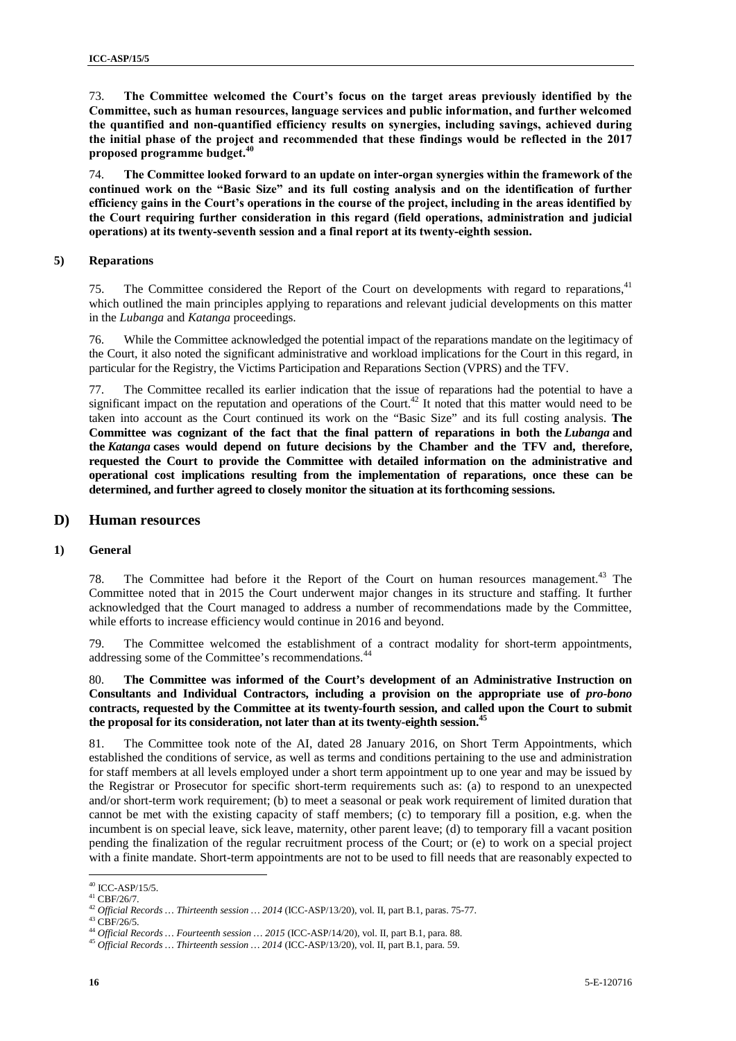73. **The Committee welcomed the Court's focus on the target areas previously identified by the Committee, such as human resources, language services and public information, and further welcomed the quantified and non-quantified efficiency results on synergies, including savings, achieved during the initial phase of the project and recommended that these findings would be reflected in the 2017 proposed programme budget.**[40]

74. **The Committee looked forward to an update on inter-organ synergies within the framework of the continued work on the "Basic Size" and its full costing analysis and on the identification of further efficiency gains in the Court's operations in the course of the project, including in the areas identified by the Court requiring further consideration in this regard (field operations, administration and judicial operations) at its twenty-seventh session and a final report at its twenty-eighth session.**

#### 5) Reparations

75. The Committee considered the Report of the Court on developments with regard to reparations,[41] which outlined the main principles applying to reparations and relevant judicial developments on this matter in the *Lubanga* and *Katanga* proceedings.

76. While the Committee acknowledged the potential impact of the reparations mandate on the legitimacy of the Court, it also noted the significant administrative and workload implications for the Court in this regard, in particular for the Registry, the Victims Participation and Reparations Section (VPRS) and the TFV.

77. The Committee recalled its earlier indication that the issue of reparations had the potential to have a significant impact on the reputation and operations of the Court.[42] It noted that this matter would need to be taken into account as the Court continued its work on the "Basic Size" and its full costing analysis. **The Committee was cognizant of the fact that the final pattern of reparations in both the *Lubanga* and the *Katanga* cases would depend on future decisions by the Chamber and the TFV and, therefore, requested the Court to provide the Committee with detailed information on the administrative and operational cost implications resulting from the implementation of reparations, once these can be determined, and further agreed to closely monitor the situation at its forthcoming sessions.**

## D) Human resources

#### 1) General

78. The Committee had before it the Report of the Court on human resources management.[43] The Committee noted that in 2015 the Court underwent major changes in its structure and staffing. It further acknowledged that the Court managed to address a number of recommendations made by the Committee, while efforts to increase efficiency would continue in 2016 and beyond.

79. The Committee welcomed the establishment of a contract modality for short-term appointments, addressing some of the Committee's recommendations.[44]

80. **The Committee was informed of the Court's development of an Administrative Instruction on Consultants and Individual Contractors, including a provision on the appropriate use of *pro-bono* contracts, requested by the Committee at its twenty-fourth session, and called upon the Court to submit the proposal for its consideration, not later than at its twenty-eighth session.**[45]

81. The Committee took note of the AI, dated 28 January 2016, on Short Term Appointments, which established the conditions of service, as well as terms and conditions pertaining to the use and administration for staff members at all levels employed under a short term appointment up to one year and may be issued by the Registrar or Prosecutor for specific short-term requirements such as: (a) to respond to an unexpected and/or short-term work requirement; (b) to meet a seasonal or peak work requirement of limited duration that cannot be met with the existing capacity of staff members; (c) to temporary fill a position, e.g. when the incumbent is on special leave, sick leave, maternity, other parent leave; (d) to temporary fill a vacant position pending the finalization of the regular recruitment process of the Court; or (e) to work on a special project with a finite mandate. Short-term appointments are not to be used to fill needs that are reasonably expected to

---

[40] ICC-ASP/15/5.

[41] CBF/26/7.

[42] *Official Records … Thirteenth session … 2014* (ICC-ASP/13/20), vol. II, part B.1, paras. 75-77.

[43] CBF/26/5.

[44] *Official Records … Fourteenth session … 2015* (ICC-ASP/14/20), vol. II, part B.1, para. 88.

[45] *Official Records … Thirteenth session … 2014* (ICC-ASP/13/20), vol. II, part B.1, para. 59.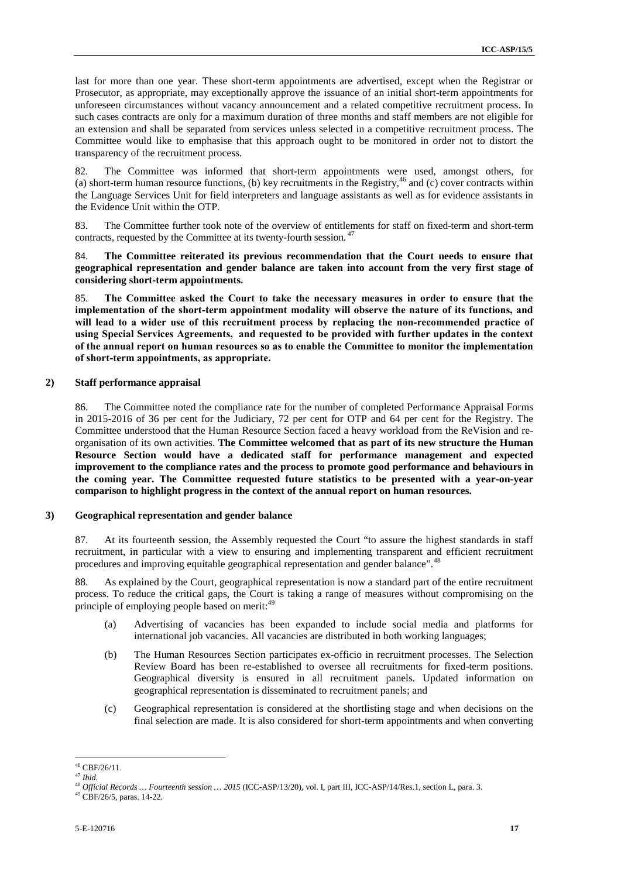last for more than one year. These short-term appointments are advertised, except when the Registrar or Prosecutor, as appropriate, may exceptionally approve the issuance of an initial short-term appointments for unforeseen circumstances without vacancy announcement and a related competitive recruitment process. In such cases contracts are only for a maximum duration of three months and staff members are not eligible for an extension and shall be separated from services unless selected in a competitive recruitment process. The Committee would like to emphasise that this approach ought to be monitored in order not to distort the transparency of the recruitment process.

82. The Committee was informed that short-term appointments were used, amongst others, for (a) short-term human resource functions, (b) key recruitments in the Registry,[46] and (c) cover contracts within the Language Services Unit for field interpreters and language assistants as well as for evidence assistants in the Evidence Unit within the OTP.

83. The Committee further took note of the overview of entitlements for staff on fixed-term and short-term contracts, requested by the Committee at its twenty-fourth session.[47]

84. **The Committee reiterated its previous recommendation that the Court needs to ensure that geographical representation and gender balance are taken into account from the very first stage of considering short-term appointments.**

85. **The Committee asked the Court to take the necessary measures in order to ensure that the implementation of the short-term appointment modality will observe the nature of its functions, and will lead to a wider use of this recruitment process by replacing the non-recommended practice of using Special Services Agreements, and requested to be provided with further updates in the context of the annual report on human resources so as to enable the Committee to monitor the implementation of short-term appointments, as appropriate.**

### 2) Staff performance appraisal

86. The Committee noted the compliance rate for the number of completed Performance Appraisal Forms in 2015-2016 of 36 per cent for the Judiciary, 72 per cent for OTP and 64 per cent for the Registry. The Committee understood that the Human Resource Section faced a heavy workload from the ReVision and re-organisation of its own activities. **The Committee welcomed that as part of its new structure the Human Resource Section would have a dedicated staff for performance management and expected improvement to the compliance rates and the process to promote good performance and behaviours in the coming year. The Committee requested future statistics to be presented with a year-on-year comparison to highlight progress in the context of the annual report on human resources.**

### 3) Geographical representation and gender balance

87. At its fourteenth session, the Assembly requested the Court "to assure the highest standards in staff recruitment, in particular with a view to ensuring and implementing transparent and efficient recruitment procedures and improving equitable geographical representation and gender balance".[48]

88. As explained by the Court, geographical representation is now a standard part of the entire recruitment process. To reduce the critical gaps, the Court is taking a range of measures without compromising on the principle of employing people based on merit:[49]

(a) Advertising of vacancies has been expanded to include social media and platforms for international job vacancies. All vacancies are distributed in both working languages;

(b) The Human Resources Section participates ex-officio in recruitment processes. The Selection Review Board has been re-established to oversee all recruitments for fixed-term positions. Geographical diversity is ensured in all recruitment panels. Updated information on geographical representation is disseminated to recruitment panels; and

(c) Geographical representation is considered at the shortlisting stage and when decisions on the final selection are made. It is also considered for short-term appointments and when converting

---

[46] CBF/26/11.

[47] *Ibid.*

[48] *Official Records … Fourteenth session … 2015* (ICC-ASP/13/20), vol. I, part III, ICC-ASP/14/Res.1, section L, para. 3.

[49] CBF/26/5, paras. 14-22.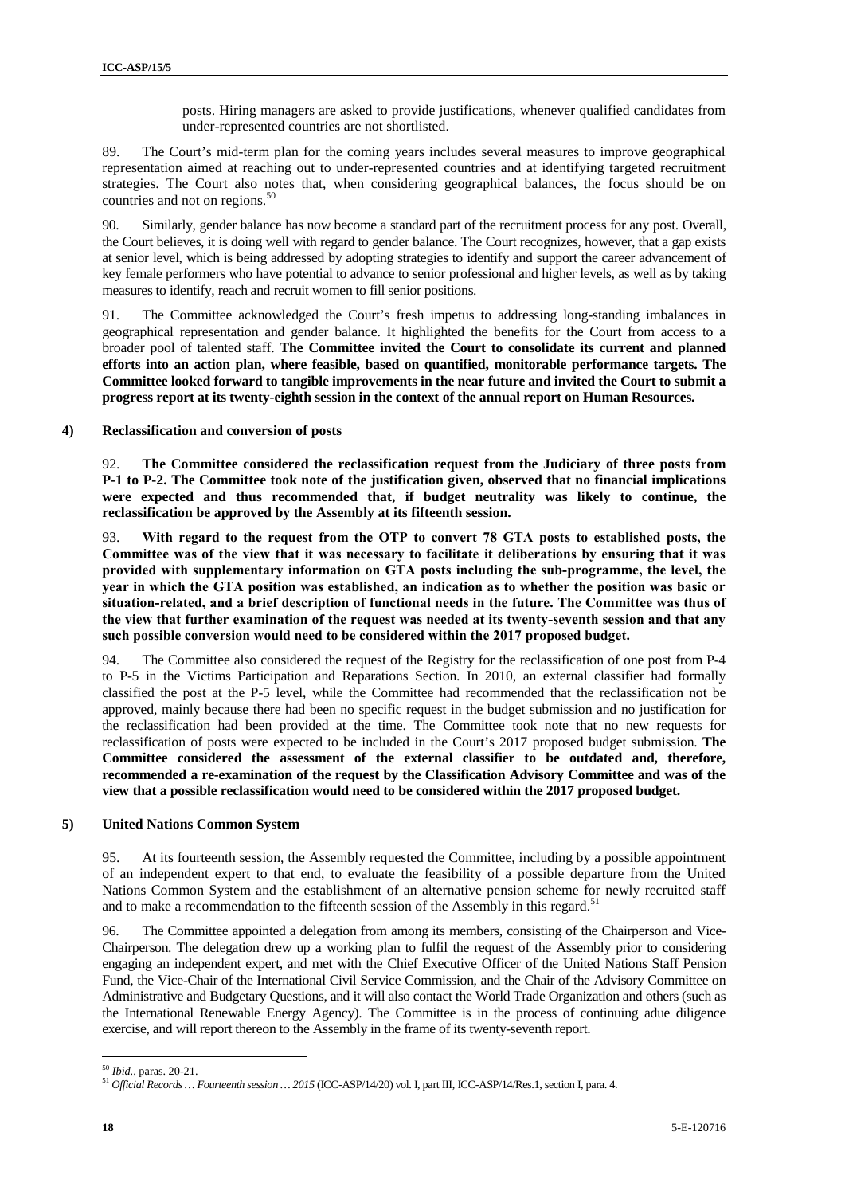posts. Hiring managers are asked to provide justifications, whenever qualified candidates from under-represented countries are not shortlisted.

89. The Court's mid-term plan for the coming years includes several measures to improve geographical representation aimed at reaching out to under-represented countries and at identifying targeted recruitment strategies. The Court also notes that, when considering geographical balances, the focus should be on countries and not on regions.[50]

90. Similarly, gender balance has now become a standard part of the recruitment process for any post. Overall, the Court believes, it is doing well with regard to gender balance. The Court recognizes, however, that a gap exists at senior level, which is being addressed by adopting strategies to identify and support the career advancement of key female performers who have potential to advance to senior professional and higher levels, as well as by taking measures to identify, reach and recruit women to fill senior positions.

91. The Committee acknowledged the Court's fresh impetus to addressing long-standing imbalances in geographical representation and gender balance. It highlighted the benefits for the Court from access to a broader pool of talented staff. **The Committee invited the Court to consolidate its current and planned efforts into an action plan, where feasible, based on quantified, monitorable performance targets. The Committee looked forward to tangible improvements in the near future and invited the Court to submit a progress report at its twenty-eighth session in the context of the annual report on Human Resources.**

#### 4) Reclassification and conversion of posts

92. **The Committee considered the reclassification request from the Judiciary of three posts from P-1 to P-2. The Committee took note of the justification given, observed that no financial implications were expected and thus recommended that, if budget neutrality was likely to continue, the reclassification be approved by the Assembly at its fifteenth session.**

93. **With regard to the request from the OTP to convert 78 GTA posts to established posts, the Committee was of the view that it was necessary to facilitate it deliberations by ensuring that it was provided with supplementary information on GTA posts including the sub-programme, the level, the year in which the GTA position was established, an indication as to whether the position was basic or situation-related, and a brief description of functional needs in the future. The Committee was thus of the view that further examination of the request was needed at its twenty-seventh session and that any such possible conversion would need to be considered within the 2017 proposed budget.**

94. The Committee also considered the request of the Registry for the reclassification of one post from P-4 to P-5 in the Victims Participation and Reparations Section. In 2010, an external classifier had formally classified the post at the P-5 level, while the Committee had recommended that the reclassification not be approved, mainly because there had been no specific request in the budget submission and no justification for the reclassification had been provided at the time. The Committee took note that no new requests for reclassification of posts were expected to be included in the Court's 2017 proposed budget submission. **The Committee considered the assessment of the external classifier to be outdated and, therefore, recommended a re-examination of the request by the Classification Advisory Committee and was of the view that a possible reclassification would need to be considered within the 2017 proposed budget.**

#### 5) United Nations Common System

95. At its fourteenth session, the Assembly requested the Committee, including by a possible appointment of an independent expert to that end, to evaluate the feasibility of a possible departure from the United Nations Common System and the establishment of an alternative pension scheme for newly recruited staff and to make a recommendation to the fifteenth session of the Assembly in this regard.[51]

96. The Committee appointed a delegation from among its members, consisting of the Chairperson and Vice-Chairperson. The delegation drew up a working plan to fulfil the request of the Assembly prior to considering engaging an independent expert, and met with the Chief Executive Officer of the United Nations Staff Pension Fund, the Vice-Chair of the International Civil Service Commission, and the Chair of the Advisory Committee on Administrative and Budgetary Questions, and it will also contact the World Trade Organization and others (such as the International Renewable Energy Agency). The Committee is in the process of continuing adue diligence exercise, and will report thereon to the Assembly in the frame of its twenty-seventh report.

---

[50] *Ibid.*, paras. 20-21.

[51] *Official Records … Fourteenth session … 2015* (ICC-ASP/14/20) vol. I, part III, ICC-ASP/14/Res.1, section I, para. 4.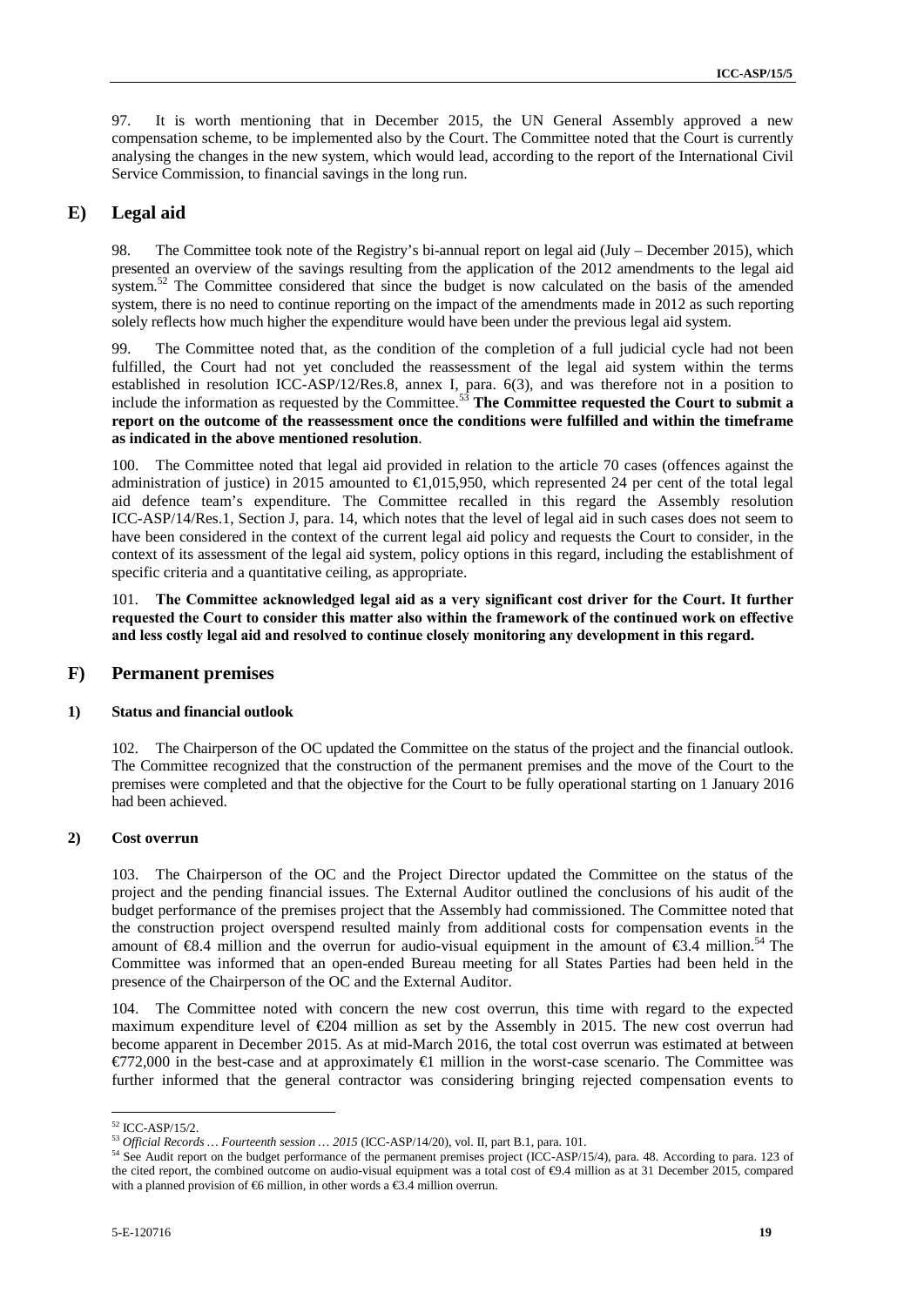97. It is worth mentioning that in December 2015, the UN General Assembly approved a new compensation scheme, to be implemented also by the Court. The Committee noted that the Court is currently analysing the changes in the new system, which would lead, according to the report of the International Civil Service Commission, to financial savings in the long run.

## E) Legal aid

98. The Committee took note of the Registry's bi-annual report on legal aid (July – December 2015), which presented an overview of the savings resulting from the application of the 2012 amendments to the legal aid system.[52] The Committee considered that since the budget is now calculated on the basis of the amended system, there is no need to continue reporting on the impact of the amendments made in 2012 as such reporting solely reflects how much higher the expenditure would have been under the previous legal aid system.

99. The Committee noted that, as the condition of the completion of a full judicial cycle had not been fulfilled, the Court had not yet concluded the reassessment of the legal aid system within the terms established in resolution ICC-ASP/12/Res.8, annex I, para. 6(3), and was therefore not in a position to include the information as requested by the Committee.[53] **The Committee requested the Court to submit a report on the outcome of the reassessment once the conditions were fulfilled and within the timeframe as indicated in the above mentioned resolution**.

100. The Committee noted that legal aid provided in relation to the article 70 cases (offences against the administration of justice) in 2015 amounted to €1,015,950, which represented 24 per cent of the total legal aid defence team's expenditure. The Committee recalled in this regard the Assembly resolution ICC-ASP/14/Res.1, Section J, para. 14, which notes that the level of legal aid in such cases does not seem to have been considered in the context of the current legal aid policy and requests the Court to consider, in the context of its assessment of the legal aid system, policy options in this regard, including the establishment of specific criteria and a quantitative ceiling, as appropriate.

101. **The Committee acknowledged legal aid as a very significant cost driver for the Court. It further requested the Court to consider this matter also within the framework of the continued work on effective and less costly legal aid and resolved to continue closely monitoring any development in this regard.**

## F) Permanent premises

### 1) Status and financial outlook

102. The Chairperson of the OC updated the Committee on the status of the project and the financial outlook. The Committee recognized that the construction of the permanent premises and the move of the Court to the premises were completed and that the objective for the Court to be fully operational starting on 1 January 2016 had been achieved.

### 2) Cost overrun

103. The Chairperson of the OC and the Project Director updated the Committee on the status of the project and the pending financial issues. The External Auditor outlined the conclusions of his audit of the budget performance of the premises project that the Assembly had commissioned. The Committee noted that the construction project overspend resulted mainly from additional costs for compensation events in the amount of €8.4 million and the overrun for audio-visual equipment in the amount of €3.4 million.[54] The Committee was informed that an open-ended Bureau meeting for all States Parties had been held in the presence of the Chairperson of the OC and the External Auditor.

104. The Committee noted with concern the new cost overrun, this time with regard to the expected maximum expenditure level of €204 million as set by the Assembly in 2015. The new cost overrun had become apparent in December 2015. As at mid-March 2016, the total cost overrun was estimated at between €772,000 in the best-case and at approximately €1 million in the worst-case scenario. The Committee was further informed that the general contractor was considering bringing rejected compensation events to

---

[52] ICC-ASP/15/2.

[53] *Official Records … Fourteenth session … 2015* (ICC-ASP/14/20), vol. II, part B.1, para. 101.

[54] See Audit report on the budget performance of the permanent premises project (ICC-ASP/15/4), para. 48. According to para. 123 of the cited report, the combined outcome on audio-visual equipment was a total cost of €9.4 million as at 31 December 2015, compared with a planned provision of €6 million, in other words a €3.4 million overrun.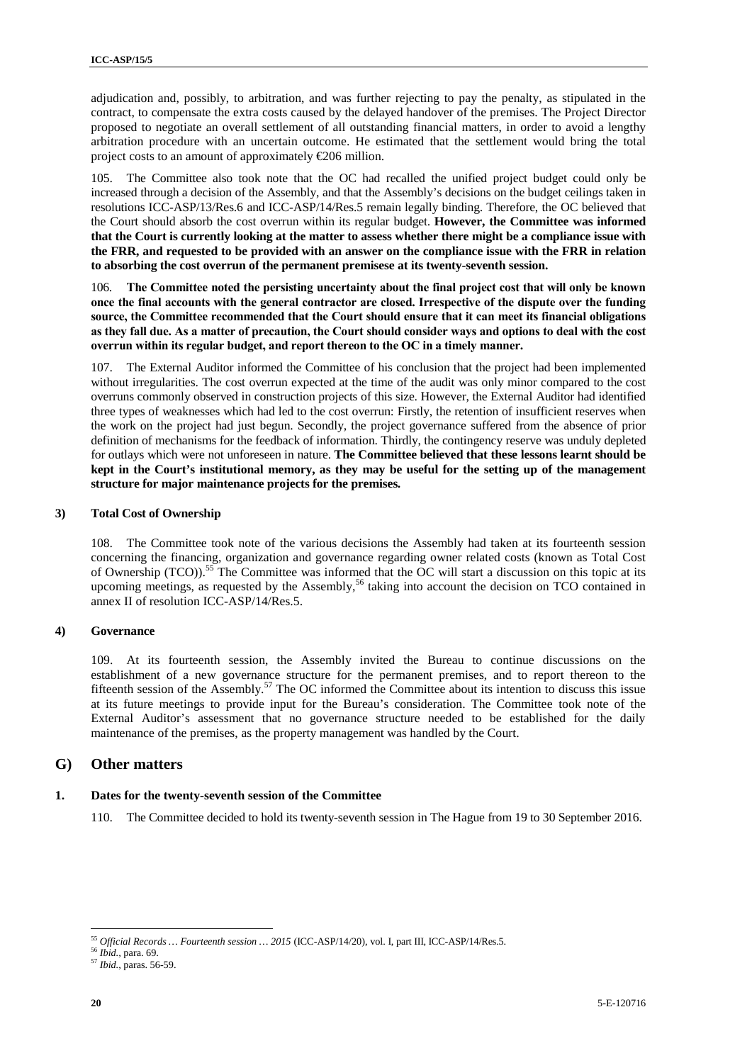adjudication and, possibly, to arbitration, and was further rejecting to pay the penalty, as stipulated in the contract, to compensate the extra costs caused by the delayed handover of the premises. The Project Director proposed to negotiate an overall settlement of all outstanding financial matters, in order to avoid a lengthy arbitration procedure with an uncertain outcome. He estimated that the settlement would bring the total project costs to an amount of approximately €206 million.

105. The Committee also took note that the OC had recalled the unified project budget could only be increased through a decision of the Assembly, and that the Assembly's decisions on the budget ceilings taken in resolutions ICC-ASP/13/Res.6 and ICC-ASP/14/Res.5 remain legally binding. Therefore, the OC believed that the Court should absorb the cost overrun within its regular budget. **However, the Committee was informed that the Court is currently looking at the matter to assess whether there might be a compliance issue with the FRR, and requested to be provided with an answer on the compliance issue with the FRR in relation to absorbing the cost overrun of the permanent premisese at its twenty-seventh session.**

106. **The Committee noted the persisting uncertainty about the final project cost that will only be known once the final accounts with the general contractor are closed. Irrespective of the dispute over the funding source, the Committee recommended that the Court should ensure that it can meet its financial obligations as they fall due. As a matter of precaution, the Court should consider ways and options to deal with the cost overrun within its regular budget, and report thereon to the OC in a timely manner.**

107. The External Auditor informed the Committee of his conclusion that the project had been implemented without irregularities. The cost overrun expected at the time of the audit was only minor compared to the cost overruns commonly observed in construction projects of this size. However, the External Auditor had identified three types of weaknesses which had led to the cost overrun: Firstly, the retention of insufficient reserves when the work on the project had just begun. Secondly, the project governance suffered from the absence of prior definition of mechanisms for the feedback of information. Thirdly, the contingency reserve was unduly depleted for outlays which were not unforeseen in nature. **The Committee believed that these lessons learnt should be kept in the Court's institutional memory, as they may be useful for the setting up of the management structure for major maintenance projects for the premises.**

### 3) Total Cost of Ownership

108. The Committee took note of the various decisions the Assembly had taken at its fourteenth session concerning the financing, organization and governance regarding owner related costs (known as Total Cost of Ownership (TCO)).[55] The Committee was informed that the OC will start a discussion on this topic at its upcoming meetings, as requested by the Assembly,[56] taking into account the decision on TCO contained in annex II of resolution ICC-ASP/14/Res.5.

### 4) Governance

109. At its fourteenth session, the Assembly invited the Bureau to continue discussions on the establishment of a new governance structure for the permanent premises, and to report thereon to the fifteenth session of the Assembly.[57] The OC informed the Committee about its intention to discuss this issue at its future meetings to provide input for the Bureau's consideration. The Committee took note of the External Auditor's assessment that no governance structure needed to be established for the daily maintenance of the premises, as the property management was handled by the Court.

## G) Other matters

### 1. Dates for the twenty-seventh session of the Committee

110. The Committee decided to hold its twenty-seventh session in The Hague from 19 to 30 September 2016.

---

[55] *Official Records … Fourteenth session … 2015* (ICC-ASP/14/20), vol. I, part III, ICC-ASP/14/Res.5.

[56] *Ibid.*, para. 69.

[57] *Ibid.*, paras. 56-59.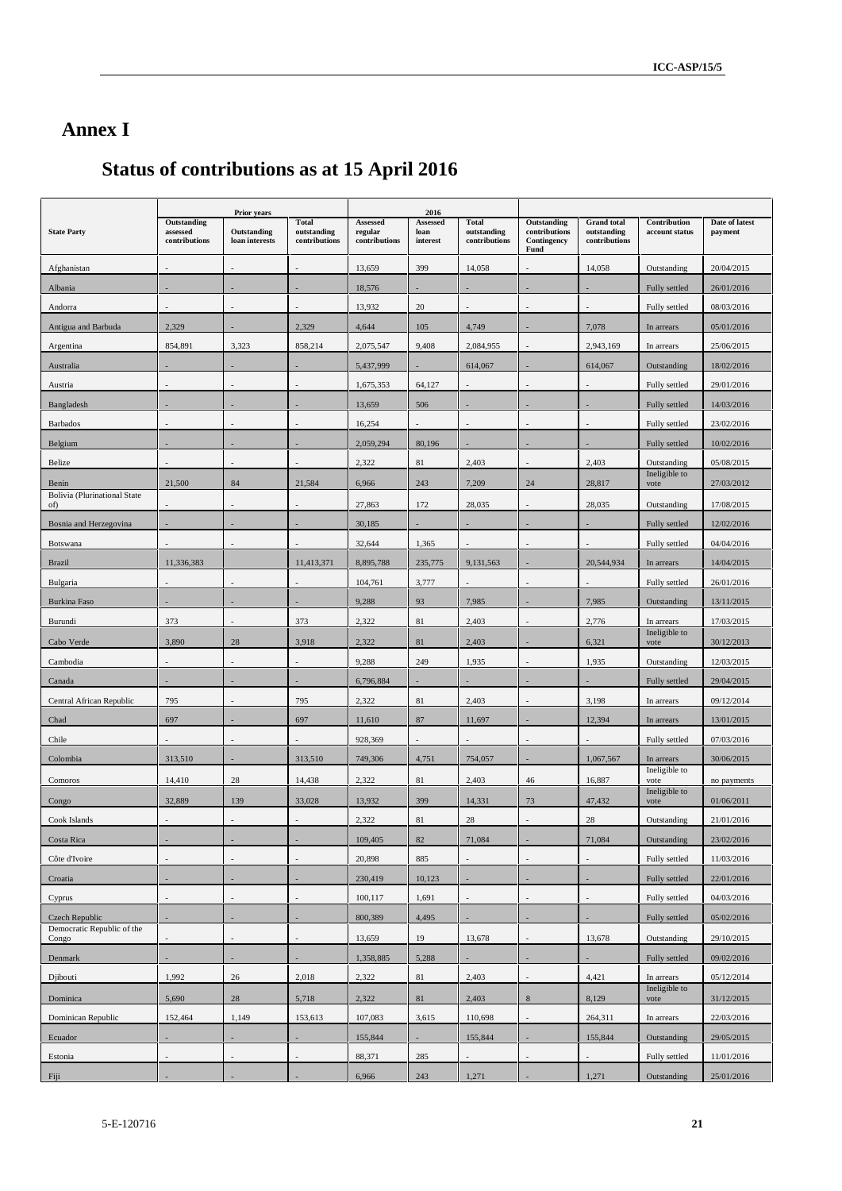# Annex I

## Status of contributions as at 15 April 2016

| State Party | Prior years | | | 2016 | | | | | | |
|---|---|---|---|---|---|---|---|---|---|---|
| | Outstanding assessed contributions | Outstanding loan interests | Total outstanding contributions | Assessed regular contributions | Assessed loan interest | Total outstanding contributions | Outstanding contributions Contingency Fund | Grand total outstanding contributions | Contribution account status | Date of latest payment |
| Afghanistan | - | - | - | 13,659 | 399 | 14,058 | - | 14,058 | Outstanding | 20/04/2015 |
| Albania | - | - | - | 18,576 | - | - | - | - | Fully settled | 26/01/2016 |
| Andorra | - | - | - | 13,932 | 20 | - | - | - | Fully settled | 08/03/2016 |
| Antigua and Barbuda | 2,329 | - | 2,329 | 4,644 | 105 | 4,749 | - | 7,078 | In arrears | 05/01/2016 |
| Argentina | 854,891 | 3,323 | 858,214 | 2,075,547 | 9,408 | 2,084,955 | - | 2,943,169 | In arrears | 25/06/2015 |
| Australia | - | - | - | 5,437,999 | - | 614,067 | - | 614,067 | Outstanding | 18/02/2016 |
| Austria | - | - | - | 1,675,353 | 64,127 | - | - | - | Fully settled | 29/01/2016 |
| Bangladesh | - | - | - | 13,659 | 506 | - | - | - | Fully settled | 14/03/2016 |
| Barbados | - | - | - | 16,254 | - | - | - | - | Fully settled | 23/02/2016 |
| Belgium | - | - | - | 2,059,294 | 80,196 | - | - | - | Fully settled | 10/02/2016 |
| Belize | - | - | - | 2,322 | 81 | 2,403 | - | 2,403 | Outstanding | 05/08/2015 |
| Benin | 21,500 | 84 | 21,584 | 6,966 | 243 | 7,209 | 24 | 28,817 | Ineligible to vote | 27/03/2012 |
| Bolivia (Plurinational State of) | - | - | - | 27,863 | 172 | 28,035 | - | 28,035 | Outstanding | 17/08/2015 |
| Bosnia and Herzegovina | - | - | - | 30,185 | - | - | - | - | Fully settled | 12/02/2016 |
| Botswana | - | - | - | 32,644 | 1,365 | - | - | - | Fully settled | 04/04/2016 |
| Brazil | 11,336,383 | | 11,413,371 | 8,895,788 | 235,775 | 9,131,563 | - | 20,544,934 | In arrears | 14/04/2015 |
| Bulgaria | - | - | - | 104,761 | 3,777 | - | - | - | Fully settled | 26/01/2016 |
| Burkina Faso | - | - | - | 9,288 | 93 | 7,985 | - | 7,985 | Outstanding | 13/11/2015 |
| Burundi | 373 | - | 373 | 2,322 | 81 | 2,403 | - | 2,776 | In arrears | 17/03/2015 |
| Cabo Verde | 3,890 | 28 | 3,918 | 2,322 | 81 | 2,403 | - | 6,321 | Ineligible to vote | 30/12/2013 |
| Cambodia | - | - | - | 9,288 | 249 | 1,935 | - | 1,935 | Outstanding | 12/03/2015 |
| Canada | - | - | - | 6,796,884 | - | - | - | - | Fully settled | 29/04/2015 |
| Central African Republic | 795 | - | 795 | 2,322 | 81 | 2,403 | - | 3,198 | In arrears | 09/12/2014 |
| Chad | 697 | - | 697 | 11,610 | 87 | 11,697 | - | 12,394 | In arrears | 13/01/2015 |
| Chile | - | - | - | 928,369 | - | - | - | - | Fully settled | 07/03/2016 |
| Colombia | 313,510 | - | 313,510 | 749,306 | 4,751 | 754,057 | - | 1,067,567 | In arrears | 30/06/2015 |
| Comoros | 14,410 | 28 | 14,438 | 2,322 | 81 | 2,403 | 46 | 16,887 | Ineligible to vote | no payments |
| Congo | 32,889 | 139 | 33,028 | 13,932 | 399 | 14,331 | 73 | 47,432 | Ineligible to vote | 01/06/2011 |
| Cook Islands | - | - | - | 2,322 | 81 | 28 | - | 28 | Outstanding | 21/01/2016 |
| Costa Rica | - | - | - | 109,405 | 82 | 71,084 | - | 71,084 | Outstanding | 23/02/2016 |
| Côte d'Ivoire | - | - | - | 20,898 | 885 | - | - | - | Fully settled | 11/03/2016 |
| Croatia | - | - | - | 230,419 | 10,123 | - | - | - | Fully settled | 22/01/2016 |
| Cyprus | - | - | - | 100,117 | 1,691 | - | - | - | Fully settled | 04/03/2016 |
| Czech Republic | - | - | - | 800,389 | 4,495 | - | - | - | Fully settled | 05/02/2016 |
| Democratic Republic of the Congo | - | - | - | 13,659 | 19 | 13,678 | - | 13,678 | Outstanding | 29/10/2015 |
| Denmark | - | - | - | 1,358,885 | 5,288 | - | - | - | Fully settled | 09/02/2016 |
| Djibouti | 1,992 | 26 | 2,018 | 2,322 | 81 | 2,403 | - | 4,421 | In arrears | 05/12/2014 |
| Dominica | 5,690 | 28 | 5,718 | 2,322 | 81 | 2,403 | 8 | 8,129 | Ineligible to vote | 31/12/2015 |
| Dominican Republic | 152,464 | 1,149 | 153,613 | 107,083 | 3,615 | 110,698 | - | 264,311 | In arrears | 22/03/2016 |
| Ecuador | - | - | - | 155,844 | - | 155,844 | - | 155,844 | Outstanding | 29/05/2015 |
| Estonia | - | - | - | 88,371 | 285 | - | - | - | Fully settled | 11/01/2016 |
| Fiji | - | - | - | 6,966 | 243 | 1,271 | - | 1,271 | Outstanding | 25/01/2016 |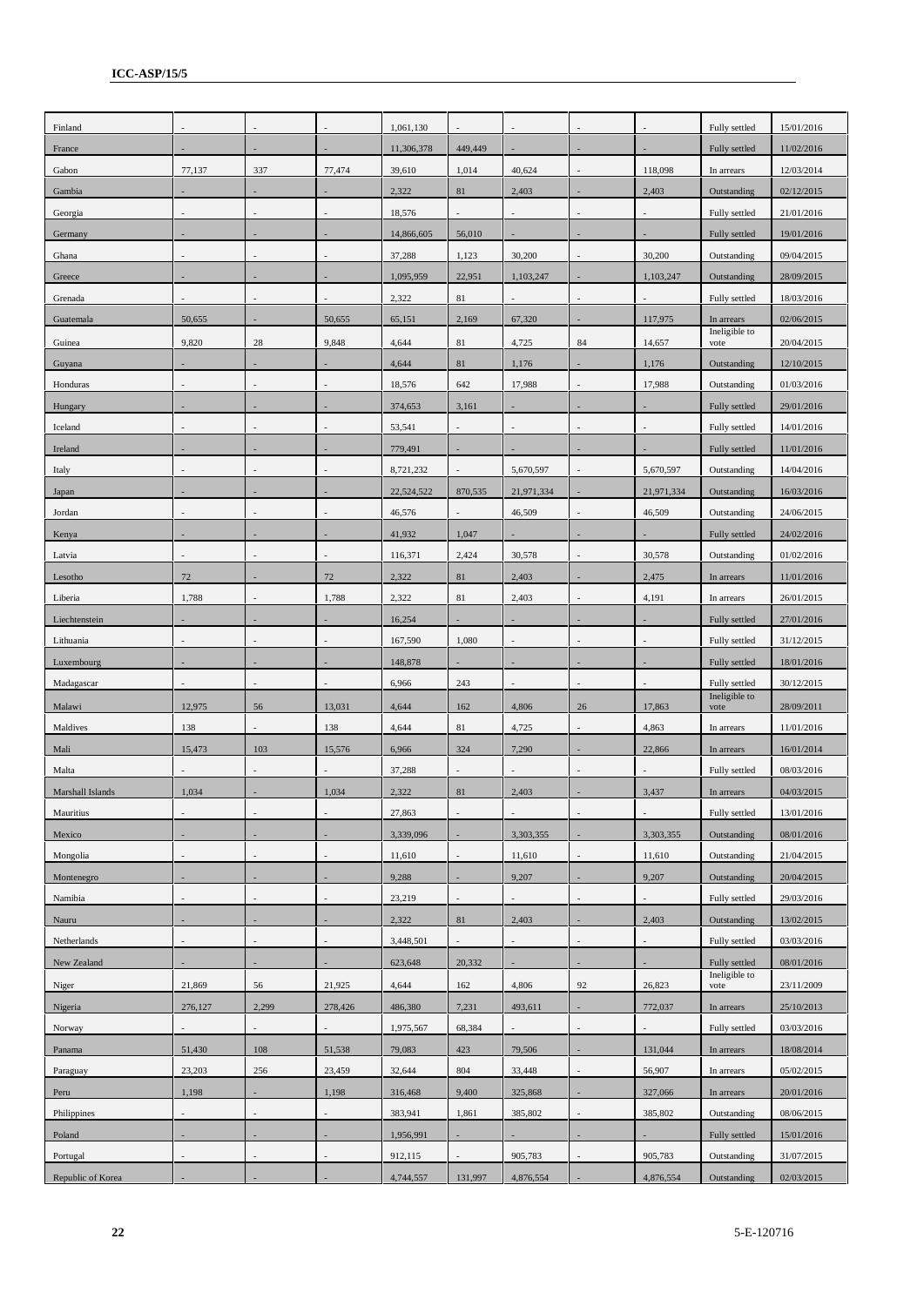| | | | | | | | | | | |
|---|---|---|---|---|---|---|---|---|---|---|
| Finland | - | - | - | 1,061,130 | - | - | - | - | Fully settled | 15/01/2016 |
| France | - | - | - | 11,306,378 | 449,449 | - | - | - | Fully settled | 11/02/2016 |
| Gabon | 77,137 | 337 | 77,474 | 39,610 | 1,014 | 40,624 | - | 118,098 | In arrears | 12/03/2014 |
| Gambia | - | - | - | 2,322 | 81 | 2,403 | - | 2,403 | Outstanding | 02/12/2015 |
| Georgia | - | - | - | 18,576 | - | - | - | - | Fully settled | 21/01/2016 |
| Germany | - | - | - | 14,866,605 | 56,010 | - | - | - | Fully settled | 19/01/2016 |
| Ghana | - | - | - | 37,288 | 1,123 | 30,200 | - | 30,200 | Outstanding | 09/04/2015 |
| Greece | - | - | - | 1,095,959 | 22,951 | 1,103,247 | - | 1,103,247 | Outstanding | 28/09/2015 |
| Grenada | - | - | - | 2,322 | 81 | - | - | - | Fully settled | 18/03/2016 |
| Guatemala | 50,655 | - | 50,655 | 65,151 | 2,169 | 67,320 | - | 117,975 | In arrears | 02/06/2015 |
| Guinea | 9,820 | 28 | 9,848 | 4,644 | 81 | 4,725 | 84 | 14,657 | Ineligible to vote | 20/04/2015 |
| Guyana | - | - | - | 4,644 | 81 | 1,176 | - | 1,176 | Outstanding | 12/10/2015 |
| Honduras | - | - | - | 18,576 | 642 | 17,988 | - | 17,988 | Outstanding | 01/03/2016 |
| Hungary | - | - | - | 374,653 | 3,161 | - | - | - | Fully settled | 29/01/2016 |
| Iceland | - | - | - | 53,541 | - | - | - | - | Fully settled | 14/01/2016 |
| Ireland | - | - | - | 779,491 | - | - | - | - | Fully settled | 11/01/2016 |
| Italy | - | - | - | 8,721,232 | - | 5,670,597 | - | 5,670,597 | Outstanding | 14/04/2016 |
| Japan | - | - | - | 22,524,522 | 870,535 | 21,971,334 | - | 21,971,334 | Outstanding | 16/03/2016 |
| Jordan | - | - | - | 46,576 | - | 46,509 | - | 46,509 | Outstanding | 24/06/2015 |
| Kenya | - | - | - | 41,932 | 1,047 | - | - | - | Fully settled | 24/02/2016 |
| Latvia | - | - | - | 116,371 | 2,424 | 30,578 | - | 30,578 | Outstanding | 01/02/2016 |
| Lesotho | 72 | - | 72 | 2,322 | 81 | 2,403 | - | 2,475 | In arrears | 11/01/2016 |
| Liberia | 1,788 | - | 1,788 | 2,322 | 81 | 2,403 | - | 4,191 | In arrears | 26/01/2015 |
| Liechtenstein | - | - | - | 16,254 | - | - | - | - | Fully settled | 27/01/2016 |
| Lithuania | - | - | - | 167,590 | 1,080 | - | - | - | Fully settled | 31/12/2015 |
| Luxembourg | - | - | - | 148,878 | - | - | - | - | Fully settled | 18/01/2016 |
| Madagascar | - | - | - | 6,966 | 243 | - | - | - | Fully settled | 30/12/2015 |
| Malawi | 12,975 | 56 | 13,031 | 4,644 | 162 | 4,806 | 26 | 17,863 | Ineligible to vote | 28/09/2011 |
| Maldives | 138 | - | 138 | 4,644 | 81 | 4,725 | - | 4,863 | In arrears | 11/01/2016 |
| Mali | 15,473 | 103 | 15,576 | 6,966 | 324 | 7,290 | - | 22,866 | In arrears | 16/01/2014 |
| Malta | - | - | - | 37,288 | - | - | - | - | Fully settled | 08/03/2016 |
| Marshall Islands | 1,034 | - | 1,034 | 2,322 | 81 | 2,403 | - | 3,437 | In arrears | 04/03/2015 |
| Mauritius | - | - | - | 27,863 | - | - | - | - | Fully settled | 13/01/2016 |
| Mexico | - | - | - | 3,339,096 | - | 3,303,355 | - | 3,303,355 | Outstanding | 08/01/2016 |
| Mongolia | - | - | - | 11,610 | - | 11,610 | - | 11,610 | Outstanding | 21/04/2015 |
| Montenegro | - | - | - | 9,288 | - | 9,207 | - | 9,207 | Outstanding | 20/04/2015 |
| Namibia | - | - | - | 23,219 | - | - | - | - | Fully settled | 29/03/2016 |
| Nauru | - | - | - | 2,322 | 81 | 2,403 | - | 2,403 | Outstanding | 13/02/2015 |
| Netherlands | - | - | - | 3,448,501 | - | - | - | - | Fully settled | 03/03/2016 |
| New Zealand | - | - | - | 623,648 | 20,332 | - | - | - | Fully settled | 08/01/2016 |
| Niger | 21,869 | 56 | 21,925 | 4,644 | 162 | 4,806 | 92 | 26,823 | Ineligible to vote | 23/11/2009 |
| Nigeria | 276,127 | 2,299 | 278,426 | 486,380 | 7,231 | 493,611 | - | 772,037 | In arrears | 25/10/2013 |
| Norway | - | - | - | 1,975,567 | 68,384 | - | - | - | Fully settled | 03/03/2016 |
| Panama | 51,430 | 108 | 51,538 | 79,083 | 423 | 79,506 | - | 131,044 | In arrears | 18/08/2014 |
| Paraguay | 23,203 | 256 | 23,459 | 32,644 | 804 | 33,448 | - | 56,907 | In arrears | 05/02/2015 |
| Peru | 1,198 | - | 1,198 | 316,468 | 9,400 | 325,868 | - | 327,066 | In arrears | 20/01/2016 |
| Philippines | - | - | - | 383,941 | 1,861 | 385,802 | - | 385,802 | Outstanding | 08/06/2015 |
| Poland | - | - | - | 1,956,991 | - | - | - | - | Fully settled | 15/01/2016 |
| Portugal | - | - | - | 912,115 | - | 905,783 | - | 905,783 | Outstanding | 31/07/2015 |
| Republic of Korea | - | - | - | 4,744,557 | 131,997 | 4,876,554 | - | 4,876,554 | Outstanding | 02/03/2015 |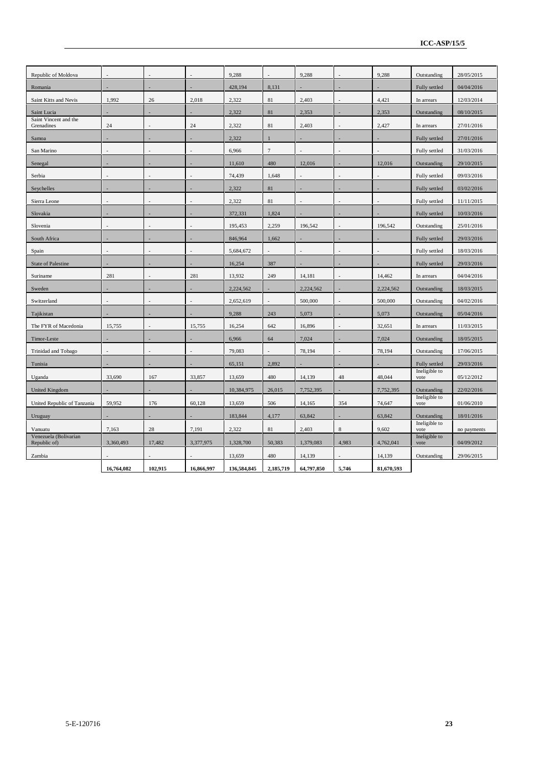| | | | | | | | | | | |
|---|---|---|---|---|---|---|---|---|---|---|
| Republic of Moldova | - | - | - | 9,288 | - | 9,288 | - | 9,288 | Outstanding | 28/05/2015 |
| Romania | - | - | - | 428,194 | 8,131 | - | - | - | Fully settled | 04/04/2016 |
| Saint Kitts and Nevis | 1,992 | 26 | 2,018 | 2,322 | 81 | 2,403 | - | 4,421 | In arrears | 12/03/2014 |
| Saint Lucia | - | - | - | 2,322 | 81 | 2,353 | - | 2,353 | Outstanding | 08/10/2015 |
| Saint Vincent and the Grenadines | 24 | - | 24 | 2,322 | 81 | 2,403 | - | 2,427 | In arrears | 27/01/2016 |
| Samoa | - | - | - | 2,322 | 1 | - | - | - | Fully settled | 27/01/2016 |
| San Marino | - | - | - | 6,966 | 7 | - | - | - | Fully settled | 31/03/2016 |
| Senegal | - | - | - | 11,610 | 480 | 12,016 | - | 12,016 | Outstanding | 29/10/2015 |
| Serbia | - | - | - | 74,439 | 1,648 | - | - | - | Fully settled | 09/03/2016 |
| Seychelles | - | - | - | 2,322 | 81 | - | - | - | Fully settled | 03/02/2016 |
| Sierra Leone | - | - | - | 2,322 | 81 | - | - | - | Fully settled | 11/11/2015 |
| Slovakia | - | - | - | 372,331 | 1,824 | - | - | - | Fully settled | 10/03/2016 |
| Slovenia | - | - | - | 195,453 | 2,259 | 196,542 | - | 196,542 | Outstanding | 25/01/2016 |
| South Africa | - | - | - | 846,964 | 1,662 | - | - | - | Fully settled | 29/03/2016 |
| Spain | - | - | - | 5,684,672 | - | - | - | - | Fully settled | 18/03/2016 |
| State of Palestine | - | - | - | 16,254 | 387 | - | - | - | Fully settled | 29/03/2016 |
| Suriname | 281 | - | 281 | 13,932 | 249 | 14,181 | - | 14,462 | In arrears | 04/04/2016 |
| Sweden | - | - | - | 2,224,562 | - | 2,224,562 | - | 2,224,562 | Outstanding | 18/03/2015 |
| Switzerland | - | - | - | 2,652,619 | - | 500,000 | - | 500,000 | Outstanding | 04/02/2016 |
| Tajikistan | - | - | - | 9,288 | 243 | 5,073 | - | 5,073 | Outstanding | 05/04/2016 |
| The FYR of Macedonia | 15,755 | - | 15,755 | 16,254 | 642 | 16,896 | - | 32,651 | In arrears | 11/03/2015 |
| Timor-Leste | - | - | - | 6,966 | 64 | 7,024 | - | 7,024 | Outstanding | 18/05/2015 |
| Trinidad and Tobago | - | - | - | 79,083 | - | 78,194 | - | 78,194 | Outstanding | 17/06/2015 |
| Tunisia | - | - | - | 65,151 | 2,892 | - | - | - | Fully settled | 29/03/2016 |
| Uganda | 33,690 | 167 | 33,857 | 13,659 | 480 | 14,139 | 48 | 48,044 | Ineligible to vote | 05/12/2012 |
| United Kingdom | - | - | - | 10,384,975 | 26,015 | 7,752,395 | - | 7,752,395 | Outstanding | 22/02/2016 |
| United Republic of Tanzania | 59,952 | 176 | 60,128 | 13,659 | 506 | 14,165 | 354 | 74,647 | Ineligible to vote | 01/06/2010 |
| Uruguay | - | - | - | 183,844 | 4,177 | 63,842 | - | 63,842 | Outstanding | 18/01/2016 |
| Vanuatu | 7,163 | 28 | 7,191 | 2,322 | 81 | 2,403 | 8 | 9,602 | Ineligible to vote | no payments |
| Venezuela (Bolivarian Republic of) | 3,360,493 | 17,482 | 3,377,975 | 1,328,700 | 50,383 | 1,379,083 | 4,983 | 4,762,041 | Ineligible to vote | 04/09/2012 |
| Zambia | - | - | - | 13,659 | 480 | 14,139 | - | 14,139 | Outstanding | 29/06/2015 |
| | **16,764,082** | **102,915** | **16,866,997** | **136,584,845** | **2,185,719** | **64,797,850** | **5,746** | **81,670,593** | | |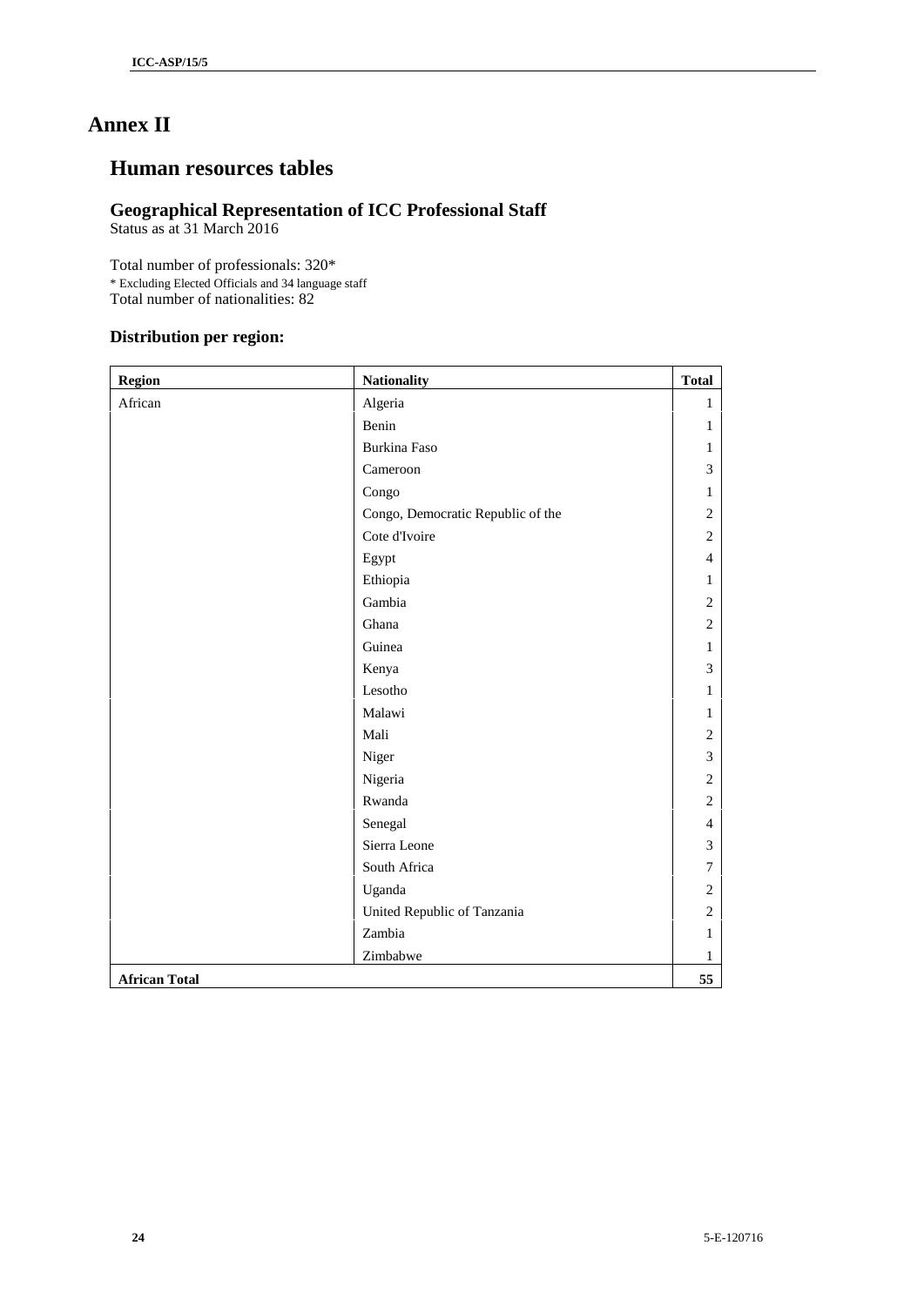# Annex II

## Human resources tables

### Geographical Representation of ICC Professional Staff

Status as at 31 March 2016

Total number of professionals: 320*

\* Excluding Elected Officials and 34 language staff

Total number of nationalities: 82

### Distribution per region:

| Region | Nationality | Total |
|---|---|---|
| African | Algeria | 1 |
| | Benin | 1 |
| | Burkina Faso | 1 |
| | Cameroon | 3 |
| | Congo | 1 |
| | Congo, Democratic Republic of the | 2 |
| | Cote d'Ivoire | 2 |
| | Egypt | 4 |
| | Ethiopia | 1 |
| | Gambia | 2 |
| | Ghana | 2 |
| | Guinea | 1 |
| | Kenya | 3 |
| | Lesotho | 1 |
| | Malawi | 1 |
| | Mali | 2 |
| | Niger | 3 |
| | Nigeria | 2 |
| | Rwanda | 2 |
| | Senegal | 4 |
| | Sierra Leone | 3 |
| | South Africa | 7 |
| | Uganda | 2 |
| | United Republic of Tanzania | 2 |
| | Zambia | 1 |
| | Zimbabwe | 1 |
| **African Total** | | **55** |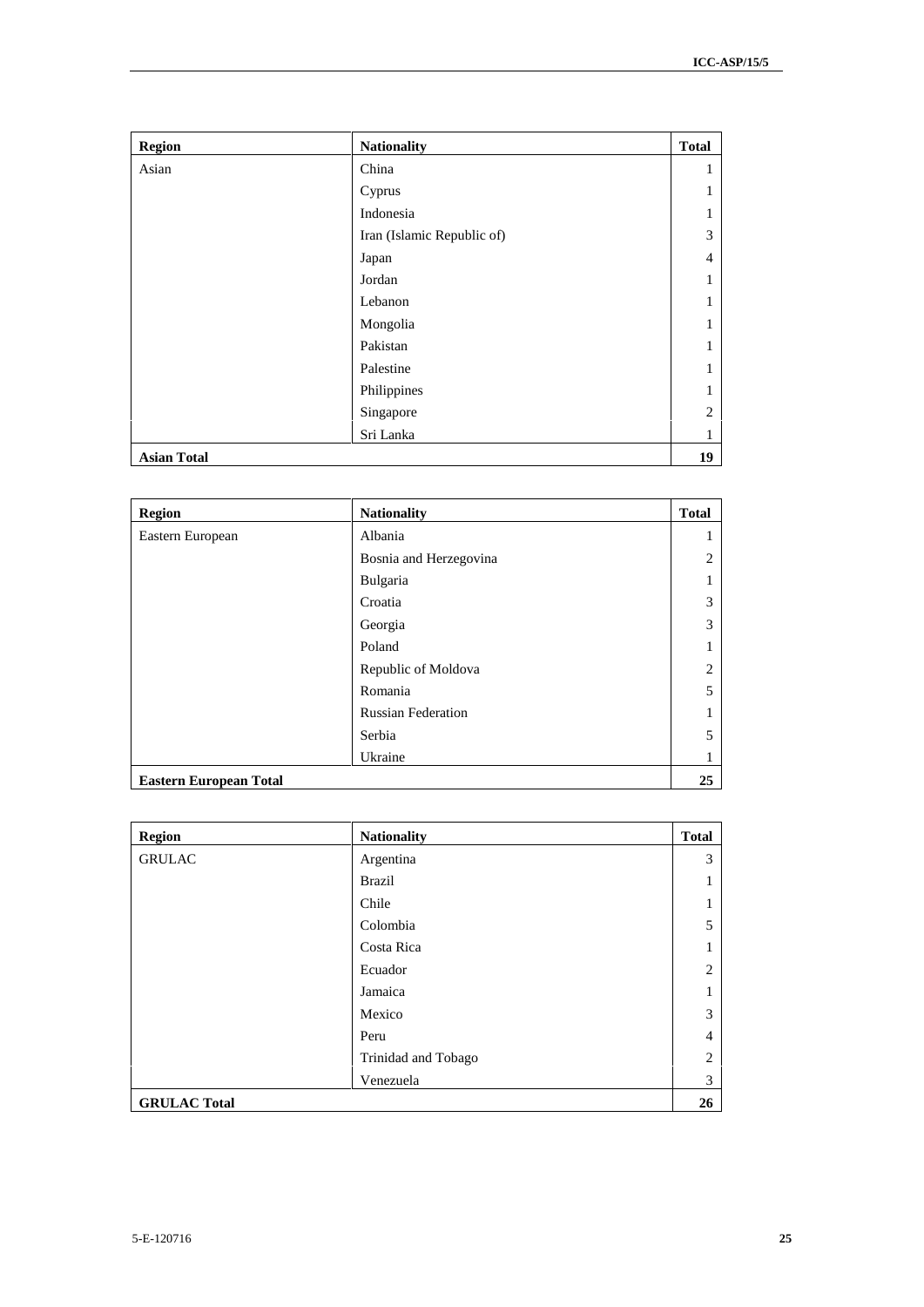| Region | Nationality | Total |
|---|---|---|
| Asian | China | 1 |
| | Cyprus | 1 |
| | Indonesia | 1 |
| | Iran (Islamic Republic of) | 3 |
| | Japan | 4 |
| | Jordan | 1 |
| | Lebanon | 1 |
| | Mongolia | 1 |
| | Pakistan | 1 |
| | Palestine | 1 |
| | Philippines | 1 |
| | Singapore | 2 |
| | Sri Lanka | 1 |
| **Asian Total** | | **19** |

| Region | Nationality | Total |
|---|---|---|
| Eastern European | Albania | 1 |
| | Bosnia and Herzegovina | 2 |
| | Bulgaria | 1 |
| | Croatia | 3 |
| | Georgia | 3 |
| | Poland | 1 |
| | Republic of Moldova | 2 |
| | Romania | 5 |
| | Russian Federation | 1 |
| | Serbia | 5 |
| | Ukraine | 1 |
| **Eastern European Total** | | **25** |

| Region | Nationality | Total |
|---|---|---|
| GRULAC | Argentina | 3 |
| | Brazil | 1 |
| | Chile | 1 |
| | Colombia | 5 |
| | Costa Rica | 1 |
| | Ecuador | 2 |
| | Jamaica | 1 |
| | Mexico | 3 |
| | Peru | 4 |
| | Trinidad and Tobago | 2 |
| | Venezuela | 3 |
| **GRULAC Total** | | **26** |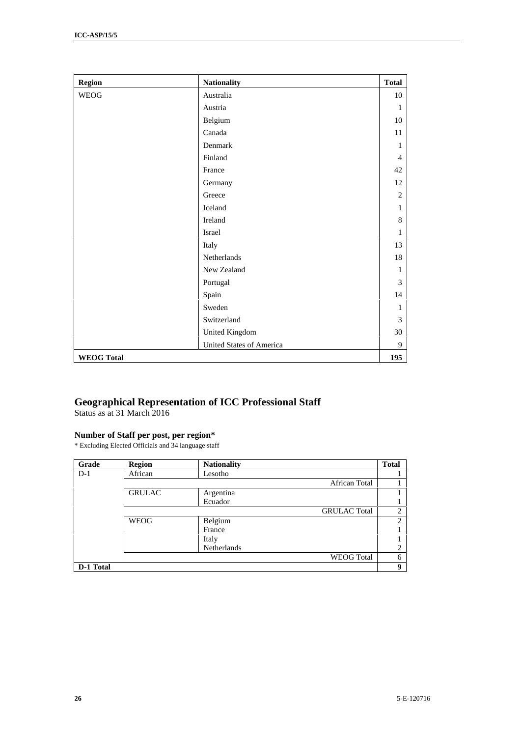| Region | Nationality | Total |
|---|---|---|
| WEOG | Australia | 10 |
| | Austria | 1 |
| | Belgium | 10 |
| | Canada | 11 |
| | Denmark | 1 |
| | Finland | 4 |
| | France | 42 |
| | Germany | 12 |
| | Greece | 2 |
| | Iceland | 1 |
| | Ireland | 8 |
| | Israel | 1 |
| | Italy | 13 |
| | Netherlands | 18 |
| | New Zealand | 1 |
| | Portugal | 3 |
| | Spain | 14 |
| | Sweden | 1 |
| | Switzerland | 3 |
| | United Kingdom | 30 |
| | United States of America | 9 |
| **WEOG Total** | | **195** |

## Geographical Representation of ICC Professional Staff

Status as at 31 March 2016

### Number of Staff per post, per region*

\* Excluding Elected Officials and 34 language staff

| Grade | Region | Nationality | Total |
|---|---|---|---|
| D-1 | African | Lesotho | 1 |
| | | African Total | 1 |
| | GRULAC | Argentina | 1 |
| | | Ecuador | 1 |
| | | GRULAC Total | 2 |
| | WEOG | Belgium | 2 |
| | | France | 1 |
| | | Italy | 1 |
| | | Netherlands | 2 |
| | | WEOG Total | 6 |
| **D-1 Total** | | | **9** |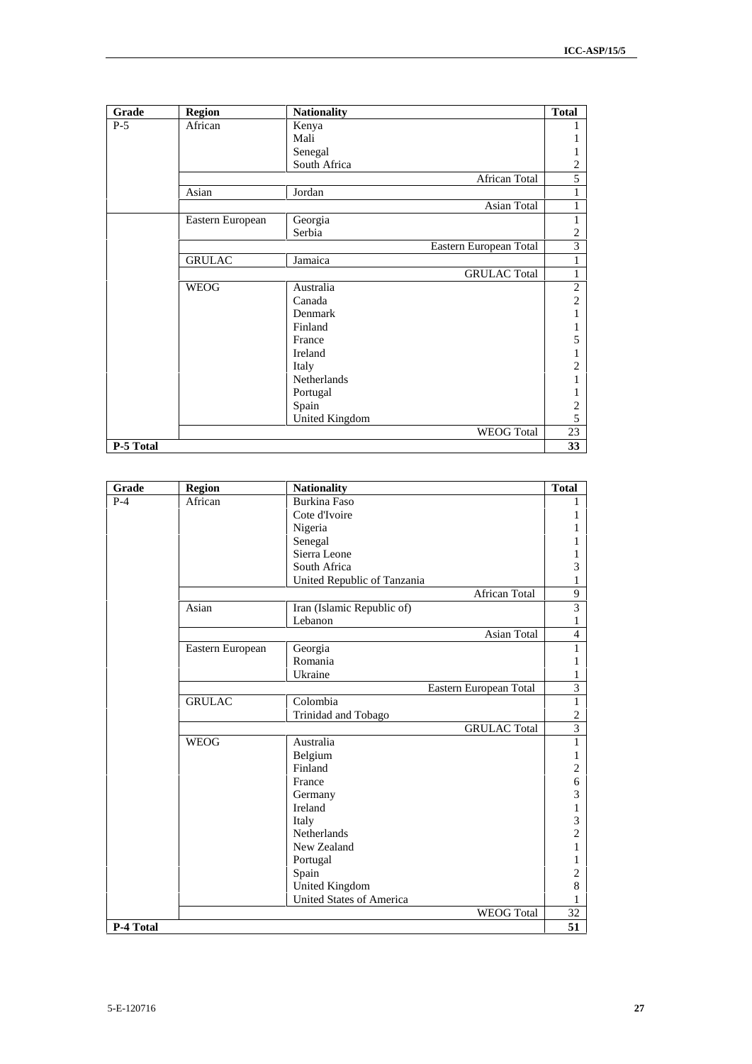| Grade | Region | Nationality | Total |
|---|---|---|---|
| P-5 | African | Kenya | 1 |
| | | Mali | 1 |
| | | Senegal | 1 |
| | | South Africa | 2 |
| | | African Total | 5 |
| | Asian | Jordan | 1 |
| | | Asian Total | 1 |
| | Eastern European | Georgia | 1 |
| | | Serbia | 2 |
| | | Eastern European Total | 3 |
| | GRULAC | Jamaica | 1 |
| | | GRULAC Total | 1 |
| | WEOG | Australia | 2 |
| | | Canada | 2 |
| | | Denmark | 1 |
| | | Finland | 1 |
| | | France | 5 |
| | | Ireland | 1 |
| | | Italy | 2 |
| | | Netherlands | 1 |
| | | Portugal | 1 |
| | | Spain | 2 |
| | | United Kingdom | 5 |
| | | WEOG Total | 23 |
| **P-5 Total** | | | **33** |

| Grade | Region | Nationality | Total |
|---|---|---|---|
| P-4 | African | Burkina Faso | 1 |
| | | Cote d'Ivoire | 1 |
| | | Nigeria | 1 |
| | | Senegal | 1 |
| | | Sierra Leone | 1 |
| | | South Africa | 3 |
| | | United Republic of Tanzania | 1 |
| | | African Total | 9 |
| | Asian | Iran (Islamic Republic of) | 3 |
| | | Lebanon | 1 |
| | | Asian Total | 4 |
| | Eastern European | Georgia | 1 |
| | | Romania | 1 |
| | | Ukraine | 1 |
| | | Eastern European Total | 3 |
| | GRULAC | Colombia | 1 |
| | | Trinidad and Tobago | 2 |
| | | GRULAC Total | 3 |
| | WEOG | Australia | 1 |
| | | Belgium | 1 |
| | | Finland | 2 |
| | | France | 6 |
| | | Germany | 3 |
| | | Ireland | 1 |
| | | Italy | 3 |
| | | Netherlands | 2 |
| | | New Zealand | 1 |
| | | Portugal | 1 |
| | | Spain | 2 |
| | | United Kingdom | 8 |
| | | United States of America | 1 |
| | | WEOG Total | 32 |
| **P-4 Total** | | | **51** |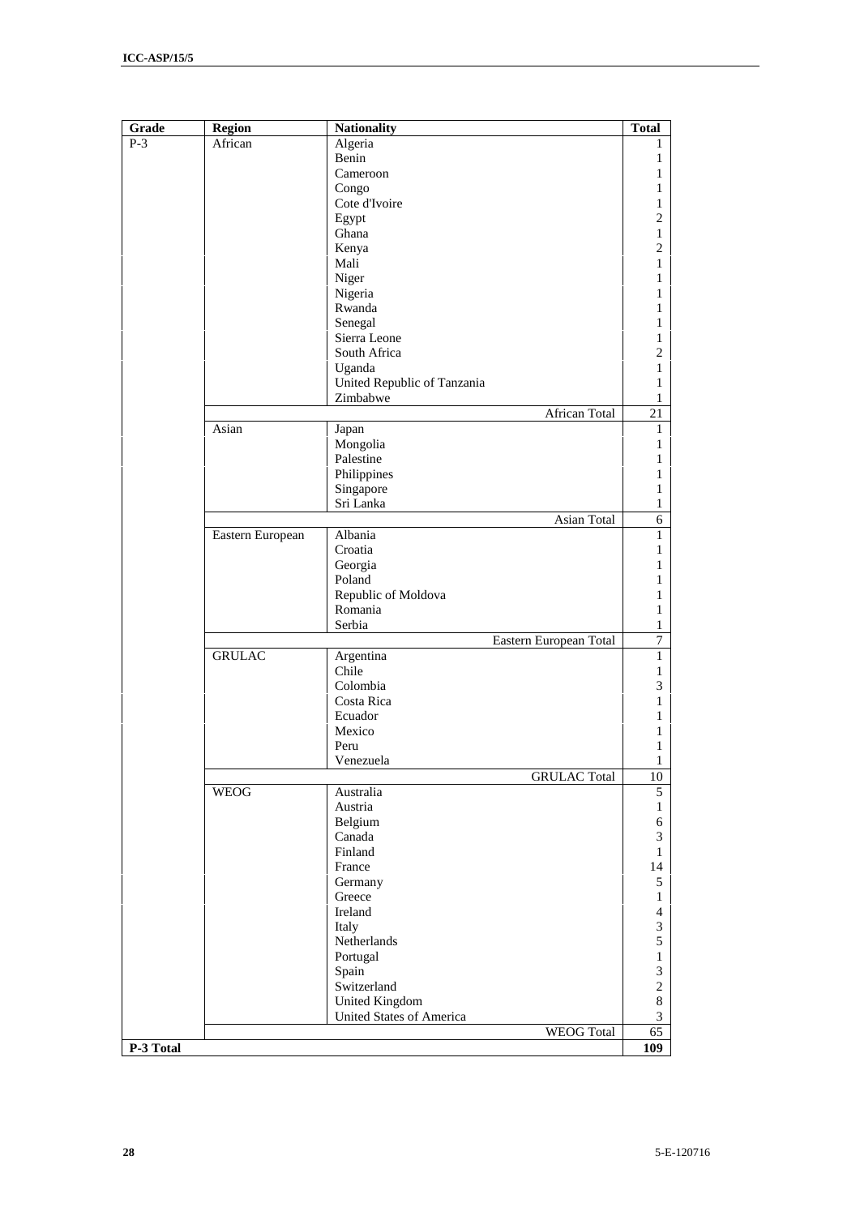| Grade | Region | Nationality | Total |
|---|---|---|---|
| P-3 | African | Algeria | 1 |
| | | Benin | 1 |
| | | Cameroon | 1 |
| | | Congo | 1 |
| | | Cote d'Ivoire | 1 |
| | | Egypt | 2 |
| | | Ghana | 1 |
| | | Kenya | 2 |
| | | Mali | 1 |
| | | Niger | 1 |
| | | Nigeria | 1 |
| | | Rwanda | 1 |
| | | Senegal | 1 |
| | | Sierra Leone | 1 |
| | | South Africa | 2 |
| | | Uganda | 1 |
| | | United Republic of Tanzania | 1 |
| | | Zimbabwe | 1 |
| | | African Total | 21 |
| | Asian | Japan | 1 |
| | | Mongolia | 1 |
| | | Palestine | 1 |
| | | Philippines | 1 |
| | | Singapore | 1 |
| | | Sri Lanka | 1 |
| | | Asian Total | 6 |
| | Eastern European | Albania | 1 |
| | | Croatia | 1 |
| | | Georgia | 1 |
| | | Poland | 1 |
| | | Republic of Moldova | 1 |
| | | Romania | 1 |
| | | Serbia | 1 |
| | | Eastern European Total | 7 |
| | GRULAC | Argentina | 1 |
| | | Chile | 1 |
| | | Colombia | 3 |
| | | Costa Rica | 1 |
| | | Ecuador | 1 |
| | | Mexico | 1 |
| | | Peru | 1 |
| | | Venezuela | 1 |
| | | GRULAC Total | 10 |
| | WEOG | Australia | 5 |
| | | Austria | 1 |
| | | Belgium | 6 |
| | | Canada | 3 |
| | | Finland | 1 |
| | | France | 14 |
| | | Germany | 5 |
| | | Greece | 1 |
| | | Ireland | 4 |
| | | Italy | 3 |
| | | Netherlands | 5 |
| | | Portugal | 1 |
| | | Spain | 3 |
| | | Switzerland | 2 |
| | | United Kingdom | 8 |
| | | United States of America | 3 |
| | | WEOG Total | 65 |
| **P-3 Total** | | | **109** |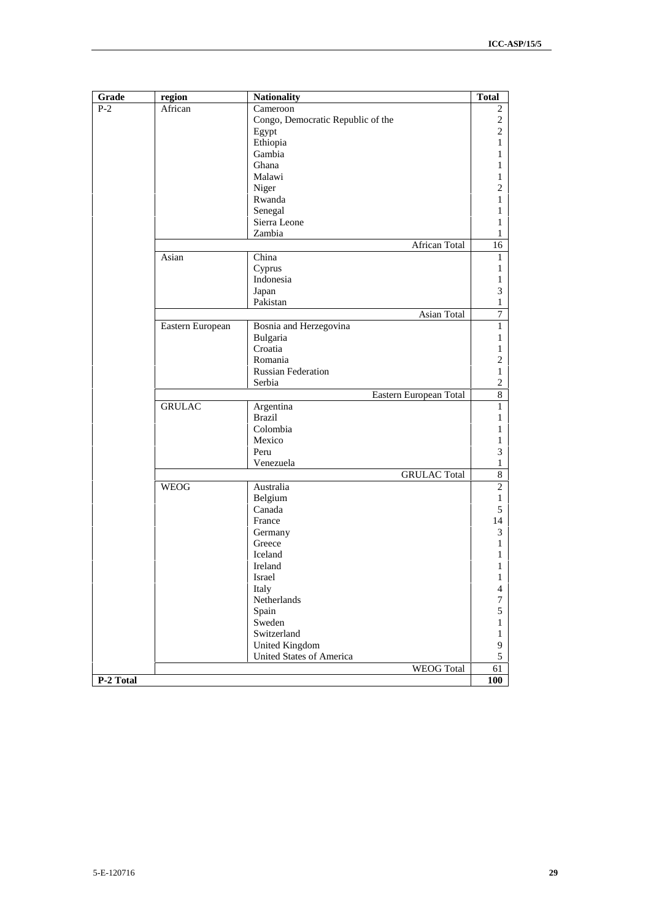| Grade | region | Nationality | Total |
|---|---|---|---|
| P-2 | African | Cameroon | 2 |
| | | Congo, Democratic Republic of the | 2 |
| | | Egypt | 2 |
| | | Ethiopia | 1 |
| | | Gambia | 1 |
| | | Ghana | 1 |
| | | Malawi | 1 |
| | | Niger | 2 |
| | | Rwanda | 1 |
| | | Senegal | 1 |
| | | Sierra Leone | 1 |
| | | Zambia | 1 |
| | | African Total | 16 |
| | Asian | China | 1 |
| | | Cyprus | 1 |
| | | Indonesia | 1 |
| | | Japan | 3 |
| | | Pakistan | 1 |
| | | Asian Total | 7 |
| | Eastern European | Bosnia and Herzegovina | 1 |
| | | Bulgaria | 1 |
| | | Croatia | 1 |
| | | Romania | 2 |
| | | Russian Federation | 1 |
| | | Serbia | 2 |
| | | Eastern European Total | 8 |
| | GRULAC | Argentina | 1 |
| | | Brazil | 1 |
| | | Colombia | 1 |
| | | Mexico | 1 |
| | | Peru | 3 |
| | | Venezuela | 1 |
| | | GRULAC Total | 8 |
| | WEOG | Australia | 2 |
| | | Belgium | 1 |
| | | Canada | 5 |
| | | France | 14 |
| | | Germany | 3 |
| | | Greece | 1 |
| | | Iceland | 1 |
| | | Ireland | 1 |
| | | Israel | 1 |
| | | Italy | 4 |
| | | Netherlands | 7 |
| | | Spain | 5 |
| | | Sweden | 1 |
| | | Switzerland | 1 |
| | | United Kingdom | 9 |
| | | United States of America | 5 |
| | | WEOG Total | 61 |
| **P-2 Total** | | | **100** |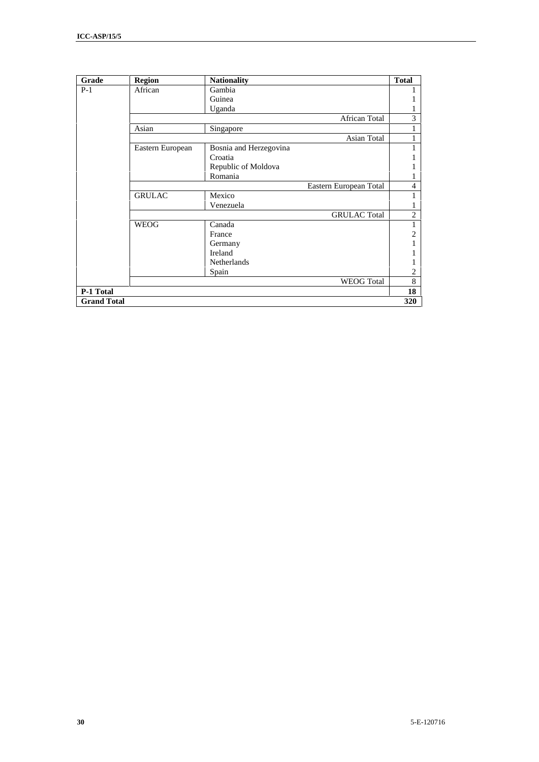| Grade | Region | Nationality | Total |
|---|---|---|---|
| P-1 | African | Gambia | 1 |
| | | Guinea | 1 |
| | | Uganda | 1 |
| | | African Total | 3 |
| | Asian | Singapore | 1 |
| | | Asian Total | 1 |
| | Eastern European | Bosnia and Herzegovina | 1 |
| | | Croatia | 1 |
| | | Republic of Moldova | 1 |
| | | Romania | 1 |
| | | Eastern European Total | 4 |
| | GRULAC | Mexico | 1 |
| | | Venezuela | 1 |
| | | GRULAC Total | 2 |
| | WEOG | Canada | 1 |
| | | France | 2 |
| | | Germany | 1 |
| | | Ireland | 1 |
| | | Netherlands | 1 |
| | | Spain | 2 |
| | | WEOG Total | 8 |
| **P-1 Total** | | | **18** |
| **Grand Total** | | | **320** |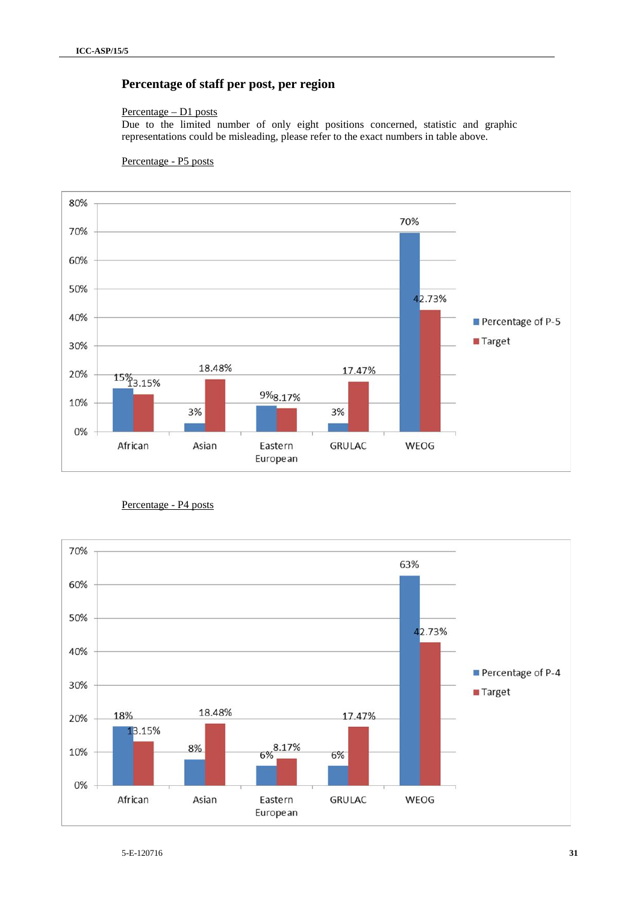## Percentage of staff per post, per region

Percentage – D1 posts

Due to the limited number of only eight positions concerned, statistic and graphic representations could be misleading, please refer to the exact numbers in table above.

Percentage - P5 posts

| Region | Percentage of P-5 | Target |
|---|---|---|
| African | 15% | 13.15% |
| Asian | 3% | 18.48% |
| Eastern European | 9% | 8.17% |
| GRULAC | 3% | 17.47% |
| WEOG | 70% | 42.73% |

Percentage - P4 posts

| Region | Percentage of P-4 | Target |
|---|---|---|
| African | 18% | 13.15% |
| Asian | 8% | 18.48% |
| Eastern European | 6% | 8.17% |
| GRULAC | 6% | 17.47% |
| WEOG | 63% | 42.73% |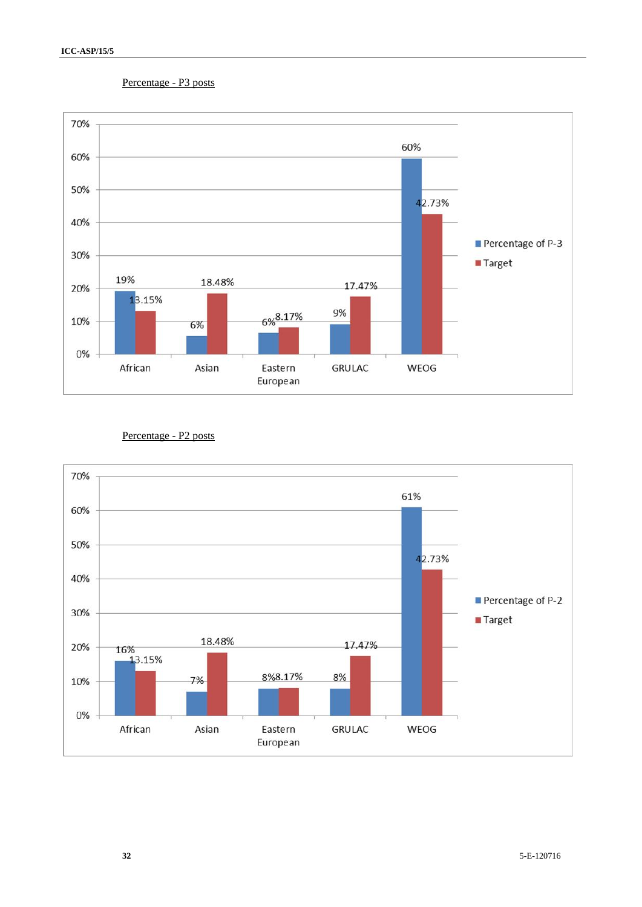Percentage - P3 posts

| | African | Asian | Eastern European | GRULAC | WEOG |
|---|---|---|---|---|---|
| Percentage of P-3 | 19% | 6% | 6% | 9% | 60% |
| Target | 13.15% | 18.48% | 8.17% | 17.47% | 42.73% |

Percentage - P2 posts

| | African | Asian | Eastern European | GRULAC | WEOG |
|---|---|---|---|---|---|
| Percentage of P-2 | 16% | 7% | 8% | 8% | 61% |
| Target | 13.15% | 18.48% | 8.17% | 17.47% | 42.73% |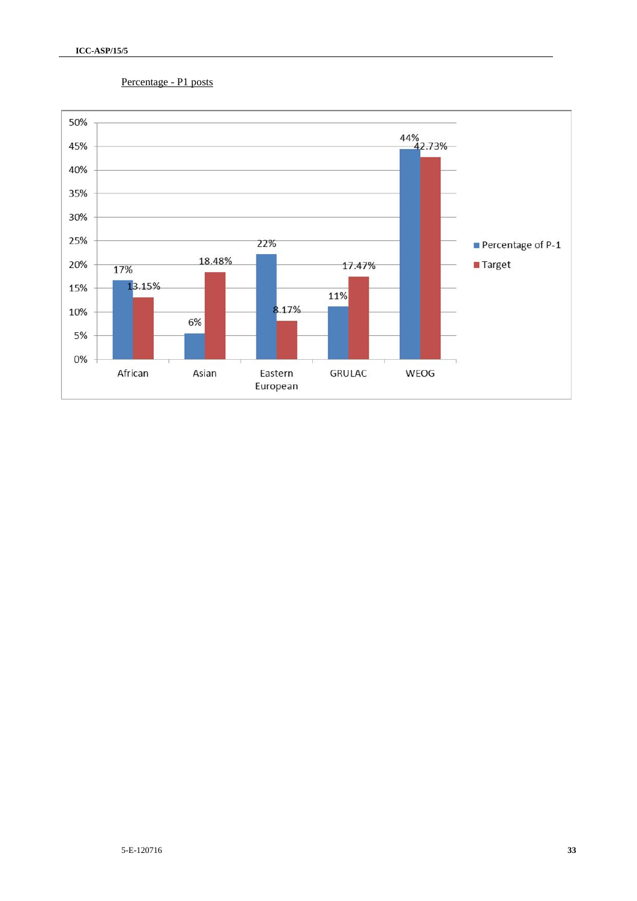Percentage - P1 posts

| | Percentage of P-1 | Target |
|---|---|---|
| African | 17% | 13.15% |
| Asian | 6% | 18.48% |
| Eastern European | 22% | 8.17% |
| GRULAC | 11% | 17.47% |
| WEOG | 44% | 42.73% |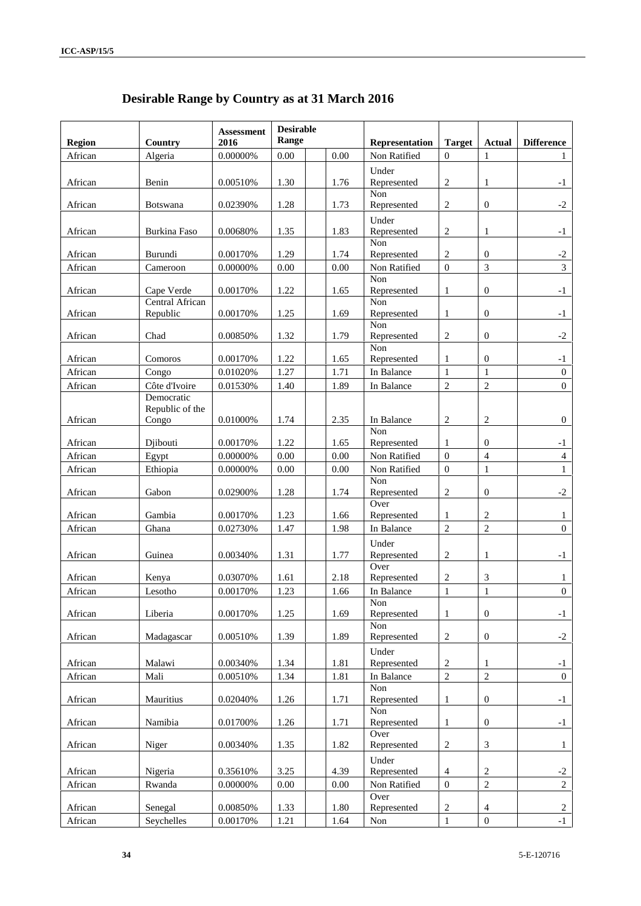# Desirable Range by Country as at 31 March 2016

| Region | Country | Assessment 2016 | Desirable Range | | | Representation | Target | Actual | Difference |
|---|---|---|---|---|---|---|---|---|---|
| African | Algeria | 0.00000% | 0.00 | | 0.00 | Non Ratified | 0 | 1 | 1 |
| African | Benin | 0.00510% | 1.30 | | 1.76 | Under Represented | 2 | 1 | -1 |
| African | Botswana | 0.02390% | 1.28 | | 1.73 | Non Represented | 2 | 0 | -2 |
| African | Burkina Faso | 0.00680% | 1.35 | | 1.83 | Under Represented | 2 | 1 | -1 |
| African | Burundi | 0.00170% | 1.29 | | 1.74 | Non Represented | 2 | 0 | -2 |
| African | Cameroon | 0.00000% | 0.00 | | 0.00 | Non Ratified | 0 | 3 | 3 |
| African | Cape Verde | 0.00170% | 1.22 | | 1.65 | Non Represented | 1 | 0 | -1 |
| African | Central African Republic | 0.00170% | 1.25 | | 1.69 | Non Represented | 1 | 0 | -1 |
| African | Chad | 0.00850% | 1.32 | | 1.79 | Non Represented | 2 | 0 | -2 |
| African | Comoros | 0.00170% | 1.22 | | 1.65 | Non Represented | 1 | 0 | -1 |
| African | Congo | 0.01020% | 1.27 | | 1.71 | In Balance | 1 | 1 | 0 |
| African | Côte d'Ivoire | 0.01530% | 1.40 | | 1.89 | In Balance | 2 | 2 | 0 |
| African | Democratic Republic of the Congo | 0.01000% | 1.74 | | 2.35 | In Balance | 2 | 2 | 0 |
| African | Djibouti | 0.00170% | 1.22 | | 1.65 | Non Represented | 1 | 0 | -1 |
| African | Egypt | 0.00000% | 0.00 | | 0.00 | Non Ratified | 0 | 4 | 4 |
| African | Ethiopia | 0.00000% | 0.00 | | 0.00 | Non Ratified | 0 | 1 | 1 |
| African | Gabon | 0.02900% | 1.28 | | 1.74 | Non Represented | 2 | 0 | -2 |
| African | Gambia | 0.00170% | 1.23 | | 1.66 | Over Represented | 1 | 2 | 1 |
| African | Ghana | 0.02730% | 1.47 | | 1.98 | In Balance | 2 | 2 | 0 |
| African | Guinea | 0.00340% | 1.31 | | 1.77 | Under Represented | 2 | 1 | -1 |
| African | Kenya | 0.03070% | 1.61 | | 2.18 | Over Represented | 2 | 3 | 1 |
| African | Lesotho | 0.00170% | 1.23 | | 1.66 | In Balance | 1 | 1 | 0 |
| African | Liberia | 0.00170% | 1.25 | | 1.69 | Non Represented | 1 | 0 | -1 |
| African | Madagascar | 0.00510% | 1.39 | | 1.89 | Non Represented | 2 | 0 | -2 |
| African | Malawi | 0.00340% | 1.34 | | 1.81 | Under Represented | 2 | 1 | -1 |
| African | Mali | 0.00510% | 1.34 | | 1.81 | In Balance | 2 | 2 | 0 |
| African | Mauritius | 0.02040% | 1.26 | | 1.71 | Non Represented | 1 | 0 | -1 |
| African | Namibia | 0.01700% | 1.26 | | 1.71 | Non Represented | 1 | 0 | -1 |
| African | Niger | 0.00340% | 1.35 | | 1.82 | Over Represented | 2 | 3 | 1 |
| African | Nigeria | 0.35610% | 3.25 | | 4.39 | Under Represented | 4 | 2 | -2 |
| African | Rwanda | 0.00000% | 0.00 | | 0.00 | Non Ratified | 0 | 2 | 2 |
| African | Senegal | 0.00850% | 1.33 | | 1.80 | Over Represented | 2 | 4 | 2 |
| African | Seychelles | 0.00170% | 1.21 | | 1.64 | Non | 1 | 0 | -1 |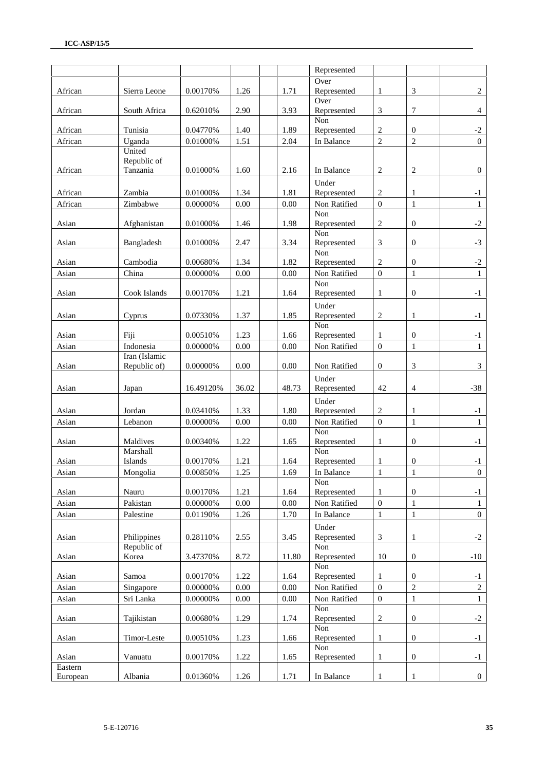| | | | | | | | | | |
|---|---|---|---|---|---|---|---|---|---|
| | | | | | | Represented | | | |
| African | Sierra Leone | 0.00170% | 1.26 | | 1.71 | Over Represented | 1 | 3 | 2 |
| African | South Africa | 0.62010% | 2.90 | | 3.93 | Over Represented | 3 | 7 | 4 |
| African | Tunisia | 0.04770% | 1.40 | | 1.89 | Non Represented | 2 | 0 | -2 |
| African | Uganda | 0.01000% | 1.51 | | 2.04 | In Balance | 2 | 2 | 0 |
| African | United Republic of Tanzania | 0.01000% | 1.60 | | 2.16 | In Balance | 2 | 2 | 0 |
| African | Zambia | 0.01000% | 1.34 | | 1.81 | Under Represented | 2 | 1 | -1 |
| African | Zimbabwe | 0.00000% | 0.00 | | 0.00 | Non Ratified | 0 | 1 | 1 |
| Asian | Afghanistan | 0.01000% | 1.46 | | 1.98 | Non Represented | 2 | 0 | -2 |
| Asian | Bangladesh | 0.01000% | 2.47 | | 3.34 | Non Represented | 3 | 0 | -3 |
| Asian | Cambodia | 0.00680% | 1.34 | | 1.82 | Non Represented | 2 | 0 | -2 |
| Asian | China | 0.00000% | 0.00 | | 0.00 | Non Ratified | 0 | 1 | 1 |
| Asian | Cook Islands | 0.00170% | 1.21 | | 1.64 | Non Represented | 1 | 0 | -1 |
| Asian | Cyprus | 0.07330% | 1.37 | | 1.85 | Under Represented | 2 | 1 | -1 |
| Asian | Fiji | 0.00510% | 1.23 | | 1.66 | Non Represented | 1 | 0 | -1 |
| Asian | Indonesia | 0.00000% | 0.00 | | 0.00 | Non Ratified | 0 | 1 | 1 |
| Asian | Iran (Islamic Republic of) | 0.00000% | 0.00 | | 0.00 | Non Ratified | 0 | 3 | 3 |
| Asian | Japan | 16.49120% | 36.02 | | 48.73 | Under Represented | 42 | 4 | -38 |
| Asian | Jordan | 0.03410% | 1.33 | | 1.80 | Under Represented | 2 | 1 | -1 |
| Asian | Lebanon | 0.00000% | 0.00 | | 0.00 | Non Ratified | 0 | 1 | 1 |
| Asian | Maldives | 0.00340% | 1.22 | | 1.65 | Non Represented | 1 | 0 | -1 |
| Asian | Marshall Islands | 0.00170% | 1.21 | | 1.64 | Non Represented | 1 | 0 | -1 |
| Asian | Mongolia | 0.00850% | 1.25 | | 1.69 | In Balance | 1 | 1 | 0 |
| Asian | Nauru | 0.00170% | 1.21 | | 1.64 | Non Represented | 1 | 0 | -1 |
| Asian | Pakistan | 0.00000% | 0.00 | | 0.00 | Non Ratified | 0 | 1 | 1 |
| Asian | Palestine | 0.01190% | 1.26 | | 1.70 | In Balance | 1 | 1 | 0 |
| Asian | Philippines | 0.28110% | 2.55 | | 3.45 | Under Represented | 3 | 1 | -2 |
| Asian | Republic of Korea | 3.47370% | 8.72 | | 11.80 | Non Represented | 10 | 0 | -10 |
| Asian | Samoa | 0.00170% | 1.22 | | 1.64 | Non Represented | 1 | 0 | -1 |
| Asian | Singapore | 0.00000% | 0.00 | | 0.00 | Non Ratified | 0 | 2 | 2 |
| Asian | Sri Lanka | 0.00000% | 0.00 | | 0.00 | Non Ratified | 0 | 1 | 1 |
| Asian | Tajikistan | 0.00680% | 1.29 | | 1.74 | Non Represented | 2 | 0 | -2 |
| Asian | Timor-Leste | 0.00510% | 1.23 | | 1.66 | Non Represented | 1 | 0 | -1 |
| Asian | Vanuatu | 0.00170% | 1.22 | | 1.65 | Non Represented | 1 | 0 | -1 |
| Eastern European | Albania | 0.01360% | 1.26 | | 1.71 | In Balance | 1 | 1 | 0 |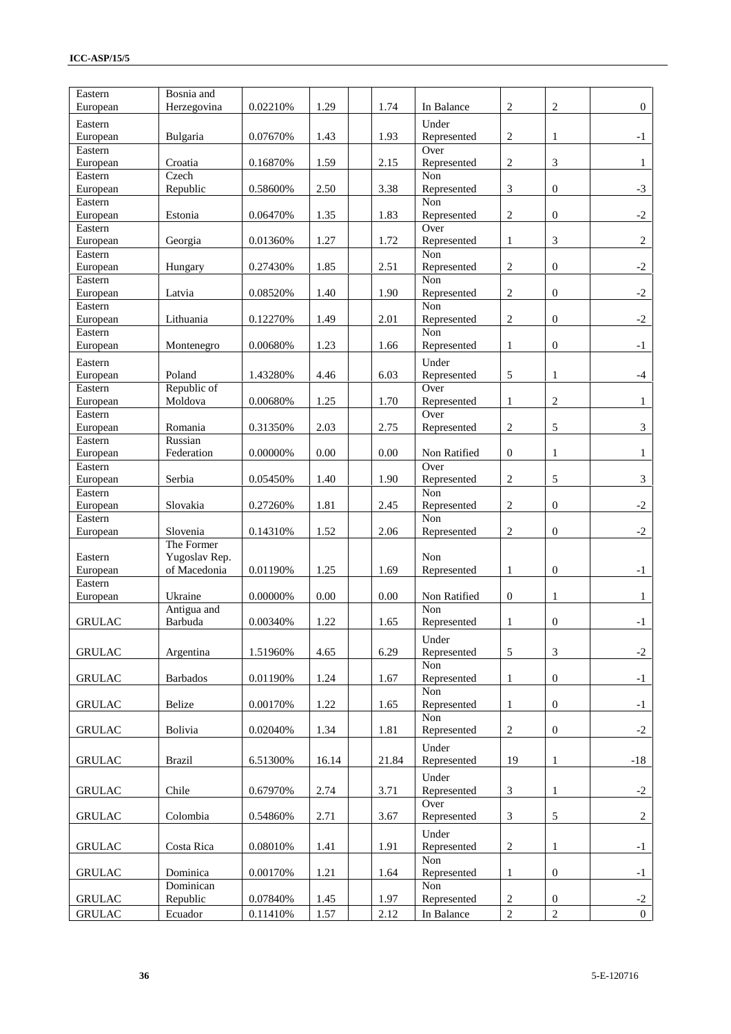| Eastern European | Bosnia and Herzegovina | 0.02210% | 1.29 | | 1.74 | In Balance | 2 | 2 | 0 |
|---|---|---|---|---|---|---|---|---|---|
| Eastern European | Bulgaria | 0.07670% | 1.43 | | 1.93 | Under Represented | 2 | 1 | -1 |
| Eastern European | Croatia | 0.16870% | 1.59 | | 2.15 | Over Represented | 2 | 3 | 1 |
| Eastern European | Czech Republic | 0.58600% | 2.50 | | 3.38 | Non Represented | 3 | 0 | -3 |
| Eastern European | Estonia | 0.06470% | 1.35 | | 1.83 | Non Represented | 2 | 0 | -2 |
| Eastern European | Georgia | 0.01360% | 1.27 | | 1.72 | Over Represented | 1 | 3 | 2 |
| Eastern European | Hungary | 0.27430% | 1.85 | | 2.51 | Non Represented | 2 | 0 | -2 |
| Eastern European | Latvia | 0.08520% | 1.40 | | 1.90 | Non Represented | 2 | 0 | -2 |
| Eastern European | Lithuania | 0.12270% | 1.49 | | 2.01 | Non Represented | 2 | 0 | -2 |
| Eastern European | Montenegro | 0.00680% | 1.23 | | 1.66 | Non Represented | 1 | 0 | -1 |
| Eastern European | Poland | 1.43280% | 4.46 | | 6.03 | Under Represented | 5 | 1 | -4 |
| Eastern European | Republic of Moldova | 0.00680% | 1.25 | | 1.70 | Over Represented | 1 | 2 | 1 |
| Eastern European | Romania | 0.31350% | 2.03 | | 2.75 | Over Represented | 2 | 5 | 3 |
| Eastern European | Russian Federation | 0.00000% | 0.00 | | 0.00 | Non Ratified | 0 | 1 | 1 |
| Eastern European | Serbia | 0.05450% | 1.40 | | 1.90 | Over Represented | 2 | 5 | 3 |
| Eastern European | Slovakia | 0.27260% | 1.81 | | 2.45 | Non Represented | 2 | 0 | -2 |
| Eastern European | Slovenia | 0.14310% | 1.52 | | 2.06 | Non Represented | 2 | 0 | -2 |
| Eastern European | The Former Yugoslav Rep. of Macedonia | 0.01190% | 1.25 | | 1.69 | Non Represented | 1 | 0 | -1 |
| Eastern European | Ukraine | 0.00000% | 0.00 | | 0.00 | Non Ratified | 0 | 1 | 1 |
| GRULAC | Antigua and Barbuda | 0.00340% | 1.22 | | 1.65 | Non Represented | 1 | 0 | -1 |
| GRULAC | Argentina | 1.51960% | 4.65 | | 6.29 | Under Represented | 5 | 3 | -2 |
| GRULAC | Barbados | 0.01190% | 1.24 | | 1.67 | Non Represented | 1 | 0 | -1 |
| GRULAC | Belize | 0.00170% | 1.22 | | 1.65 | Non Represented | 1 | 0 | -1 |
| GRULAC | Bolivia | 0.02040% | 1.34 | | 1.81 | Non Represented | 2 | 0 | -2 |
| GRULAC | Brazil | 6.51300% | 16.14 | | 21.84 | Under Represented | 19 | 1 | -18 |
| GRULAC | Chile | 0.67970% | 2.74 | | 3.71 | Under Represented | 3 | 1 | -2 |
| GRULAC | Colombia | 0.54860% | 2.71 | | 3.67 | Over Represented | 3 | 5 | 2 |
| GRULAC | Costa Rica | 0.08010% | 1.41 | | 1.91 | Under Represented | 2 | 1 | -1 |
| GRULAC | Dominica | 0.00170% | 1.21 | | 1.64 | Non Represented | 1 | 0 | -1 |
| GRULAC | Dominican Republic | 0.07840% | 1.45 | | 1.97 | Non Represented | 2 | 0 | -2 |
| GRULAC | Ecuador | 0.11410% | 1.57 | | 2.12 | In Balance | 2 | 2 | 0 |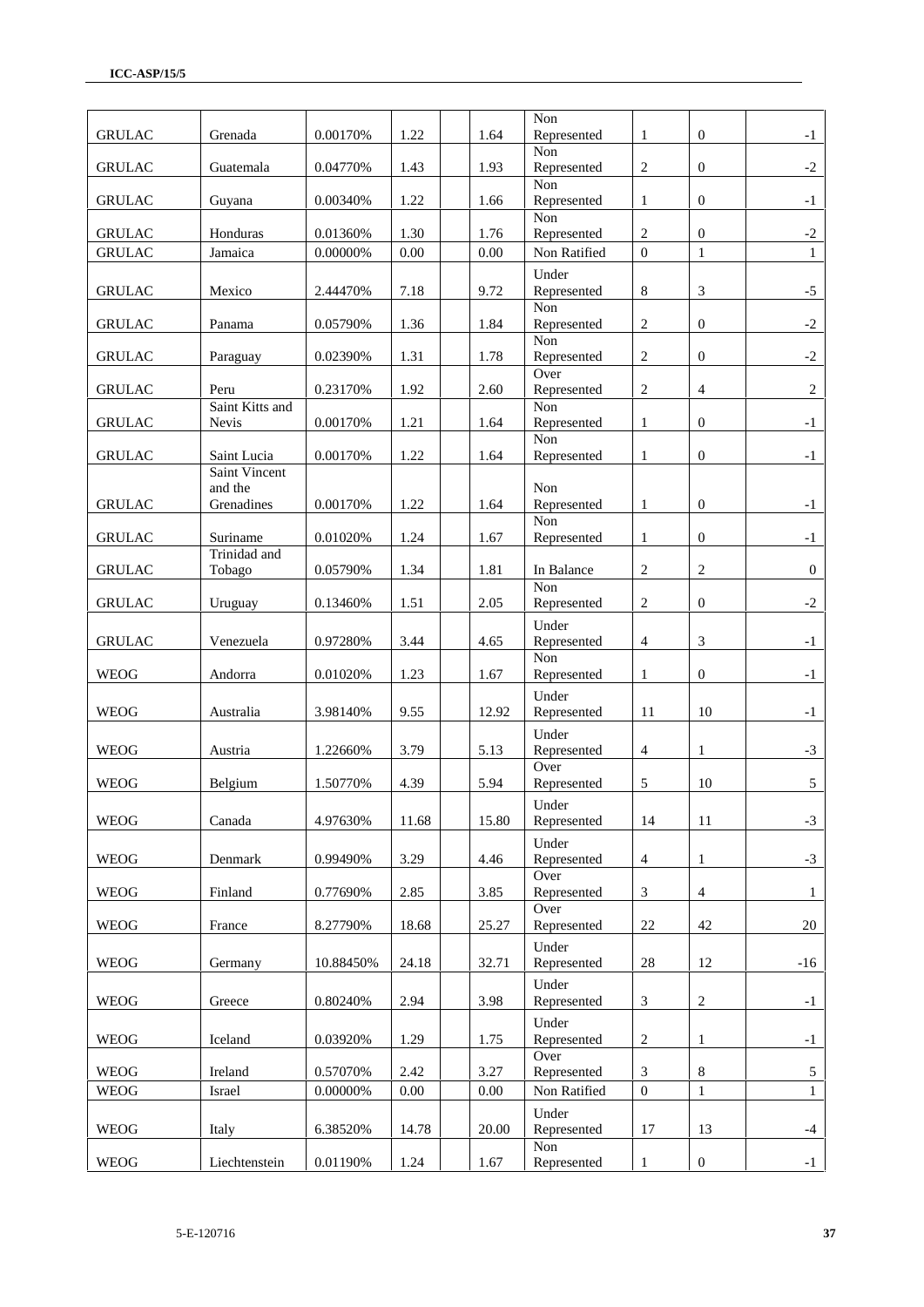| | | | | | | | | | |
|---|---|---|---|---|---|---|---|---|---|
| GRULAC | Grenada | 0.00170% | 1.22 | | 1.64 | Non Represented | 1 | 0 | -1 |
| GRULAC | Guatemala | 0.04770% | 1.43 | | 1.93 | Non Represented | 2 | 0 | -2 |
| GRULAC | Guyana | 0.00340% | 1.22 | | 1.66 | Non Represented | 1 | 0 | -1 |
| GRULAC | Honduras | 0.01360% | 1.30 | | 1.76 | Non Represented | 2 | 0 | -2 |
| GRULAC | Jamaica | 0.00000% | 0.00 | | 0.00 | Non Ratified | 0 | 1 | 1 |
| GRULAC | Mexico | 2.44470% | 7.18 | | 9.72 | Under Represented | 8 | 3 | -5 |
| GRULAC | Panama | 0.05790% | 1.36 | | 1.84 | Non Represented | 2 | 0 | -2 |
| GRULAC | Paraguay | 0.02390% | 1.31 | | 1.78 | Non Represented | 2 | 0 | -2 |
| GRULAC | Peru | 0.23170% | 1.92 | | 2.60 | Over Represented | 2 | 4 | 2 |
| GRULAC | Saint Kitts and Nevis | 0.00170% | 1.21 | | 1.64 | Non Represented | 1 | 0 | -1 |
| GRULAC | Saint Lucia | 0.00170% | 1.22 | | 1.64 | Non Represented | 1 | 0 | -1 |
| GRULAC | Saint Vincent and the Grenadines | 0.00170% | 1.22 | | 1.64 | Non Represented | 1 | 0 | -1 |
| GRULAC | Suriname | 0.01020% | 1.24 | | 1.67 | Non Represented | 1 | 0 | -1 |
| GRULAC | Trinidad and Tobago | 0.05790% | 1.34 | | 1.81 | In Balance | 2 | 2 | 0 |
| GRULAC | Uruguay | 0.13460% | 1.51 | | 2.05 | Non Represented | 2 | 0 | -2 |
| GRULAC | Venezuela | 0.97280% | 3.44 | | 4.65 | Under Represented | 4 | 3 | -1 |
| WEOG | Andorra | 0.01020% | 1.23 | | 1.67 | Non Represented | 1 | 0 | -1 |
| WEOG | Australia | 3.98140% | 9.55 | | 12.92 | Under Represented | 11 | 10 | -1 |
| WEOG | Austria | 1.22660% | 3.79 | | 5.13 | Under Represented | 4 | 1 | -3 |
| WEOG | Belgium | 1.50770% | 4.39 | | 5.94 | Over Represented | 5 | 10 | 5 |
| WEOG | Canada | 4.97630% | 11.68 | | 15.80 | Under Represented | 14 | 11 | -3 |
| WEOG | Denmark | 0.99490% | 3.29 | | 4.46 | Under Represented | 4 | 1 | -3 |
| WEOG | Finland | 0.77690% | 2.85 | | 3.85 | Over Represented | 3 | 4 | 1 |
| WEOG | France | 8.27790% | 18.68 | | 25.27 | Over Represented | 22 | 42 | 20 |
| WEOG | Germany | 10.88450% | 24.18 | | 32.71 | Under Represented | 28 | 12 | -16 |
| WEOG | Greece | 0.80240% | 2.94 | | 3.98 | Under Represented | 3 | 2 | -1 |
| WEOG | Iceland | 0.03920% | 1.29 | | 1.75 | Under Represented | 2 | 1 | -1 |
| WEOG | Ireland | 0.57070% | 2.42 | | 3.27 | Over Represented | 3 | 8 | 5 |
| WEOG | Israel | 0.00000% | 0.00 | | 0.00 | Non Ratified | 0 | 1 | 1 |
| WEOG | Italy | 6.38520% | 14.78 | | 20.00 | Under Represented | 17 | 13 | -4 |
| WEOG | Liechtenstein | 0.01190% | 1.24 | | 1.67 | Non Represented | 1 | 0 | -1 |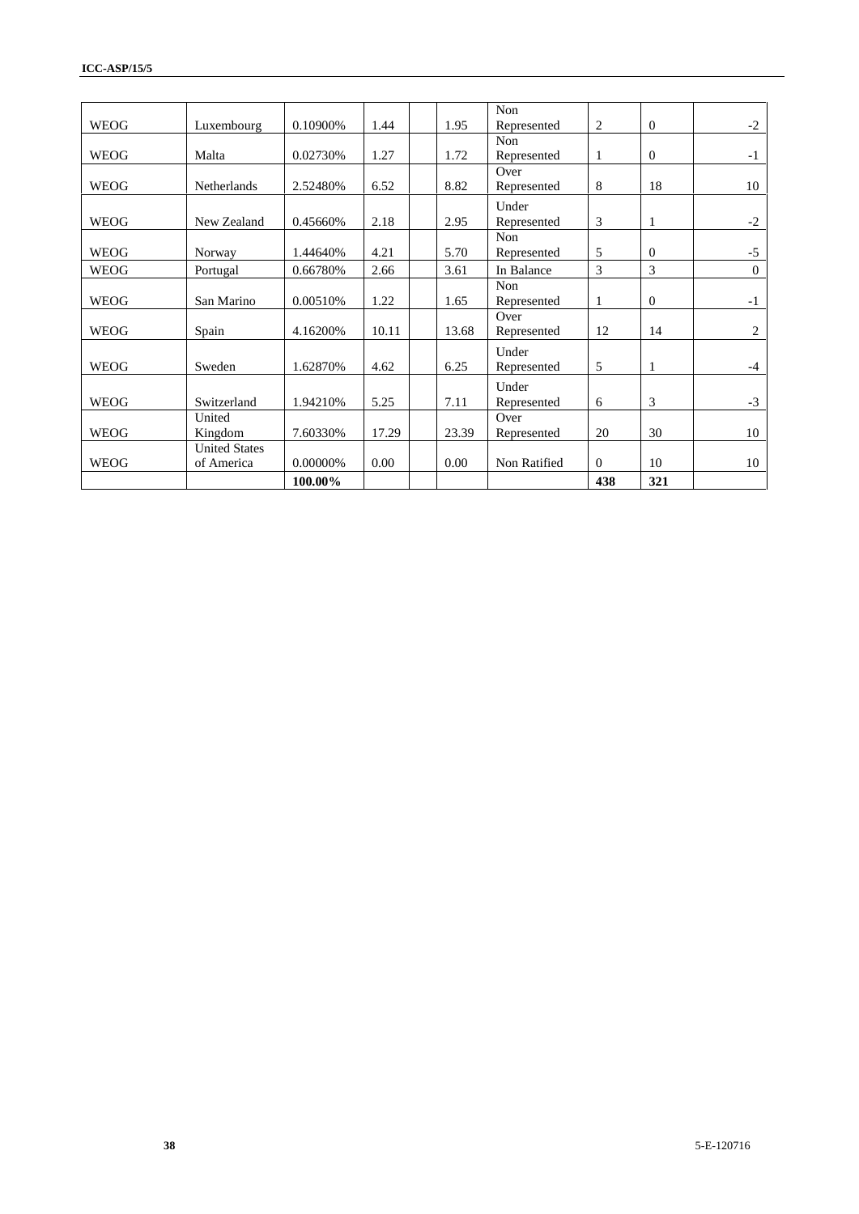| | | | | | | | | | |
|---|---|---|---|---|---|---|---|---|---|
| WEOG | Luxembourg | 0.10900% | 1.44 | | 1.95 | Non Represented | 2 | 0 | -2 |
| WEOG | Malta | 0.02730% | 1.27 | | 1.72 | Non Represented | 1 | 0 | -1 |
| WEOG | Netherlands | 2.52480% | 6.52 | | 8.82 | Over Represented | 8 | 18 | 10 |
| WEOG | New Zealand | 0.45660% | 2.18 | | 2.95 | Under Represented | 3 | 1 | -2 |
| WEOG | Norway | 1.44640% | 4.21 | | 5.70 | Non Represented | 5 | 0 | -5 |
| WEOG | Portugal | 0.66780% | 2.66 | | 3.61 | In Balance | 3 | 3 | 0 |
| WEOG | San Marino | 0.00510% | 1.22 | | 1.65 | Non Represented | 1 | 0 | -1 |
| WEOG | Spain | 4.16200% | 10.11 | | 13.68 | Over Represented | 12 | 14 | 2 |
| WEOG | Sweden | 1.62870% | 4.62 | | 6.25 | Under Represented | 5 | 1 | -4 |
| WEOG | Switzerland | 1.94210% | 5.25 | | 7.11 | Under Represented | 6 | 3 | -3 |
| WEOG | United Kingdom | 7.60330% | 17.29 | | 23.39 | Over Represented | 20 | 30 | 10 |
| WEOG | United States of America | 0.00000% | 0.00 | | 0.00 | Non Ratified | 0 | 10 | 10 |
| | | **100.00%** | | | | | **438** | **321** | |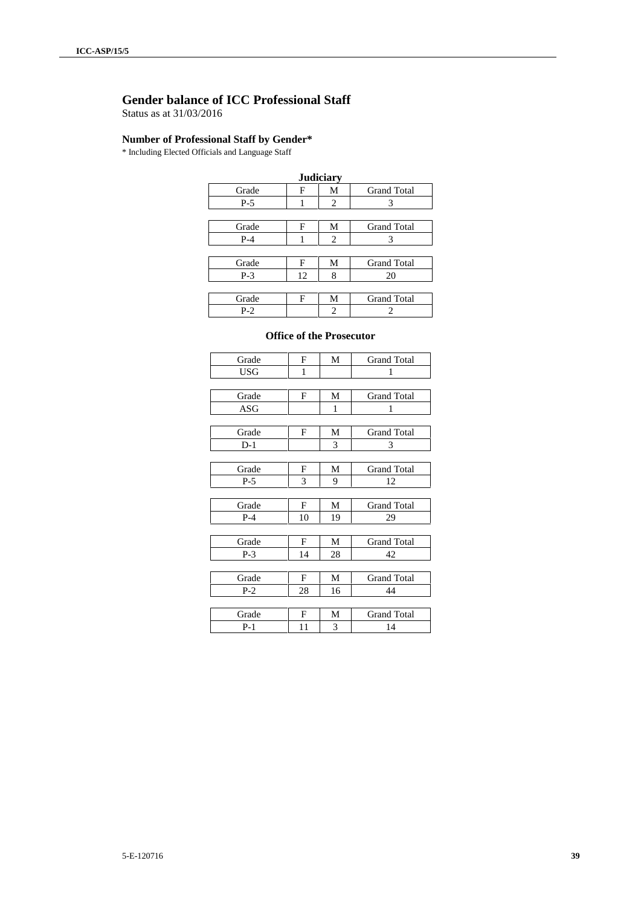## Gender balance of ICC Professional Staff

Status as at 31/03/2016

### Number of Professional Staff by Gender*

\* Including Elected Officials and Language Staff

**Judiciary**

| Grade | F | M | Grand Total |
|---|---|---|---|
| P-5 | 1 | 2 | 3 |

| Grade | F | M | Grand Total |
|---|---|---|---|
| P-4 | 1 | 2 | 3 |

| Grade | F | M | Grand Total |
|---|---|---|---|
| P-3 | 12 | 8 | 20 |

| Grade | F | M | Grand Total |
|---|---|---|---|
| P-2 | | 2 | 2 |

**Office of the Prosecutor**

| Grade | F | M | Grand Total |
|---|---|---|---|
| USG | 1 | | 1 |

| Grade | F | M | Grand Total |
|---|---|---|---|
| ASG | | 1 | 1 |

| Grade | F | M | Grand Total |
|---|---|---|---|
| D-1 | | 3 | 3 |

| Grade | F | M | Grand Total |
|---|---|---|---|
| P-5 | 3 | 9 | 12 |

| Grade | F | M | Grand Total |
|---|---|---|---|
| P-4 | 10 | 19 | 29 |

| Grade | F | M | Grand Total |
|---|---|---|---|
| P-3 | 14 | 28 | 42 |

| Grade | F | M | Grand Total |
|---|---|---|---|
| P-2 | 28 | 16 | 44 |

| Grade | F | M | Grand Total |
|---|---|---|---|
| P-1 | 11 | 3 | 14 |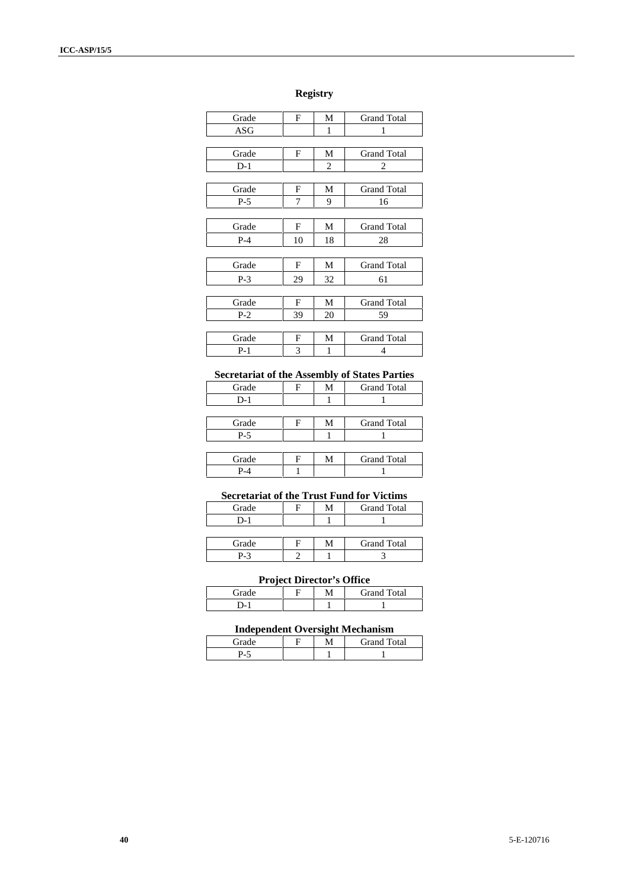**Registry**

| Grade | F | M | Grand Total |
|---|---|---|---|
| ASG | | 1 | 1 |

| Grade | F | M | Grand Total |
|---|---|---|---|
| D-1 | | 2 | 2 |

| Grade | F | M | Grand Total |
|---|---|---|---|
| P-5 | 7 | 9 | 16 |

| Grade | F | M | Grand Total |
|---|---|---|---|
| P-4 | 10 | 18 | 28 |

| Grade | F | M | Grand Total |
|---|---|---|---|
| P-3 | 29 | 32 | 61 |

| Grade | F | M | Grand Total |
|---|---|---|---|
| P-2 | 39 | 20 | 59 |

| Grade | F | M | Grand Total |
|---|---|---|---|
| P-1 | 3 | 1 | 4 |

**Secretariat of the Assembly of States Parties**

| Grade | F | M | Grand Total |
|---|---|---|---|
| D-1 | | 1 | 1 |

| Grade | F | M | Grand Total |
|---|---|---|---|
| P-5 | | 1 | 1 |

| Grade | F | M | Grand Total |
|---|---|---|---|
| P-4 | 1 | | 1 |

**Secretariat of the Trust Fund for Victims**

| Grade | F | M | Grand Total |
|---|---|---|---|
| D-1 | | 1 | 1 |

| Grade | F | M | Grand Total |
|---|---|---|---|
| P-3 | 2 | 1 | 3 |

**Project Director's Office**

| Grade | F | M | Grand Total |
|---|---|---|---|
| D-1 | | 1 | 1 |

**Independent Oversight Mechanism**

| Grade | F | M | Grand Total |
|---|---|---|---|
| P-5 | | 1 | 1 |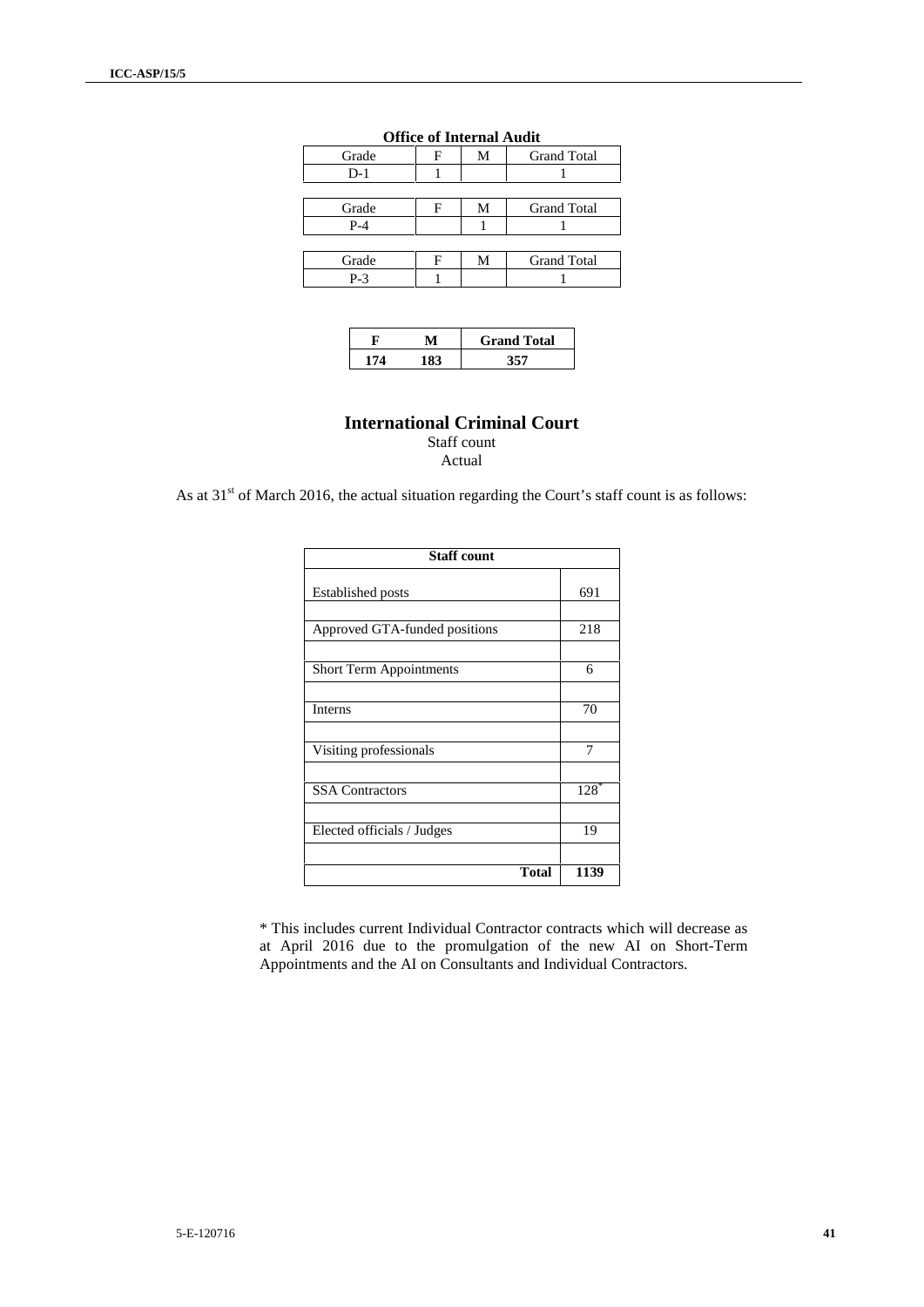**Office of Internal Audit**

| Grade | F | M | Grand Total |
|---|---|---|---|
| D-1 | 1 | | 1 |

| Grade | F | M | Grand Total |
|---|---|---|---|
| P-4 | | 1 | 1 |

| Grade | F | M | Grand Total |
|---|---|---|---|
| P-3 | 1 | | 1 |

| F | M | Grand Total |
|---|---|---|
| **174** | **183** | **357** |

## International Criminal Court

Staff count

Actual

As at 31st of March 2016, the actual situation regarding the Court's staff count is as follows:

| Staff count | |
|---|---|
| Established posts | 691 |
| Approved GTA-funded positions | 218 |
| Short Term Appointments | 6 |
| Interns | 70 |
| Visiting professionals | 7 |
| SSA Contractors | 128* |
| Elected officials / Judges | 19 |
| **Total** | **1139** |

* This includes current Individual Contractor contracts which will decrease as at April 2016 due to the promulgation of the new AI on Short-Term Appointments and the AI on Consultants and Individual Contractors.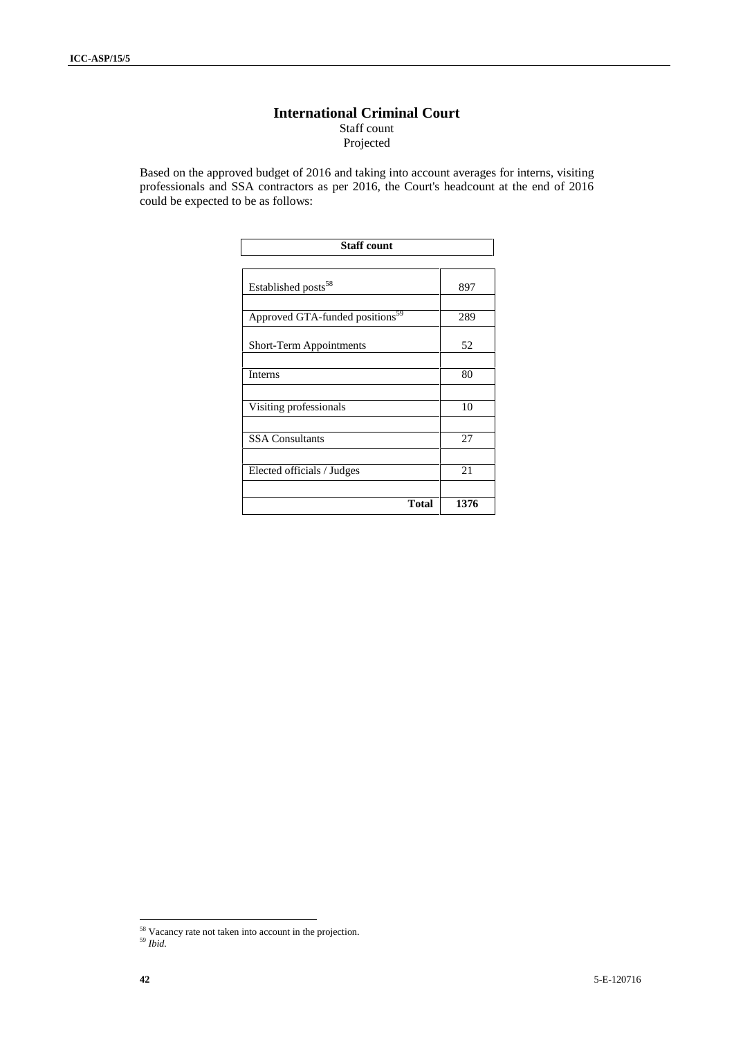# International Criminal Court

Staff count

Projected

Based on the approved budget of 2016 and taking into account averages for interns, visiting professionals and SSA contractors as per 2016, the Court's headcount at the end of 2016 could be expected to be as follows:

| Staff count | |
|---|---|
| Established posts[58] | 897 |
| Approved GTA-funded positions[59] | 289 |
| Short-Term Appointments | 52 |
| Interns | 80 |
| Visiting professionals | 10 |
| SSA Consultants | 27 |
| Elected officials / Judges | 21 |
| **Total** | **1376** |

[58] Vacancy rate not taken into account in the projection.

[59] *Ibid.*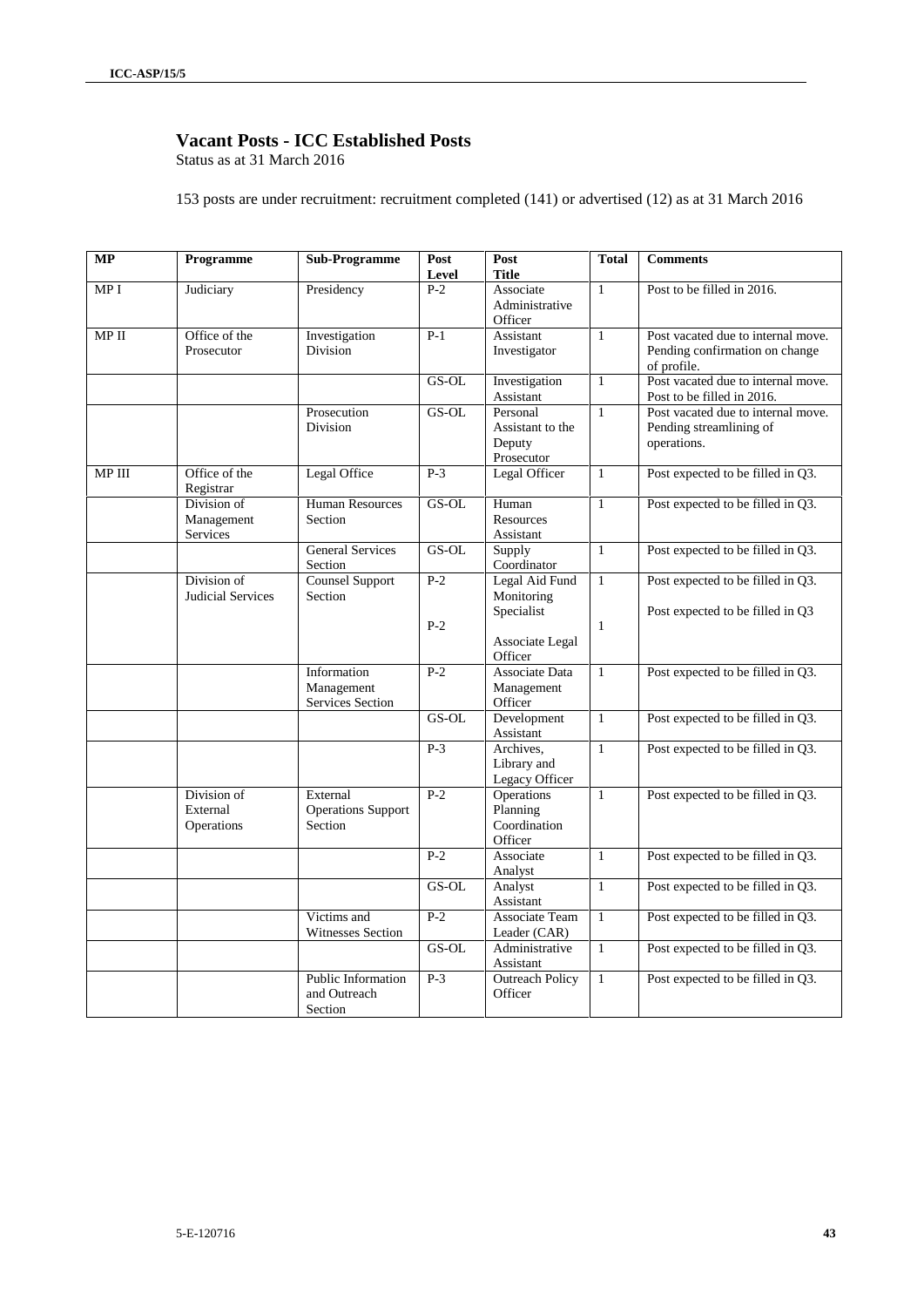## Vacant Posts - ICC Established Posts

Status as at 31 March 2016

153 posts are under recruitment: recruitment completed (141) or advertised (12) as at 31 March 2016

| MP | Programme | Sub-Programme | Post Level | Post Title | Total | Comments |
|---|---|---|---|---|---|---|
| MP I | Judiciary | Presidency | P-2 | Associate Administrative Officer | 1 | Post to be filled in 2016. |
| MP II | Office of the Prosecutor | Investigation Division | P-1 | Assistant Investigator | 1 | Post vacated due to internal move. Pending confirmation on change of profile. |
| | | | GS-OL | Investigation Assistant | 1 | Post vacated due to internal move. Post to be filled in 2016. |
| | | Prosecution Division | GS-OL | Personal Assistant to the Deputy Prosecutor | 1 | Post vacated due to internal move. Pending streamlining of operations. |
| MP III | Office of the Registrar | Legal Office | P-3 | Legal Officer | 1 | Post expected to be filled in Q3. |
| | Division of Management Services | Human Resources Section | GS-OL | Human Resources Assistant | 1 | Post expected to be filled in Q3. |
| | | General Services Section | GS-OL | Supply Coordinator | 1 | Post expected to be filled in Q3. |
| | Division of Judicial Services | Counsel Support Section | P-2<br><br>P-2 | Legal Aid Fund Monitoring Specialist<br><br>Associate Legal Officer | 1<br><br>1 | Post expected to be filled in Q3.<br><br>Post expected to be filled in Q3 |
| | | Information Management Services Section | P-2 | Associate Data Management Officer | 1 | Post expected to be filled in Q3. |
| | | | GS-OL | Development Assistant | 1 | Post expected to be filled in Q3. |
| | | | P-3 | Archives, Library and Legacy Officer | 1 | Post expected to be filled in Q3. |
| | Division of External Operations | External Operations Support Section | P-2 | Operations Planning Coordination Officer | 1 | Post expected to be filled in Q3. |
| | | | P-2 | Associate Analyst | 1 | Post expected to be filled in Q3. |
| | | | GS-OL | Analyst Assistant | 1 | Post expected to be filled in Q3. |
| | | Victims and Witnesses Section | P-2 | Associate Team Leader (CAR) | 1 | Post expected to be filled in Q3. |
| | | | GS-OL | Administrative Assistant | 1 | Post expected to be filled in Q3. |
| | | Public Information and Outreach Section | P-3 | Outreach Policy Officer | 1 | Post expected to be filled in Q3. |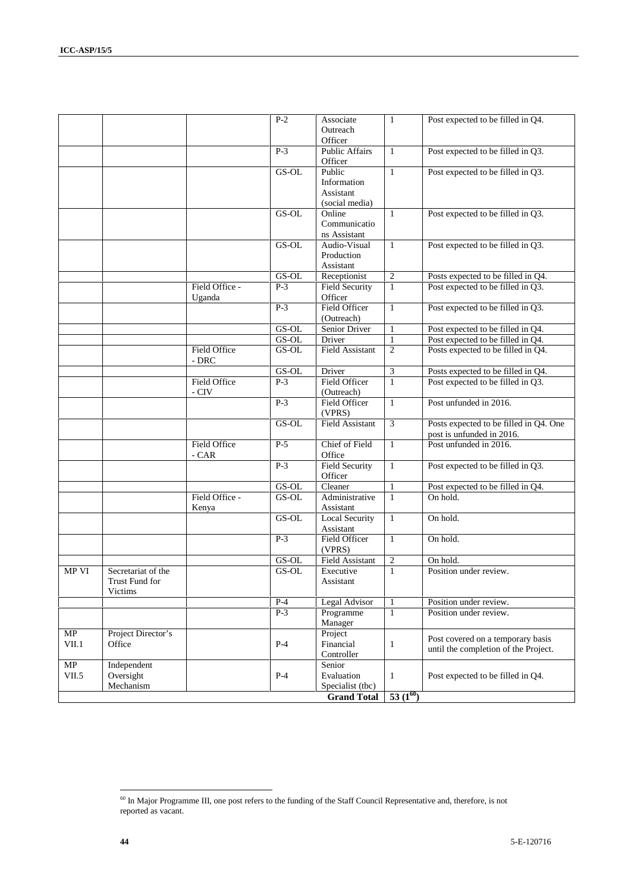| | | | P-2 | Associate Outreach Officer | 1 | Post expected to be filled in Q4. |
|---|---|---|---|---|---|---|
| | | | P-3 | Public Affairs Officer | 1 | Post expected to be filled in Q3. |
| | | | GS-OL | Public Information Assistant (social media) | 1 | Post expected to be filled in Q3. |
| | | | GS-OL | Online Communications Assistant | 1 | Post expected to be filled in Q3. |
| | | | GS-OL | Audio-Visual Production Assistant | 1 | Post expected to be filled in Q3. |
| | | | GS-OL | Receptionist | 2 | Posts expected to be filled in Q4. |
| | | Field Office - Uganda | P-3 | Field Security Officer | 1 | Post expected to be filled in Q3. |
| | | | P-3 | Field Officer (Outreach) | 1 | Post expected to be filled in Q3. |
| | | | GS-OL | Senior Driver | 1 | Post expected to be filled in Q4. |
| | | | GS-OL | Driver | 1 | Post expected to be filled in Q4. |
| | | Field Office - DRC | GS-OL | Field Assistant | 2 | Posts expected to be filled in Q4. |
| | | | GS-OL | Driver | 3 | Posts expected to be filled in Q4. |
| | | Field Office - CIV | P-3 | Field Officer (Outreach) | 1 | Post expected to be filled in Q3. |
| | | | P-3 | Field Officer (VPRS) | 1 | Post unfunded in 2016. |
| | | | GS-OL | Field Assistant | 3 | Posts expected to be filled in Q4. One post is unfunded in 2016. |
| | | Field Office - CAR | P-5 | Chief of Field Office | 1 | Post unfunded in 2016. |
| | | | P-3 | Field Security Officer | 1 | Post expected to be filled in Q3. |
| | | | GS-OL | Cleaner | 1 | Post expected to be filled in Q4. |
| | | Field Office - Kenya | GS-OL | Administrative Assistant | 1 | On hold. |
| | | | GS-OL | Local Security Assistant | 1 | On hold. |
| | | | P-3 | Field Officer (VPRS) | 1 | On hold. |
| | | | GS-OL | Field Assistant | 2 | On hold. |
| MP VI | Secretariat of the Trust Fund for Victims | | GS-OL | Executive Assistant | 1 | Position under review. |
| | | | P-4 | Legal Advisor | 1 | Position under review. |
| | | | P-3 | Programme Manager | 1 | Position under review. |
| MP VII.1 | Project Director's Office | | P-4 | Project Financial Controller | 1 | Post covered on a temporary basis until the completion of the Project. |
| MP VII.5 | Independent Oversight Mechanism | | P-4 | Senior Evaluation Specialist (tbc) | 1 | Post expected to be filled in Q4. |
| | | | | **Grand Total** | **53 (1[60])** | |

[60] In Major Programme III, one post refers to the funding of the Staff Council Representative and, therefore, is not reported as vacant.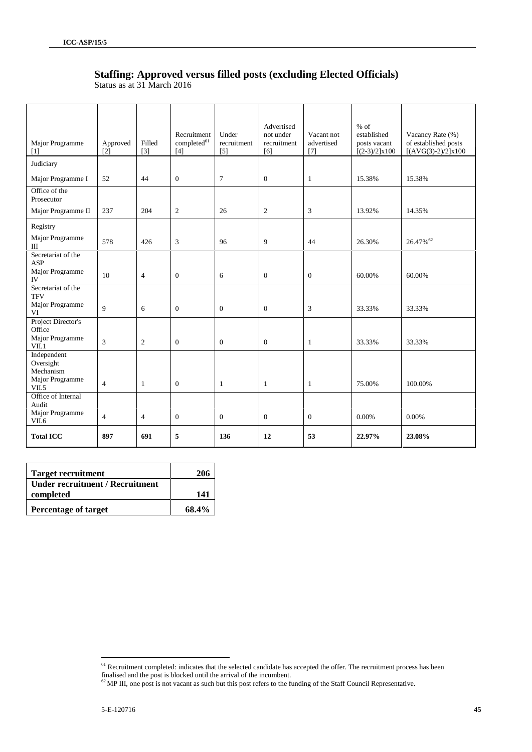## Staffing: Approved versus filled posts (excluding Elected Officials)

Status as at 31 March 2016

| Major Programme [1] | Approved [2] | Filled [3] | Recruitment completed[61] [4] | Under recruitment [5] | Advertised not under recruitment [6] | Vacant not advertised [7] | % of established posts vacant [(2-3)/2]x100 | Vacancy Rate (%) of established posts [(AVG(3)-2)/2]x100 |
|---|---|---|---|---|---|---|---|---|
| Judiciary<br>Major Programme I | 52 | 44 | 0 | 7 | 0 | 1 | 15.38% | 15.38% |
| Office of the Prosecutor<br>Major Programme II | 237 | 204 | 2 | 26 | 2 | 3 | 13.92% | 14.35% |
| Registry<br>Major Programme III | 578 | 426 | 3 | 96 | 9 | 44 | 26.30% | 26.47%[62] |
| Secretariat of the ASP<br>Major Programme IV | 10 | 4 | 0 | 6 | 0 | 0 | 60.00% | 60.00% |
| Secretariat of the TFV<br>Major Programme VI | 9 | 6 | 0 | 0 | 0 | 3 | 33.33% | 33.33% |
| Project Director's Office<br>Major Programme VII.1 | 3 | 2 | 0 | 0 | 0 | 1 | 33.33% | 33.33% |
| Independent Oversight Mechanism<br>Major Programme VII.5 | 4 | 1 | 0 | 1 | 1 | 1 | 75.00% | 100.00% |
| Office of Internal Audit<br>Major Programme VII.6 | 4 | 4 | 0 | 0 | 0 | 0 | 0.00% | 0.00% |
| **Total ICC** | **897** | **691** | **5** | **136** | **12** | **53** | **22.97%** | **23.08%** |

| **Target recruitment** | **206** |
|---|---|
| **Under recruitment / Recruitment completed** | **141** |
| **Percentage of target** | **68.4%** |

[61] Recruitment completed: indicates that the selected candidate has accepted the offer. The recruitment process has been finalised and the post is blocked until the arrival of the incumbent.

[62] MP III, one post is not vacant as such but this post refers to the funding of the Staff Council Representative.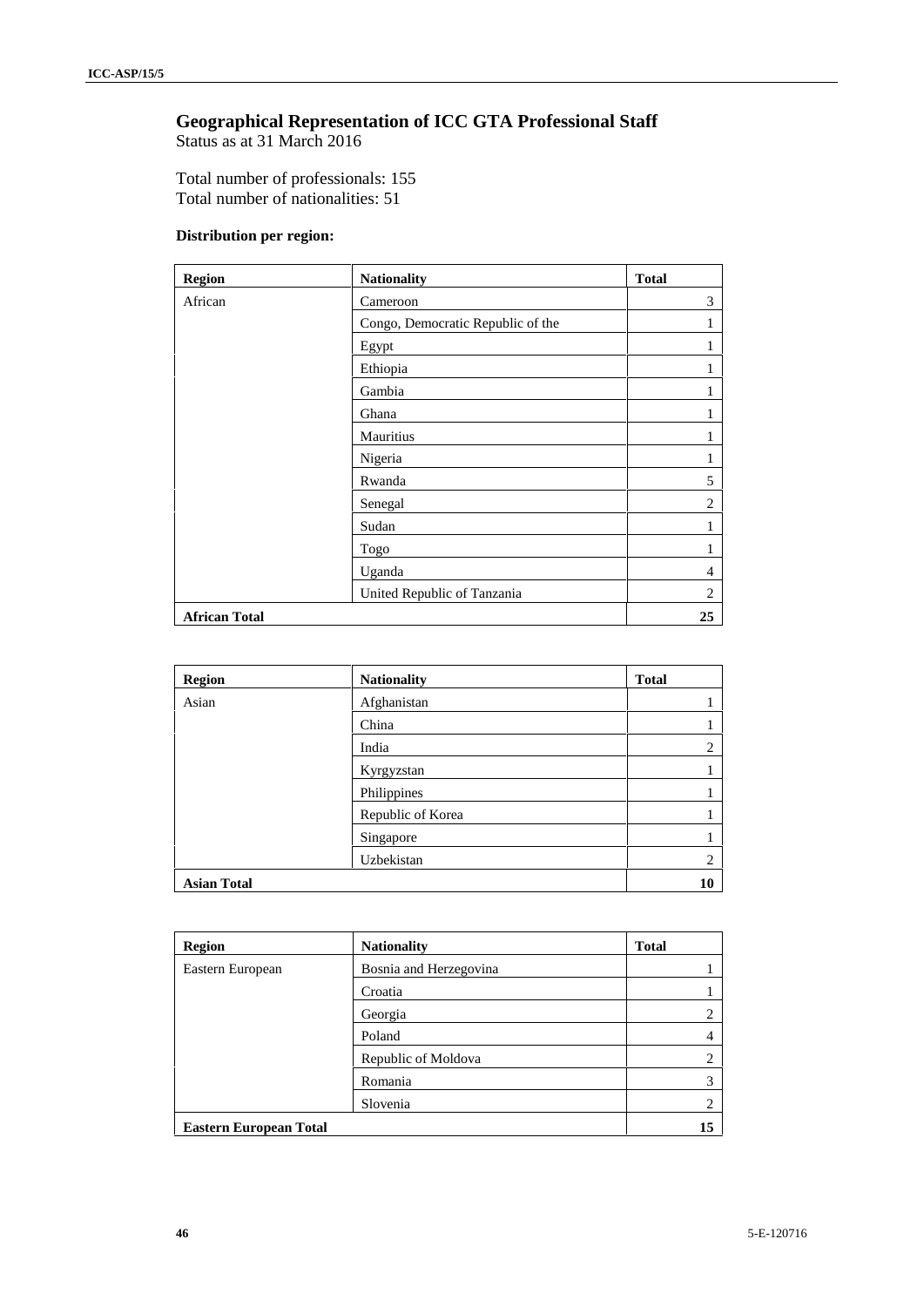## Geographical Representation of ICC GTA Professional Staff

Status as at 31 March 2016

Total number of professionals: 155
Total number of nationalities: 51

**Distribution per region:**

| Region | Nationality | Total |
|---|---|---|
| African | Cameroon | 3 |
| | Congo, Democratic Republic of the | 1 |
| | Egypt | 1 |
| | Ethiopia | 1 |
| | Gambia | 1 |
| | Ghana | 1 |
| | Mauritius | 1 |
| | Nigeria | 1 |
| | Rwanda | 5 |
| | Senegal | 2 |
| | Sudan | 1 |
| | Togo | 1 |
| | Uganda | 4 |
| | United Republic of Tanzania | 2 |
| **African Total** | | **25** |

| Region | Nationality | Total |
|---|---|---|
| Asian | Afghanistan | 1 |
| | China | 1 |
| | India | 2 |
| | Kyrgyzstan | 1 |
| | Philippines | 1 |
| | Republic of Korea | 1 |
| | Singapore | 1 |
| | Uzbekistan | 2 |
| **Asian Total** | | **10** |

| Region | Nationality | Total |
|---|---|---|
| Eastern European | Bosnia and Herzegovina | 1 |
| | Croatia | 1 |
| | Georgia | 2 |
| | Poland | 4 |
| | Republic of Moldova | 2 |
| | Romania | 3 |
| | Slovenia | 2 |
| **Eastern European Total** | | **15** |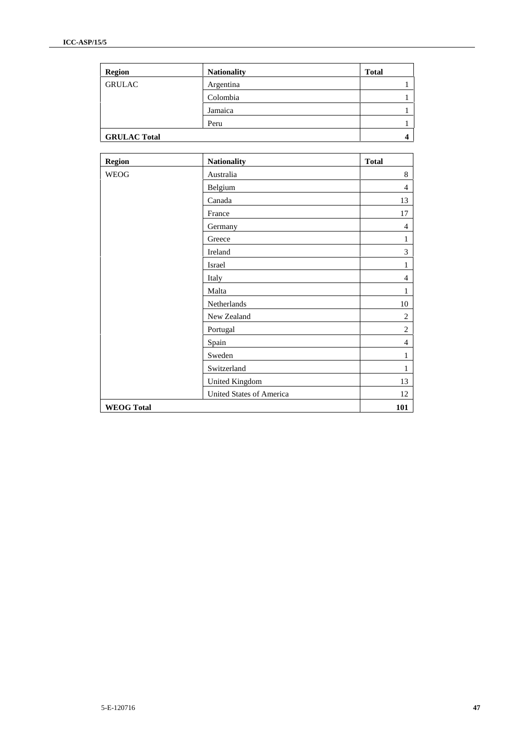| Region | Nationality | Total |
|---|---|---|
| GRULAC | Argentina | 1 |
| | Colombia | 1 |
| | Jamaica | 1 |
| | Peru | 1 |
| **GRULAC Total** | | **4** |

| Region | Nationality | Total |
|---|---|---|
| WEOG | Australia | 8 |
| | Belgium | 4 |
| | Canada | 13 |
| | France | 17 |
| | Germany | 4 |
| | Greece | 1 |
| | Ireland | 3 |
| | Israel | 1 |
| | Italy | 4 |
| | Malta | 1 |
| | Netherlands | 10 |
| | New Zealand | 2 |
| | Portugal | 2 |
| | Spain | 4 |
| | Sweden | 1 |
| | Switzerland | 1 |
| | United Kingdom | 13 |
| | United States of America | 12 |
| **WEOG Total** | | **101** |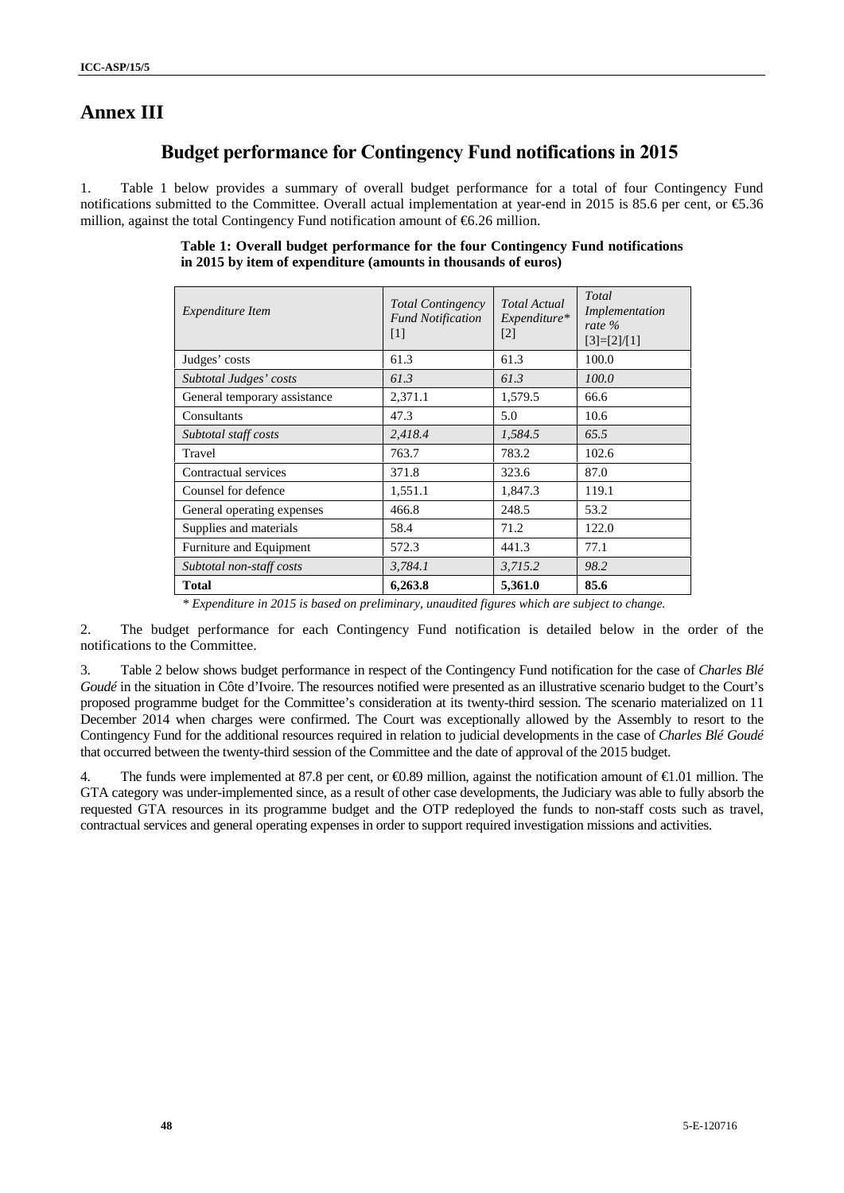# Annex III

## Budget performance for Contingency Fund notifications in 2015

1. Table 1 below provides a summary of overall budget performance for a total of four Contingency Fund notifications submitted to the Committee. Overall actual implementation at year-end in 2015 is 85.6 per cent, or €5.36 million, against the total Contingency Fund notification amount of €6.26 million.

**Table 1: Overall budget performance for the four Contingency Fund notifications in 2015 by item of expenditure (amounts in thousands of euros)**

| *Expenditure Item* | *Total Contingency Fund Notification* [1] | *Total Actual Expenditure** [2] | *Total Implementation rate %* [3]=[2]/[1] |
|---|---|---|---|
| Judges' costs | 61.3 | 61.3 | 100.0 |
| *Subtotal Judges' costs* | *61.3* | *61.3* | *100.0* |
| General temporary assistance | 2,371.1 | 1,579.5 | 66.6 |
| Consultants | 47.3 | 5.0 | 10.6 |
| *Subtotal staff costs* | *2,418.4* | *1,584.5* | *65.5* |
| Travel | 763.7 | 783.2 | 102.6 |
| Contractual services | 371.8 | 323.6 | 87.0 |
| Counsel for defence | 1,551.1 | 1,847.3 | 119.1 |
| General operating expenses | 466.8 | 248.5 | 53.2 |
| Supplies and materials | 58.4 | 71.2 | 122.0 |
| Furniture and Equipment | 572.3 | 441.3 | 77.1 |
| *Subtotal non-staff costs* | *3,784.1* | *3,715.2* | *98.2* |
| **Total** | **6,263.8** | **5,361.0** | **85.6** |

*\* Expenditure in 2015 is based on preliminary, unaudited figures which are subject to change.*

2. The budget performance for each Contingency Fund notification is detailed below in the order of the notifications to the Committee.

3. Table 2 below shows budget performance in respect of the Contingency Fund notification for the case of *Charles Blé Goudé* in the situation in Côte d'Ivoire. The resources notified were presented as an illustrative scenario budget to the Court's proposed programme budget for the Committee's consideration at its twenty-third session. The scenario materialized on 11 December 2014 when charges were confirmed. The Court was exceptionally allowed by the Assembly to resort to the Contingency Fund for the additional resources required in relation to judicial developments in the case of *Charles Blé Goudé* that occurred between the twenty-third session of the Committee and the date of approval of the 2015 budget.

4. The funds were implemented at 87.8 per cent, or €0.89 million, against the notification amount of €1.01 million. The GTA category was under-implemented since, as a result of other case developments, the Judiciary was able to fully absorb the requested GTA resources in its programme budget and the OTP redeployed the funds to non-staff costs such as travel, contractual services and general operating expenses in order to support required investigation missions and activities.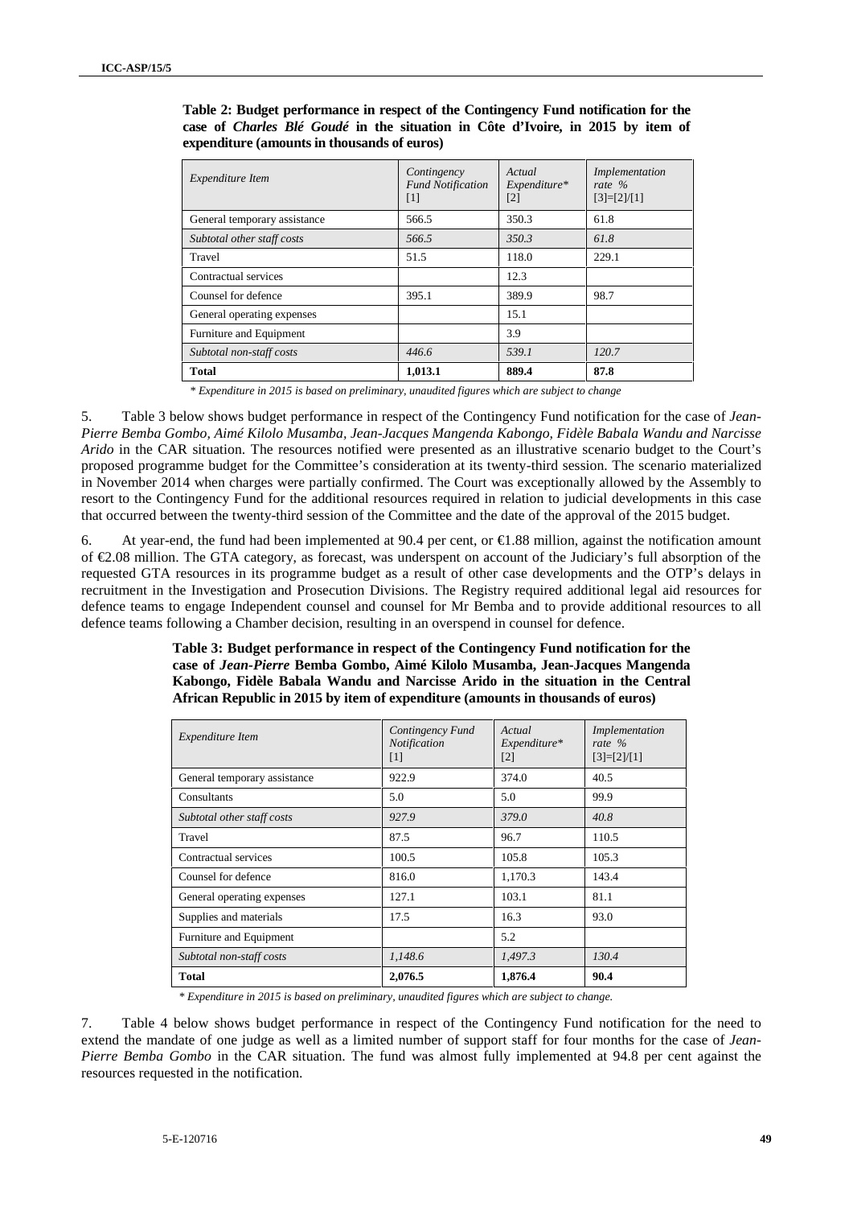**Table 2: Budget performance in respect of the Contingency Fund notification for the case of *Charles Blé Goudé* in the situation in Côte d'Ivoire, in 2015 by item of expenditure (amounts in thousands of euros)**

| *Expenditure Item* | *Contingency Fund Notification* [1] | *Actual Expenditure** [2] | *Implementation rate %* [3]=[2]/[1] |
|---|---|---|---|
| General temporary assistance | 566.5 | 350.3 | 61.8 |
| *Subtotal other staff costs* | *566.5* | *350.3* | *61.8* |
| Travel | 51.5 | 118.0 | 229.1 |
| Contractual services | | 12.3 | |
| Counsel for defence | 395.1 | 389.9 | 98.7 |
| General operating expenses | | 15.1 | |
| Furniture and Equipment | | 3.9 | |
| *Subtotal non-staff costs* | *446.6* | *539.1* | *120.7* |
| **Total** | **1,013.1** | **889.4** | **87.8** |

*\* Expenditure in 2015 is based on preliminary, unaudited figures which are subject to change*

5. Table 3 below shows budget performance in respect of the Contingency Fund notification for the case of *Jean-Pierre Bemba Gombo, Aimé Kilolo Musamba, Jean-Jacques Mangenda Kabongo, Fidèle Babala Wandu and Narcisse Arido* in the CAR situation. The resources notified were presented as an illustrative scenario budget to the Court's proposed programme budget for the Committee's consideration at its twenty-third session. The scenario materialized in November 2014 when charges were partially confirmed. The Court was exceptionally allowed by the Assembly to resort to the Contingency Fund for the additional resources required in relation to judicial developments in this case that occurred between the twenty-third session of the Committee and the date of the approval of the 2015 budget.

6. At year-end, the fund had been implemented at 90.4 per cent, or €1.88 million, against the notification amount of €2.08 million. The GTA category, as forecast, was underspent on account of the Judiciary's full absorption of the requested GTA resources in its programme budget as a result of other case developments and the OTP's delays in recruitment in the Investigation and Prosecution Divisions. The Registry required additional legal aid resources for defence teams to engage Independent counsel and counsel for Mr Bemba and to provide additional resources to all defence teams following a Chamber decision, resulting in an overspend in counsel for defence.

**Table 3: Budget performance in respect of the Contingency Fund notification for the case of *Jean-Pierre* Bemba Gombo, Aimé Kilolo Musamba, Jean-Jacques Mangenda Kabongo, Fidèle Babala Wandu and Narcisse Arido in the situation in the Central African Republic in 2015 by item of expenditure (amounts in thousands of euros)**

| *Expenditure Item* | *Contingency Fund Notification* [1] | *Actual Expenditure** [2] | *Implementation rate %* [3]=[2]/[1] |
|---|---|---|---|
| General temporary assistance | 922.9 | 374.0 | 40.5 |
| Consultants | 5.0 | 5.0 | 99.9 |
| *Subtotal other staff costs* | *927.9* | *379.0* | *40.8* |
| Travel | 87.5 | 96.7 | 110.5 |
| Contractual services | 100.5 | 105.8 | 105.3 |
| Counsel for defence | 816.0 | 1,170.3 | 143.4 |
| General operating expenses | 127.1 | 103.1 | 81.1 |
| Supplies and materials | 17.5 | 16.3 | 93.0 |
| Furniture and Equipment | | 5.2 | |
| *Subtotal non-staff costs* | *1,148.6* | *1,497.3* | *130.4* |
| **Total** | **2,076.5** | **1,876.4** | **90.4** |

*\* Expenditure in 2015 is based on preliminary, unaudited figures which are subject to change.*

7. Table 4 below shows budget performance in respect of the Contingency Fund notification for the need to extend the mandate of one judge as well as a limited number of support staff for four months for the case of *Jean-Pierre Bemba Gombo* in the CAR situation. The fund was almost fully implemented at 94.8 per cent against the resources requested in the notification.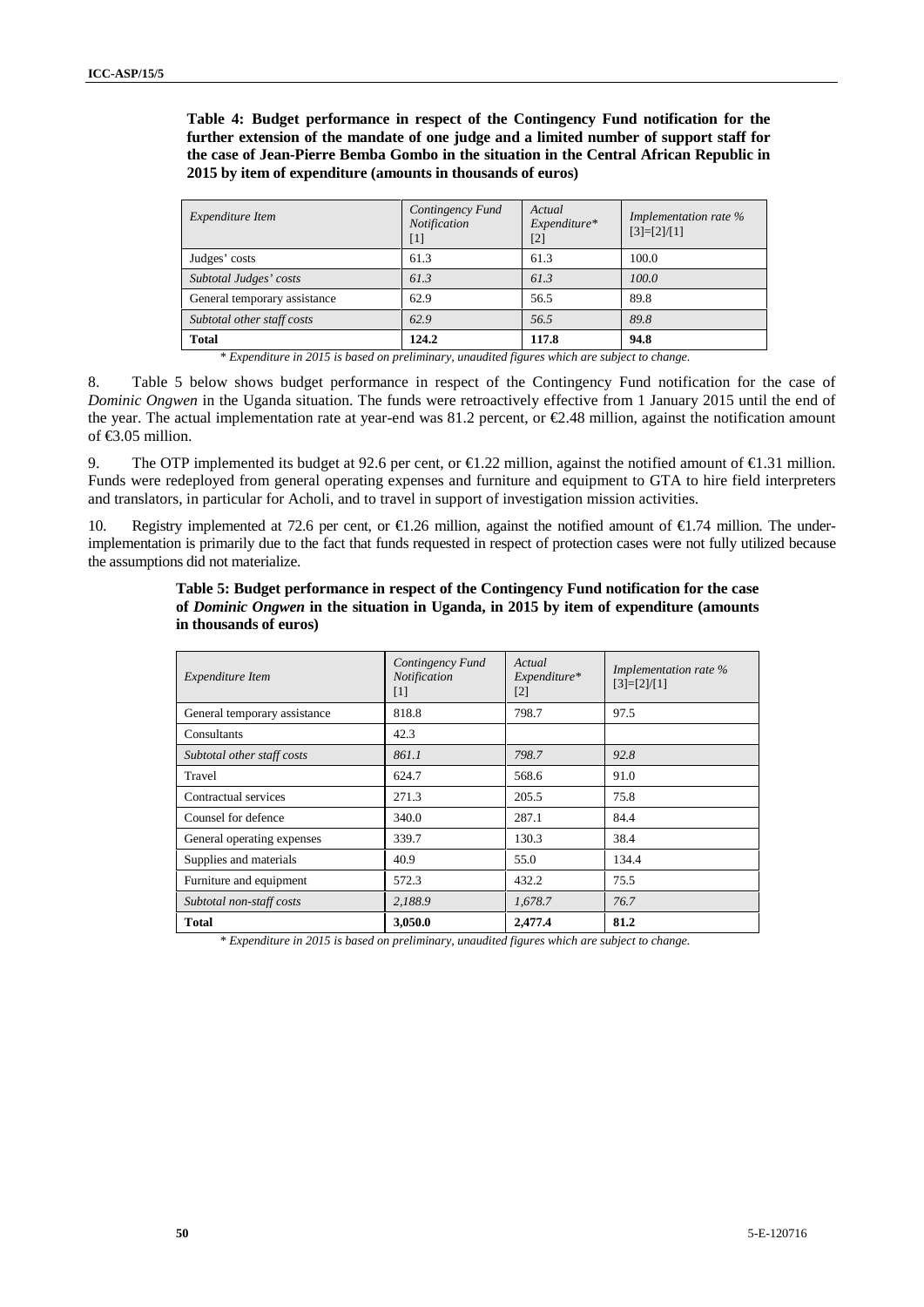**Table 4: Budget performance in respect of the Contingency Fund notification for the further extension of the mandate of one judge and a limited number of support staff for the case of Jean-Pierre Bemba Gombo in the situation in the Central African Republic in 2015 by item of expenditure (amounts in thousands of euros)**

| *Expenditure Item* | *Contingency Fund Notification* [1] | *Actual Expenditure** [2] | *Implementation rate %* [3]=[2]/[1] |
|---|---|---|---|
| Judges' costs | 61.3 | 61.3 | 100.0 |
| *Subtotal Judges' costs* | *61.3* | *61.3* | *100.0* |
| General temporary assistance | 62.9 | 56.5 | 89.8 |
| *Subtotal other staff costs* | *62.9* | *56.5* | *89.8* |
| **Total** | **124.2** | **117.8** | **94.8** |

*\* Expenditure in 2015 is based on preliminary, unaudited figures which are subject to change.*

8. Table 5 below shows budget performance in respect of the Contingency Fund notification for the case of *Dominic Ongwen* in the Uganda situation. The funds were retroactively effective from 1 January 2015 until the end of the year. The actual implementation rate at year-end was 81.2 percent, or €2.48 million, against the notification amount of €3.05 million.

9. The OTP implemented its budget at 92.6 per cent, or €1.22 million, against the notified amount of €1.31 million. Funds were redeployed from general operating expenses and furniture and equipment to GTA to hire field interpreters and translators, in particular for Acholi, and to travel in support of investigation mission activities.

10. Registry implemented at 72.6 per cent, or €1.26 million, against the notified amount of €1.74 million. The under-implementation is primarily due to the fact that funds requested in respect of protection cases were not fully utilized because the assumptions did not materialize.

**Table 5: Budget performance in respect of the Contingency Fund notification for the case of *Dominic Ongwen* in the situation in Uganda, in 2015 by item of expenditure (amounts in thousands of euros)**

| *Expenditure Item* | *Contingency Fund Notification* [1] | *Actual Expenditure** [2] | *Implementation rate %* [3]=[2]/[1] |
|---|---|---|---|
| General temporary assistance | 818.8 | 798.7 | 97.5 |
| Consultants | 42.3 | | |
| *Subtotal other staff costs* | *861.1* | *798.7* | *92.8* |
| Travel | 624.7 | 568.6 | 91.0 |
| Contractual services | 271.3 | 205.5 | 75.8 |
| Counsel for defence | 340.0 | 287.1 | 84.4 |
| General operating expenses | 339.7 | 130.3 | 38.4 |
| Supplies and materials | 40.9 | 55.0 | 134.4 |
| Furniture and equipment | 572.3 | 432.2 | 75.5 |
| *Subtotal non-staff costs* | *2,188.9* | *1,678.7* | *76.7* |
| **Total** | **3,050.0** | **2,477.4** | **81.2** |

*\* Expenditure in 2015 is based on preliminary, unaudited figures which are subject to change.*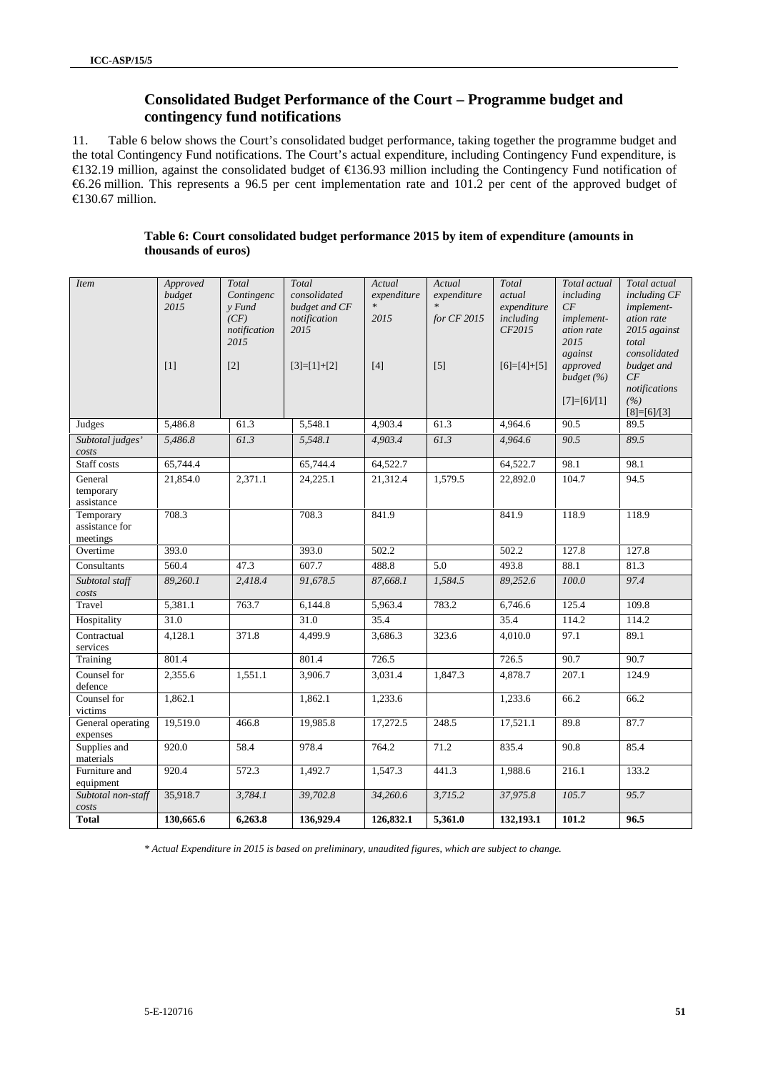## Consolidated Budget Performance of the Court – Programme budget and contingency fund notifications

11. Table 6 below shows the Court's consolidated budget performance, taking together the programme budget and the total Contingency Fund notifications. The Court's actual expenditure, including Contingency Fund expenditure, is €132.19 million, against the consolidated budget of €136.93 million including the Contingency Fund notification of €6.26 million. This represents a 96.5 per cent implementation rate and 101.2 per cent of the approved budget of €130.67 million.

**Table 6: Court consolidated budget performance 2015 by item of expenditure (amounts in thousands of euros)**

| *Item* | *Approved budget 2015* [1] | *Total Contingency Fund (CF) notification 2015* [2] | *Total consolidated budget and CF notification 2015* [3]=[1]+[2] | *Actual expenditure * 2015* [4] | *Actual expenditure * for CF 2015* [5] | *Total actual expenditure including CF2015* [6]=[4]+[5] | *Total actual including CF implement-ation rate 2015 against approved budget (%)* [7]=[6]/[1] | *Total actual including CF implement-ation rate 2015 against total consolidated budget and CF notifications (%)* [8]=[6]/[3] |
|---|---|---|---|---|---|---|---|---|
| Judges | 5,486.8 | 61.3 | 5,548.1 | 4,903.4 | 61.3 | 4,964.6 | 90.5 | 89.5 |
| *Subtotal judges' costs* | *5,486.8* | *61.3* | *5,548.1* | *4,903.4* | *61.3* | *4,964.6* | *90.5* | *89.5* |
| Staff costs | 65,744.4 | | 65,744.4 | 64,522.7 | | 64,522.7 | 98.1 | 98.1 |
| General temporary assistance | 21,854.0 | 2,371.1 | 24,225.1 | 21,312.4 | 1,579.5 | 22,892.0 | 104.7 | 94.5 |
| Temporary assistance for meetings | 708.3 | | 708.3 | 841.9 | | 841.9 | 118.9 | 118.9 |
| Overtime | 393.0 | | 393.0 | 502.2 | | 502.2 | 127.8 | 127.8 |
| Consultants | 560.4 | 47.3 | 607.7 | 488.8 | 5.0 | 493.8 | 88.1 | 81.3 |
| *Subtotal staff costs* | *89,260.1* | *2,418.4* | *91,678.5* | *87,668.1* | *1,584.5* | *89,252.6* | *100.0* | *97.4* |
| Travel | 5,381.1 | 763.7 | 6,144.8 | 5,963.4 | 783.2 | 6,746.6 | 125.4 | 109.8 |
| Hospitality | 31.0 | | 31.0 | 35.4 | | 35.4 | 114.2 | 114.2 |
| Contractual services | 4,128.1 | 371.8 | 4,499.9 | 3,686.3 | 323.6 | 4,010.0 | 97.1 | 89.1 |
| Training | 801.4 | | 801.4 | 726.5 | | 726.5 | 90.7 | 90.7 |
| Counsel for defence | 2,355.6 | 1,551.1 | 3,906.7 | 3,031.4 | 1,847.3 | 4,878.7 | 207.1 | 124.9 |
| Counsel for victims | 1,862.1 | | 1,862.1 | 1,233.6 | | 1,233.6 | 66.2 | 66.2 |
| General operating expenses | 19,519.0 | 466.8 | 19,985.8 | 17,272.5 | 248.5 | 17,521.1 | 89.8 | 87.7 |
| Supplies and materials | 920.0 | 58.4 | 978.4 | 764.2 | 71.2 | 835.4 | 90.8 | 85.4 |
| Furniture and equipment | 920.4 | 572.3 | 1,492.7 | 1,547.3 | 441.3 | 1,988.6 | 216.1 | 133.2 |
| *Subtotal non-staff costs* | *35,918.7* | *3,784.1* | *39,702.8* | *34,260.6* | *3,715.2* | *37,975.8* | *105.7* | *95.7* |
| **Total** | **130,665.6** | **6,263.8** | **136,929.4** | **126,832.1** | **5,361.0** | **132,193.1** | **101.2** | **96.5** |

*\* Actual Expenditure in 2015 is based on preliminary, unaudited figures, which are subject to change.*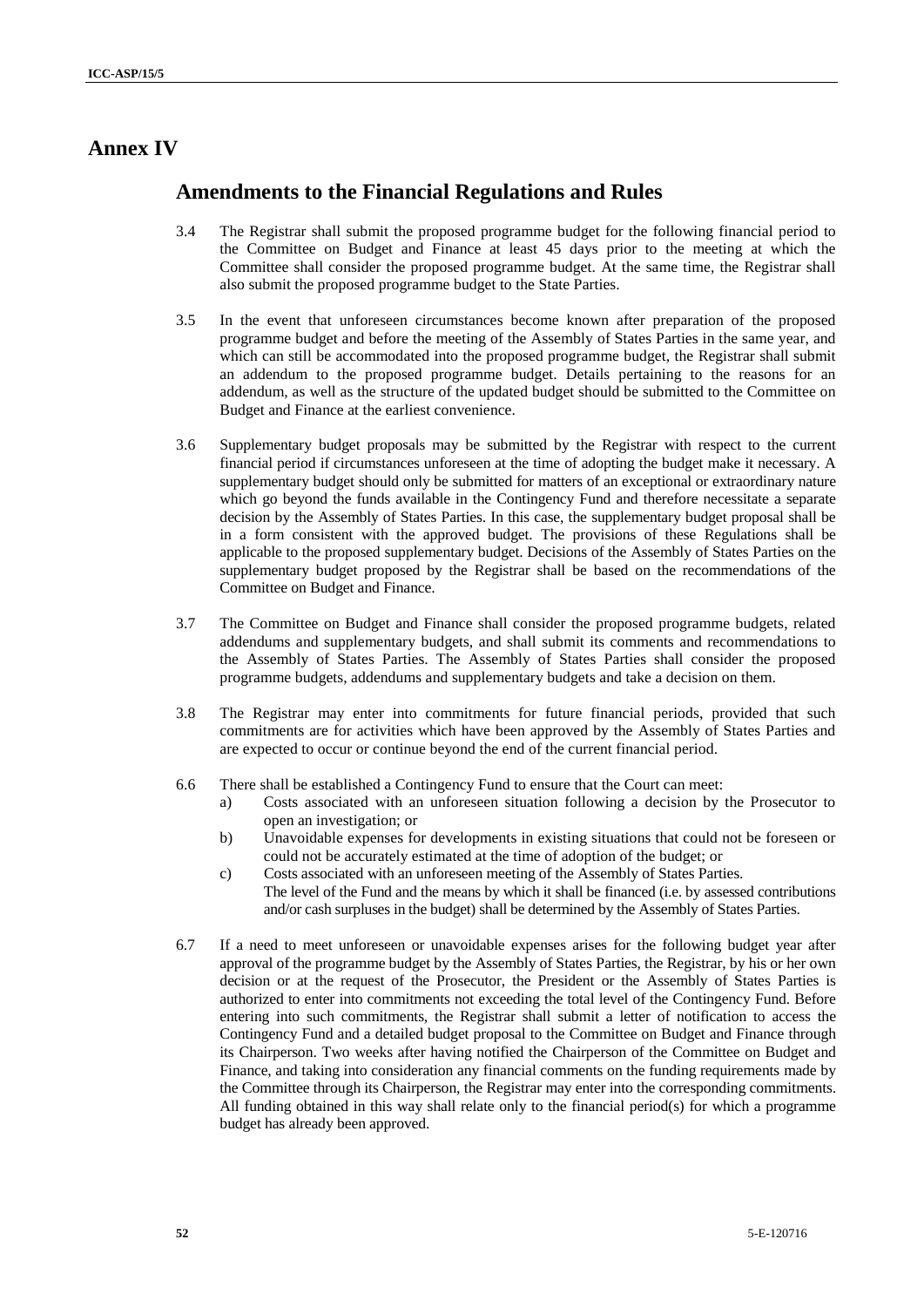# Annex IV

## Amendments to the Financial Regulations and Rules

3.4 The Registrar shall submit the proposed programme budget for the following financial period to the Committee on Budget and Finance at least 45 days prior to the meeting at which the Committee shall consider the proposed programme budget. At the same time, the Registrar shall also submit the proposed programme budget to the State Parties.

3.5 In the event that unforeseen circumstances become known after preparation of the proposed programme budget and before the meeting of the Assembly of States Parties in the same year, and which can still be accommodated into the proposed programme budget, the Registrar shall submit an addendum to the proposed programme budget. Details pertaining to the reasons for an addendum, as well as the structure of the updated budget should be submitted to the Committee on Budget and Finance at the earliest convenience.

3.6 Supplementary budget proposals may be submitted by the Registrar with respect to the current financial period if circumstances unforeseen at the time of adopting the budget make it necessary. A supplementary budget should only be submitted for matters of an exceptional or extraordinary nature which go beyond the funds available in the Contingency Fund and therefore necessitate a separate decision by the Assembly of States Parties. In this case, the supplementary budget proposal shall be in a form consistent with the approved budget. The provisions of these Regulations shall be applicable to the proposed supplementary budget. Decisions of the Assembly of States Parties on the supplementary budget proposed by the Registrar shall be based on the recommendations of the Committee on Budget and Finance.

3.7 The Committee on Budget and Finance shall consider the proposed programme budgets, related addendums and supplementary budgets, and shall submit its comments and recommendations to the Assembly of States Parties. The Assembly of States Parties shall consider the proposed programme budgets, addendums and supplementary budgets and take a decision on them.

3.8 The Registrar may enter into commitments for future financial periods, provided that such commitments are for activities which have been approved by the Assembly of States Parties and are expected to occur or continue beyond the end of the current financial period.

6.6 There shall be established a Contingency Fund to ensure that the Court can meet:

a) Costs associated with an unforeseen situation following a decision by the Prosecutor to open an investigation; or

b) Unavoidable expenses for developments in existing situations that could not be foreseen or could not be accurately estimated at the time of adoption of the budget; or

c) Costs associated with an unforeseen meeting of the Assembly of States Parties.

The level of the Fund and the means by which it shall be financed (i.e. by assessed contributions and/or cash surpluses in the budget) shall be determined by the Assembly of States Parties.

6.7 If a need to meet unforeseen or unavoidable expenses arises for the following budget year after approval of the programme budget by the Assembly of States Parties, the Registrar, by his or her own decision or at the request of the Prosecutor, the President or the Assembly of States Parties is authorized to enter into commitments not exceeding the total level of the Contingency Fund. Before entering into such commitments, the Registrar shall submit a letter of notification to access the Contingency Fund and a detailed budget proposal to the Committee on Budget and Finance through its Chairperson. Two weeks after having notified the Chairperson of the Committee on Budget and Finance, and taking into consideration any financial comments on the funding requirements made by the Committee through its Chairperson, the Registrar may enter into the corresponding commitments. All funding obtained in this way shall relate only to the financial period(s) for which a programme budget has already been approved.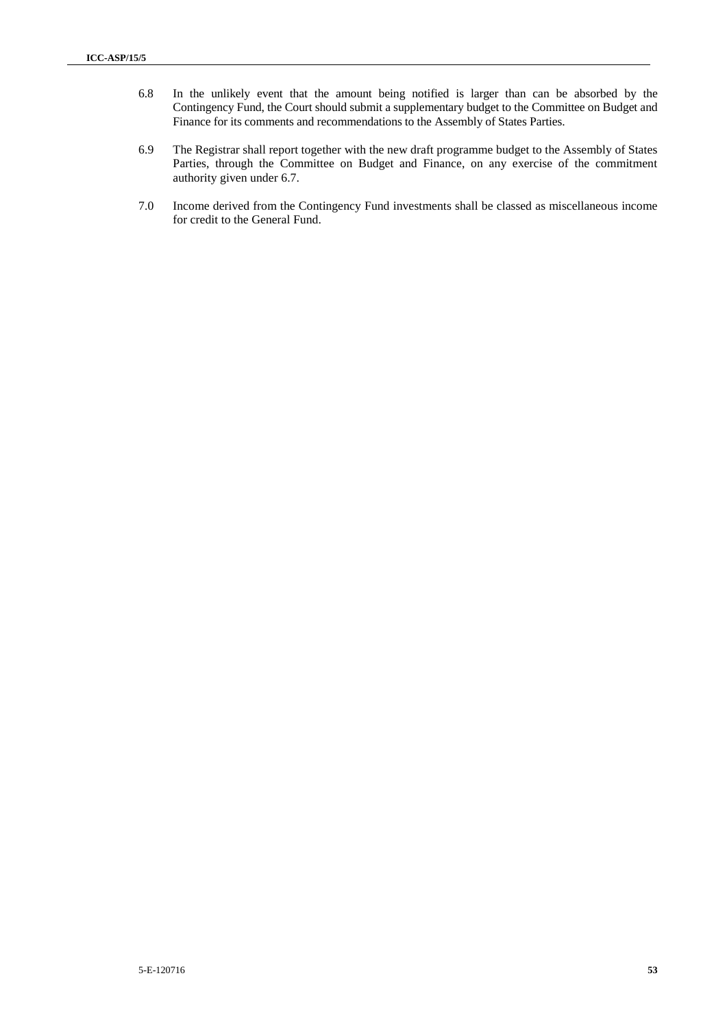6.8 In the unlikely event that the amount being notified is larger than can be absorbed by the Contingency Fund, the Court should submit a supplementary budget to the Committee on Budget and Finance for its comments and recommendations to the Assembly of States Parties.

6.9 The Registrar shall report together with the new draft programme budget to the Assembly of States Parties, through the Committee on Budget and Finance, on any exercise of the commitment authority given under 6.7.

7.0 Income derived from the Contingency Fund investments shall be classed as miscellaneous income for credit to the General Fund.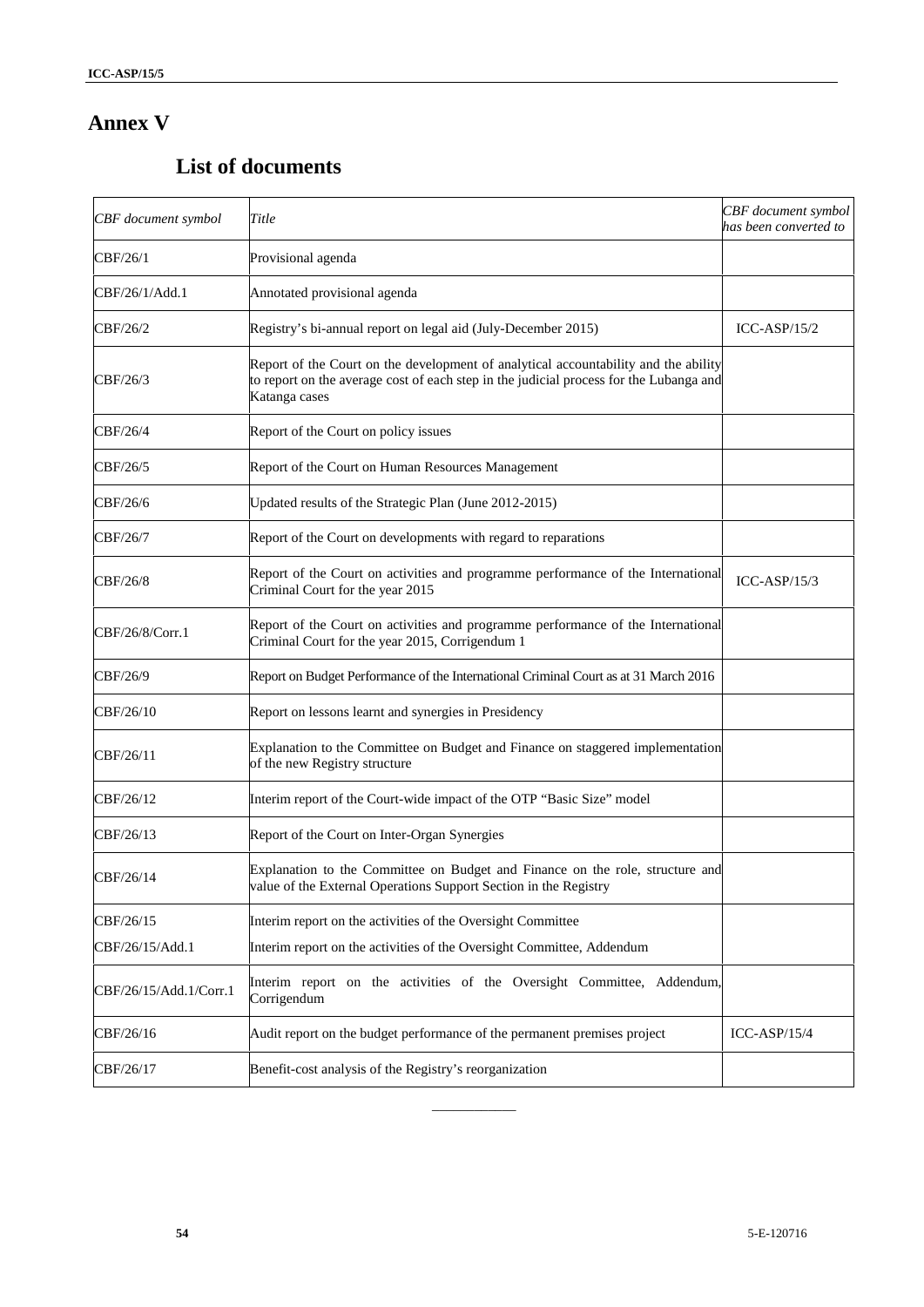# Annex V

## List of documents

| *CBF document symbol* | *Title* | *CBF document symbol has been converted to* |
|---|---|---|
| CBF/26/1 | Provisional agenda | |
| CBF/26/1/Add.1 | Annotated provisional agenda | |
| CBF/26/2 | Registry's bi-annual report on legal aid (July-December 2015) | ICC-ASP/15/2 |
| CBF/26/3 | Report of the Court on the development of analytical accountability and the ability to report on the average cost of each step in the judicial process for the Lubanga and Katanga cases | |
| CBF/26/4 | Report of the Court on policy issues | |
| CBF/26/5 | Report of the Court on Human Resources Management | |
| CBF/26/6 | Updated results of the Strategic Plan (June 2012-2015) | |
| CBF/26/7 | Report of the Court on developments with regard to reparations | |
| CBF/26/8 | Report of the Court on activities and programme performance of the International Criminal Court for the year 2015 | ICC-ASP/15/3 |
| CBF/26/8/Corr.1 | Report of the Court on activities and programme performance of the International Criminal Court for the year 2015, Corrigendum 1 | |
| CBF/26/9 | Report on Budget Performance of the International Criminal Court as at 31 March 2016 | |
| CBF/26/10 | Report on lessons learnt and synergies in Presidency | |
| CBF/26/11 | Explanation to the Committee on Budget and Finance on staggered implementation of the new Registry structure | |
| CBF/26/12 | Interim report of the Court-wide impact of the OTP "Basic Size" model | |
| CBF/26/13 | Report of the Court on Inter-Organ Synergies | |
| CBF/26/14 | Explanation to the Committee on Budget and Finance on the role, structure and value of the External Operations Support Section in the Registry | |
| CBF/26/15<br>CBF/26/15/Add.1 | Interim report on the activities of the Oversight Committee<br>Interim report on the activities of the Oversight Committee, Addendum | |
| CBF/26/15/Add.1/Corr.1 | Interim report on the activities of the Oversight Committee, Addendum, Corrigendum | |
| CBF/26/16 | Audit report on the budget performance of the permanent premises project | ICC-ASP/15/4 |
| CBF/26/17 | Benefit-cost analysis of the Registry's reorganization | |

____________